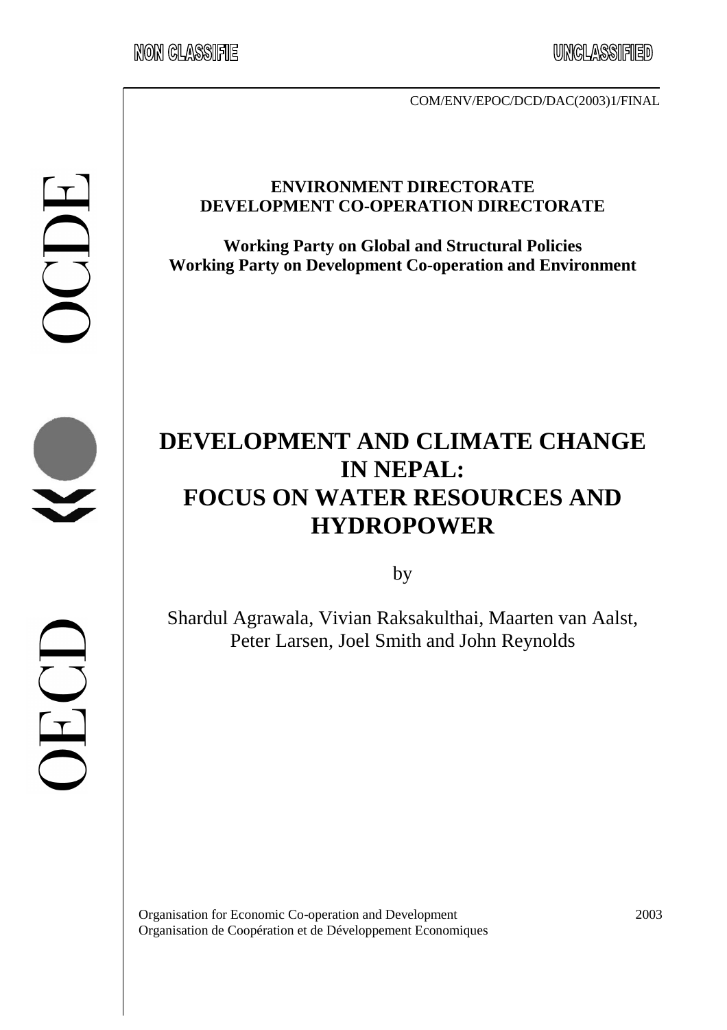NON CLASSIFIE

UNCLASSIFIED

COM/ENV/EPOC/DCD/DAC(2003)1/FINAL

**ENVIRONMENT DIRECTORATE**
**DEVELOPMENT CO-OPERATION DIRECTORATE**

**Working Party on Global and Structural Policies**
**Working Party on Development Co-operation and Environment**

# DEVELOPMENT AND CLIMATE CHANGE IN NEPAL: FOCUS ON WATER RESOURCES AND HYDROPOWER

by

Shardul Agrawala, Vivian Raksakulthai, Maarten van Aalst, Peter Larsen, Joel Smith and John Reynolds

Organisation for Economic Co-operation and Development
Organisation de Coopération et de Développement Economiques

2003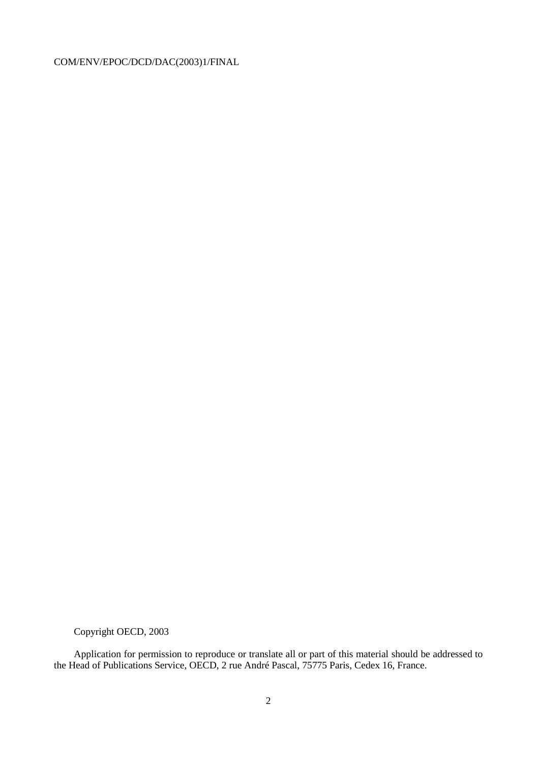Copyright OECD, 2003

Application for permission to reproduce or translate all or part of this material should be addressed to the Head of Publications Service, OECD, 2 rue André Pascal, 75775 Paris, Cedex 16, France.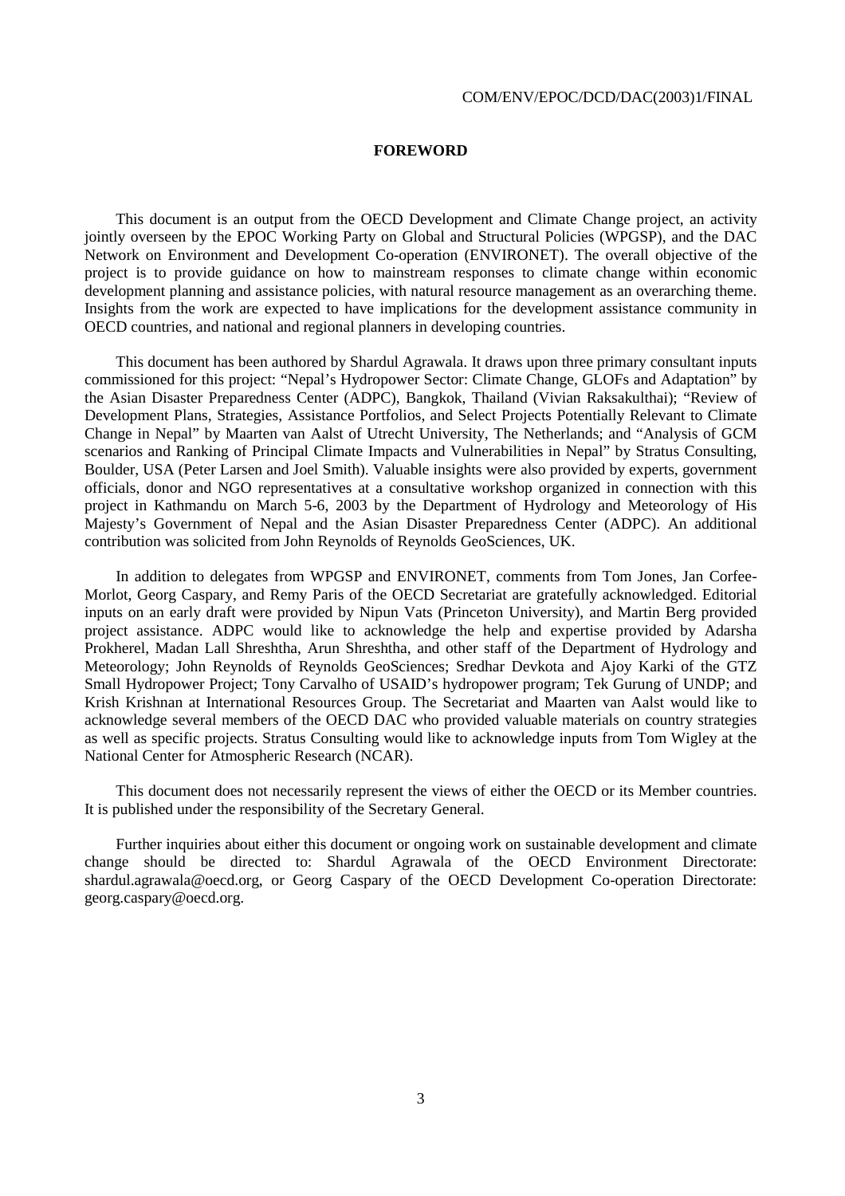# FOREWORD

This document is an output from the OECD Development and Climate Change project, an activity jointly overseen by the EPOC Working Party on Global and Structural Policies (WPGSP), and the DAC Network on Environment and Development Co-operation (ENVIRONET). The overall objective of the project is to provide guidance on how to mainstream responses to climate change within economic development planning and assistance policies, with natural resource management as an overarching theme. Insights from the work are expected to have implications for the development assistance community in OECD countries, and national and regional planners in developing countries.

This document has been authored by Shardul Agrawala. It draws upon three primary consultant inputs commissioned for this project: "Nepal's Hydropower Sector: Climate Change, GLOFs and Adaptation" by the Asian Disaster Preparedness Center (ADPC), Bangkok, Thailand (Vivian Raksakulthai); "Review of Development Plans, Strategies, Assistance Portfolios, and Select Projects Potentially Relevant to Climate Change in Nepal" by Maarten van Aalst of Utrecht University, The Netherlands; and "Analysis of GCM scenarios and Ranking of Principal Climate Impacts and Vulnerabilities in Nepal" by Stratus Consulting, Boulder, USA (Peter Larsen and Joel Smith). Valuable insights were also provided by experts, government officials, donor and NGO representatives at a consultative workshop organized in connection with this project in Kathmandu on March 5-6, 2003 by the Department of Hydrology and Meteorology of His Majesty's Government of Nepal and the Asian Disaster Preparedness Center (ADPC). An additional contribution was solicited from John Reynolds of Reynolds GeoSciences, UK.

In addition to delegates from WPGSP and ENVIRONET, comments from Tom Jones, Jan Corfee-Morlot, Georg Caspary, and Remy Paris of the OECD Secretariat are gratefully acknowledged. Editorial inputs on an early draft were provided by Nipun Vats (Princeton University), and Martin Berg provided project assistance. ADPC would like to acknowledge the help and expertise provided by Adarsha Prokherel, Madan Lall Shreshtha, Arun Shreshtha, and other staff of the Department of Hydrology and Meteorology; John Reynolds of Reynolds GeoSciences; Sredhar Devkota and Ajoy Karki of the GTZ Small Hydropower Project; Tony Carvalho of USAID's hydropower program; Tek Gurung of UNDP; and Krish Krishnan at International Resources Group. The Secretariat and Maarten van Aalst would like to acknowledge several members of the OECD DAC who provided valuable materials on country strategies as well as specific projects. Stratus Consulting would like to acknowledge inputs from Tom Wigley at the National Center for Atmospheric Research (NCAR).

This document does not necessarily represent the views of either the OECD or its Member countries. It is published under the responsibility of the Secretary General.

Further inquiries about either this document or ongoing work on sustainable development and climate change should be directed to: Shardul Agrawala of the OECD Environment Directorate: shardul.agrawala@oecd.org, or Georg Caspary of the OECD Development Co-operation Directorate: georg.caspary@oecd.org.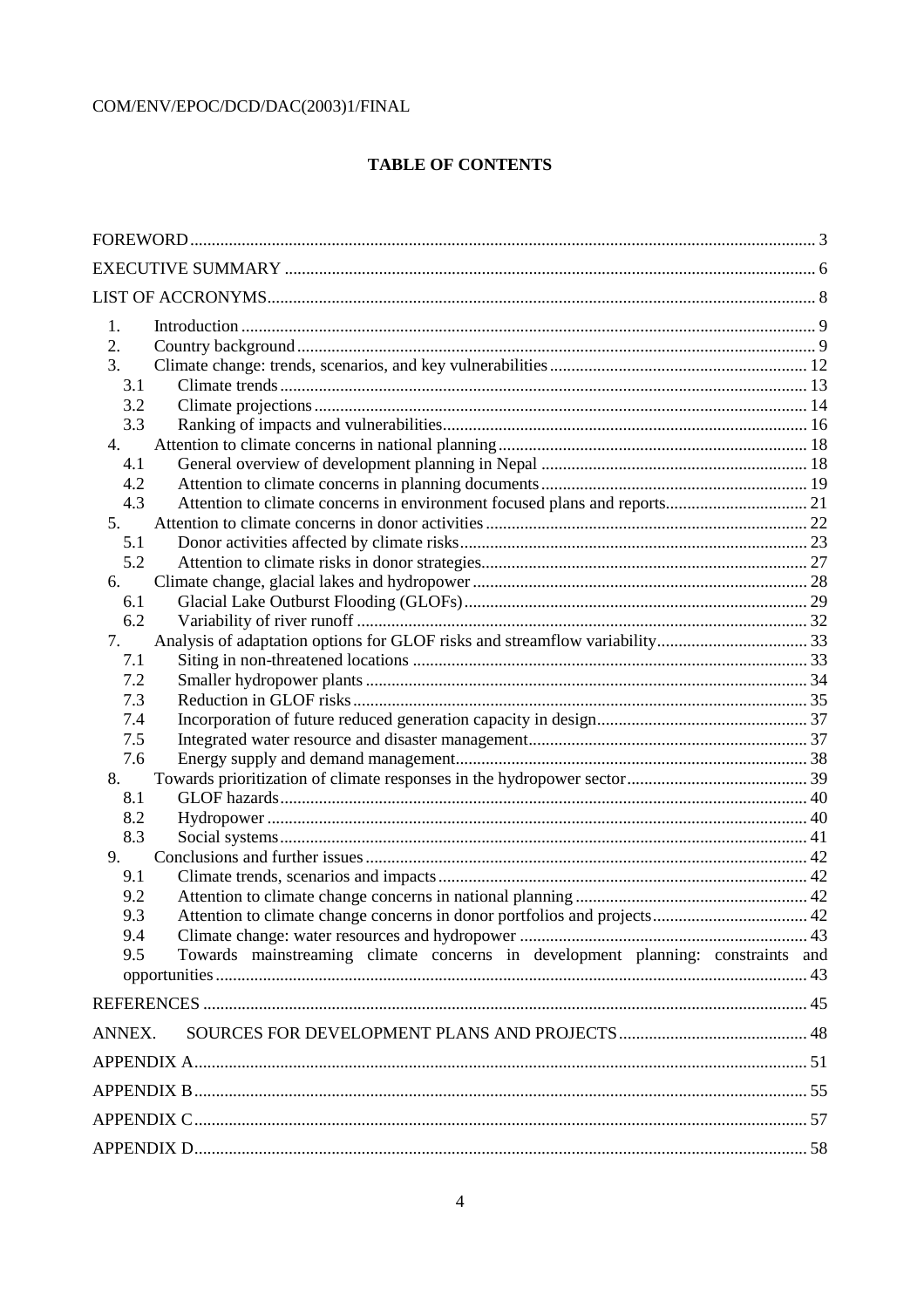COM/ENV/EPOC/DCD/DAC(2003)1/FINAL

## TABLE OF CONTENTS

FOREWORD ... 3

EXECUTIVE SUMMARY ... 6

LIST OF ACCRONYMS ... 8

1. Introduction ... 9
2. Country background ... 9
3. Climate change: trends, scenarios, and key vulnerabilities ... 12
   - 3.1 Climate trends ... 13
   - 3.2 Climate projections ... 14
   - 3.3 Ranking of impacts and vulnerabilities ... 16
4. Attention to climate concerns in national planning ... 18
   - 4.1 General overview of development planning in Nepal ... 18
   - 4.2 Attention to climate concerns in planning documents ... 19
   - 4.3 Attention to climate concerns in environment focused plans and reports ... 21
5. Attention to climate concerns in donor activities ... 22
   - 5.1 Donor activities affected by climate risks ... 23
   - 5.2 Attention to climate risks in donor strategies ... 27
6. Climate change, glacial lakes and hydropower ... 28
   - 6.1 Glacial Lake Outburst Flooding (GLOFs) ... 29
   - 6.2 Variability of river runoff ... 32
7. Analysis of adaptation options for GLOF risks and streamflow variability ... 33
   - 7.1 Siting in non-threatened locations ... 33
   - 7.2 Smaller hydropower plants ... 34
   - 7.3 Reduction in GLOF risks ... 35
   - 7.4 Incorporation of future reduced generation capacity in design ... 37
   - 7.5 Integrated water resource and disaster management ... 37
   - 7.6 Energy supply and demand management ... 38
8. Towards prioritization of climate responses in the hydropower sector ... 39
   - 8.1 GLOF hazards ... 40
   - 8.2 Hydropower ... 40
   - 8.3 Social systems ... 41
9. Conclusions and further issues ... 42
   - 9.1 Climate trends, scenarios and impacts ... 42
   - 9.2 Attention to climate change concerns in national planning ... 42
   - 9.3 Attention to climate change concerns in donor portfolios and projects ... 42
   - 9.4 Climate change: water resources and hydropower ... 43
   - 9.5 Towards mainstreaming climate concerns in development planning: constraints and opportunities ... 43

REFERENCES ... 45

ANNEX. SOURCES FOR DEVELOPMENT PLANS AND PROJECTS ... 48

APPENDIX A ... 51

APPENDIX B ... 55

APPENDIX C ... 57

APPENDIX D ... 58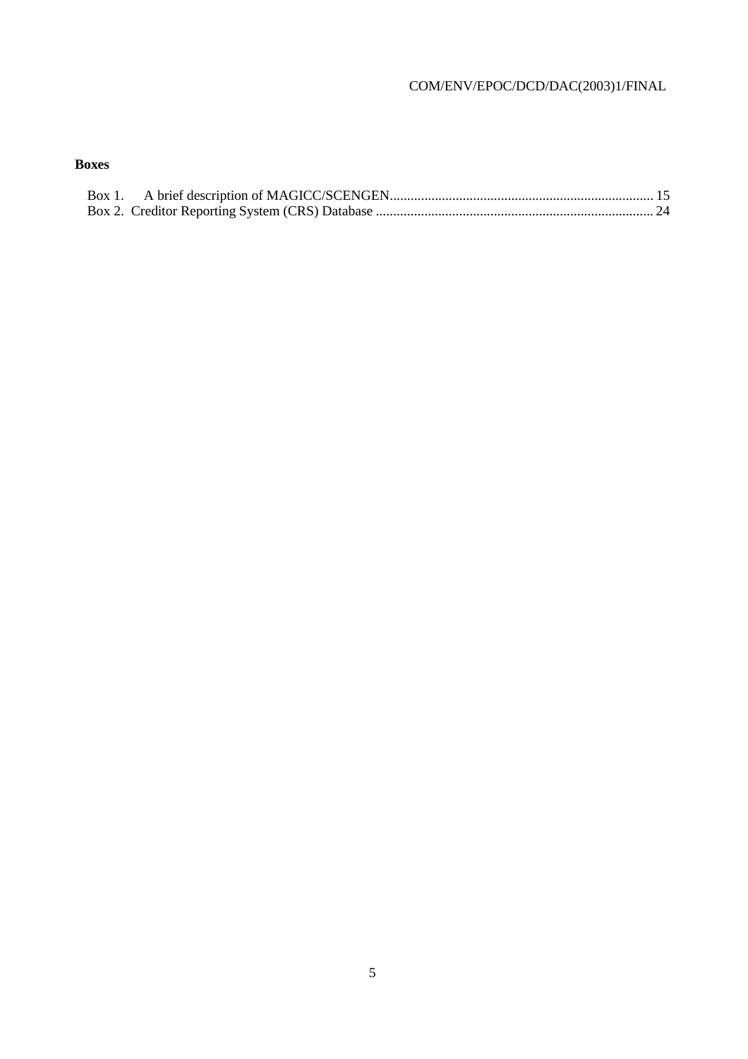**Boxes**

Box 1. A brief description of MAGICC/SCENGEN.......................................................................... 15
Box 2. Creditor Reporting System (CRS) Database ............................................................................... 24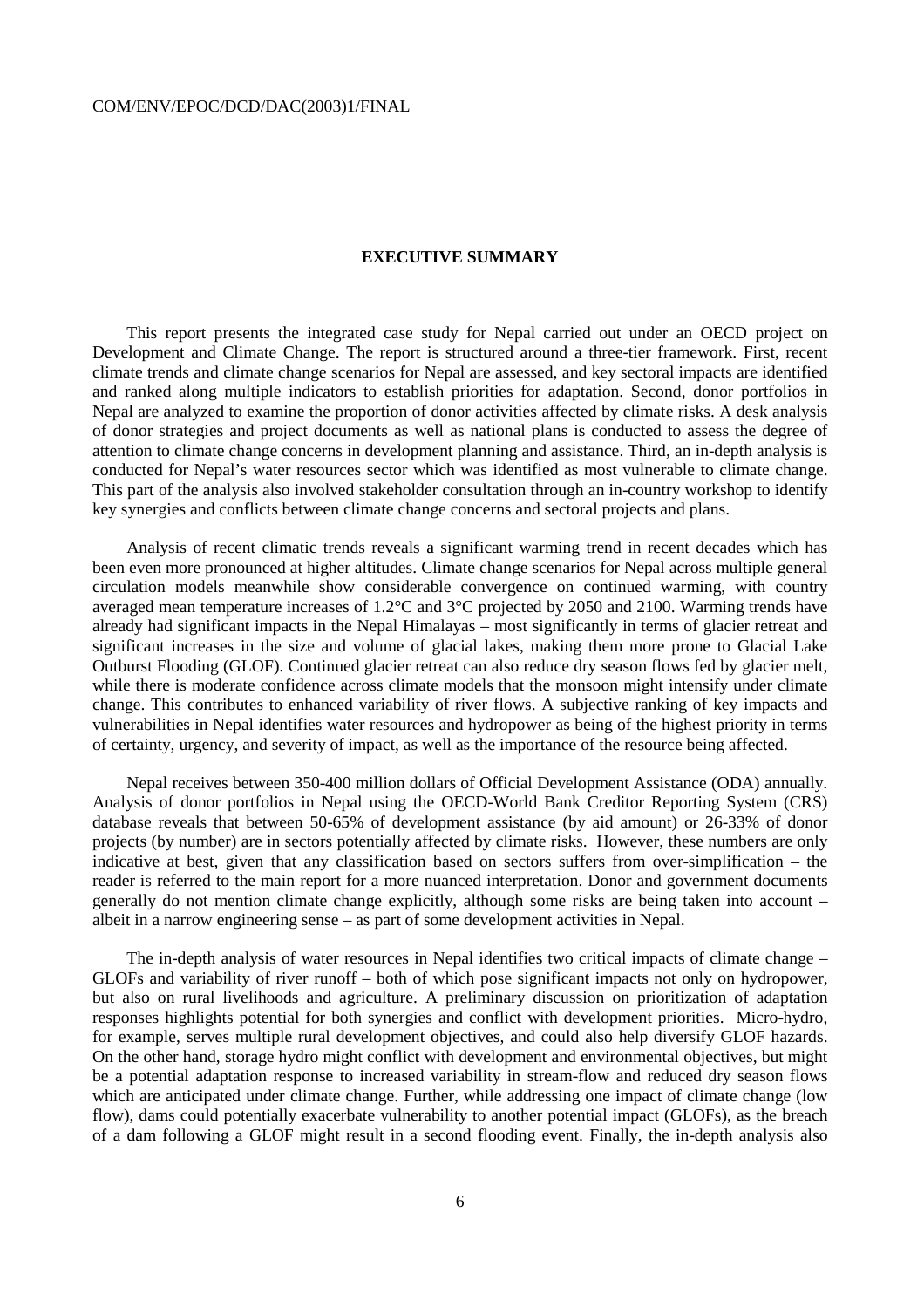## EXECUTIVE SUMMARY

This report presents the integrated case study for Nepal carried out under an OECD project on Development and Climate Change. The report is structured around a three-tier framework. First, recent climate trends and climate change scenarios for Nepal are assessed, and key sectoral impacts are identified and ranked along multiple indicators to establish priorities for adaptation. Second, donor portfolios in Nepal are analyzed to examine the proportion of donor activities affected by climate risks. A desk analysis of donor strategies and project documents as well as national plans is conducted to assess the degree of attention to climate change concerns in development planning and assistance. Third, an in-depth analysis is conducted for Nepal's water resources sector which was identified as most vulnerable to climate change. This part of the analysis also involved stakeholder consultation through an in-country workshop to identify key synergies and conflicts between climate change concerns and sectoral projects and plans.

Analysis of recent climatic trends reveals a significant warming trend in recent decades which has been even more pronounced at higher altitudes. Climate change scenarios for Nepal across multiple general circulation models meanwhile show considerable convergence on continued warming, with country averaged mean temperature increases of 1.2°C and 3°C projected by 2050 and 2100. Warming trends have already had significant impacts in the Nepal Himalayas – most significantly in terms of glacier retreat and significant increases in the size and volume of glacial lakes, making them more prone to Glacial Lake Outburst Flooding (GLOF). Continued glacier retreat can also reduce dry season flows fed by glacier melt, while there is moderate confidence across climate models that the monsoon might intensify under climate change. This contributes to enhanced variability of river flows. A subjective ranking of key impacts and vulnerabilities in Nepal identifies water resources and hydropower as being of the highest priority in terms of certainty, urgency, and severity of impact, as well as the importance of the resource being affected.

Nepal receives between 350-400 million dollars of Official Development Assistance (ODA) annually. Analysis of donor portfolios in Nepal using the OECD-World Bank Creditor Reporting System (CRS) database reveals that between 50-65% of development assistance (by aid amount) or 26-33% of donor projects (by number) are in sectors potentially affected by climate risks. However, these numbers are only indicative at best, given that any classification based on sectors suffers from over-simplification – the reader is referred to the main report for a more nuanced interpretation. Donor and government documents generally do not mention climate change explicitly, although some risks are being taken into account – albeit in a narrow engineering sense – as part of some development activities in Nepal.

The in-depth analysis of water resources in Nepal identifies two critical impacts of climate change – GLOFs and variability of river runoff – both of which pose significant impacts not only on hydropower, but also on rural livelihoods and agriculture. A preliminary discussion on prioritization of adaptation responses highlights potential for both synergies and conflict with development priorities. Micro-hydro, for example, serves multiple rural development objectives, and could also help diversify GLOF hazards. On the other hand, storage hydro might conflict with development and environmental objectives, but might be a potential adaptation response to increased variability in stream-flow and reduced dry season flows which are anticipated under climate change. Further, while addressing one impact of climate change (low flow), dams could potentially exacerbate vulnerability to another potential impact (GLOFs), as the breach of a dam following a GLOF might result in a second flooding event. Finally, the in-depth analysis also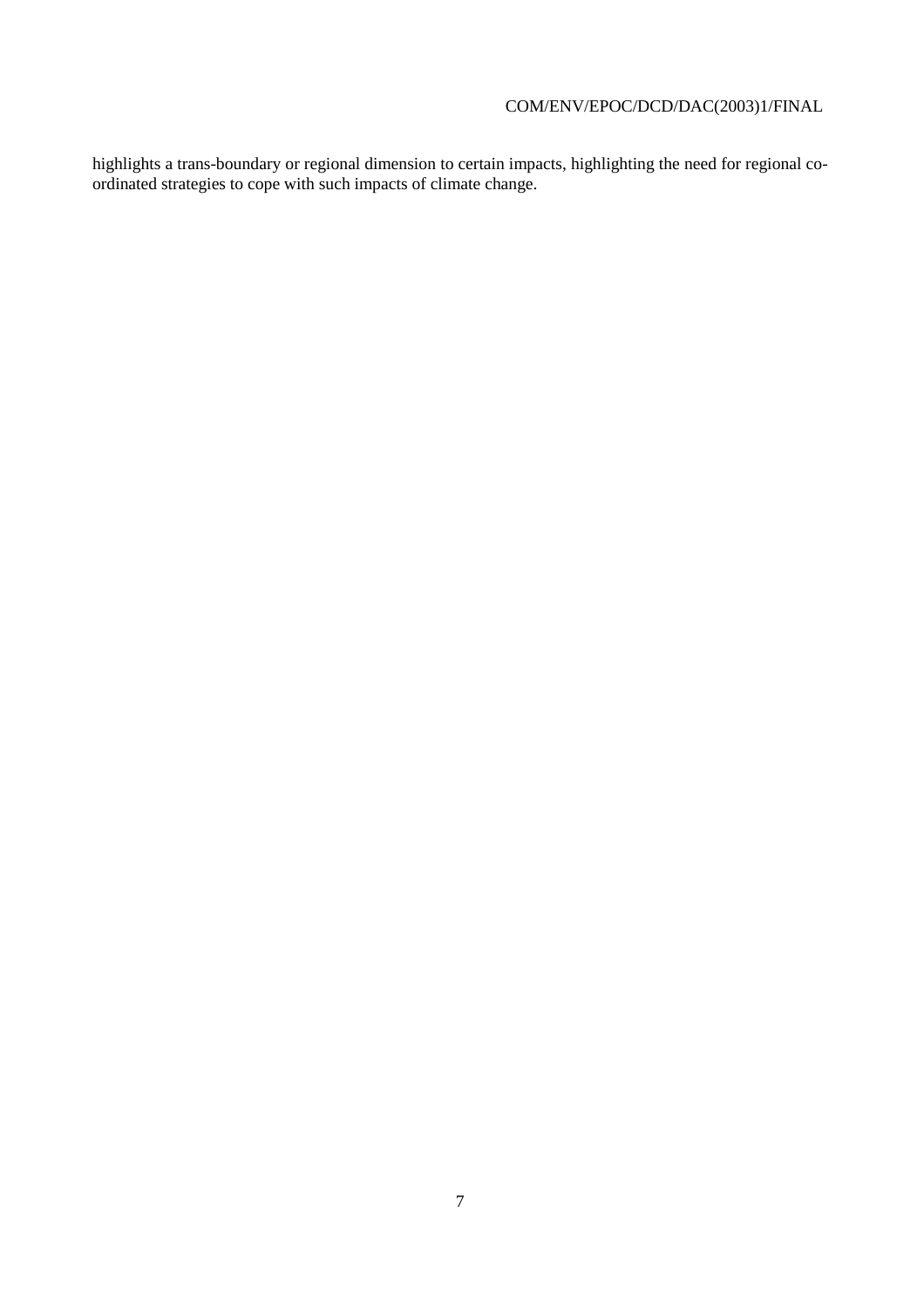highlights a trans-boundary or regional dimension to certain impacts, highlighting the need for regional co-ordinated strategies to cope with such impacts of climate change.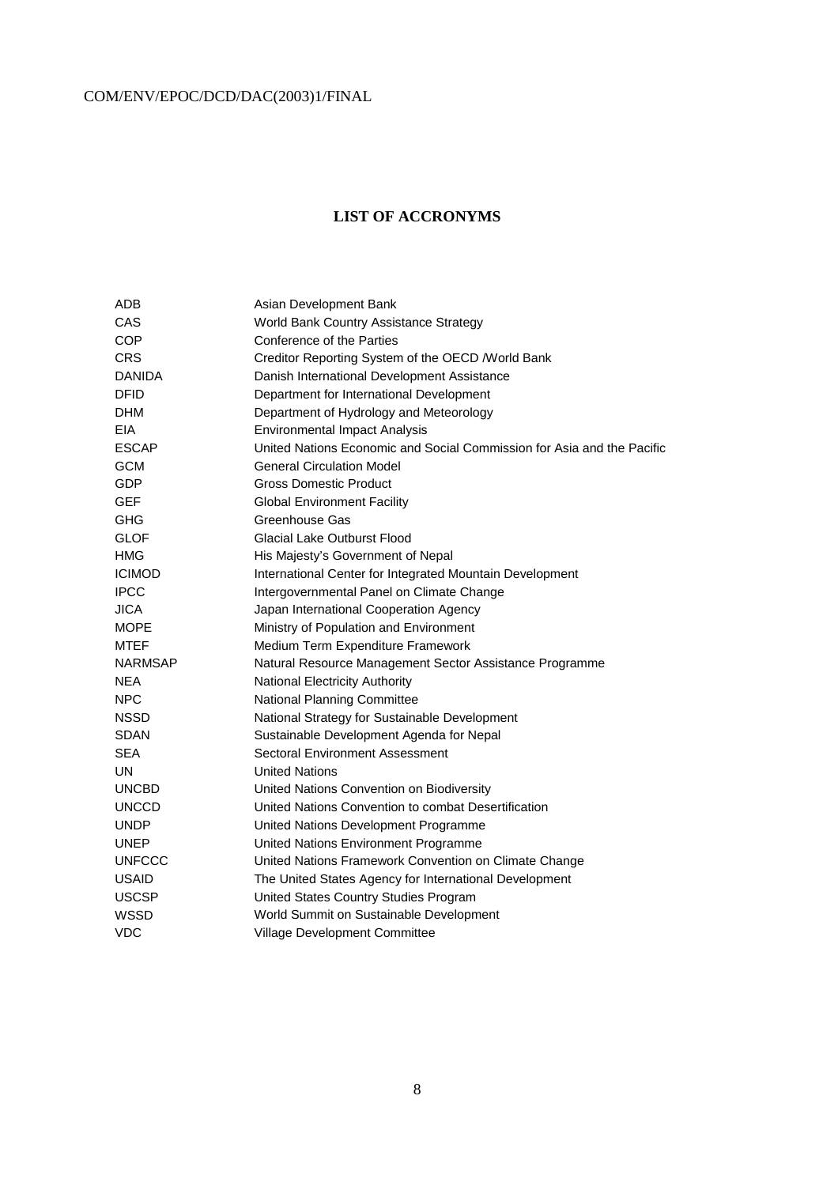## LIST OF ACCRONYMS

| | |
|---|---|
| ADB | Asian Development Bank |
| CAS | World Bank Country Assistance Strategy |
| COP | Conference of the Parties |
| CRS | Creditor Reporting System of the OECD /World Bank |
| DANIDA | Danish International Development Assistance |
| DFID | Department for International Development |
| DHM | Department of Hydrology and Meteorology |
| EIA | Environmental Impact Analysis |
| ESCAP | United Nations Economic and Social Commission for Asia and the Pacific |
| GCM | General Circulation Model |
| GDP | Gross Domestic Product |
| GEF | Global Environment Facility |
| GHG | Greenhouse Gas |
| GLOF | Glacial Lake Outburst Flood |
| HMG | His Majesty's Government of Nepal |
| ICIMOD | International Center for Integrated Mountain Development |
| IPCC | Intergovernmental Panel on Climate Change |
| JICA | Japan International Cooperation Agency |
| MOPE | Ministry of Population and Environment |
| MTEF | Medium Term Expenditure Framework |
| NARMSAP | Natural Resource Management Sector Assistance Programme |
| NEA | National Electricity Authority |
| NPC | National Planning Committee |
| NSSD | National Strategy for Sustainable Development |
| SDAN | Sustainable Development Agenda for Nepal |
| SEA | Sectoral Environment Assessment |
| UN | United Nations |
| UNCBD | United Nations Convention on Biodiversity |
| UNCCD | United Nations Convention to combat Desertification |
| UNDP | United Nations Development Programme |
| UNEP | United Nations Environment Programme |
| UNFCCC | United Nations Framework Convention on Climate Change |
| USAID | The United States Agency for International Development |
| USCSP | United States Country Studies Program |
| WSSD | World Summit on Sustainable Development |
| VDC | Village Development Committee |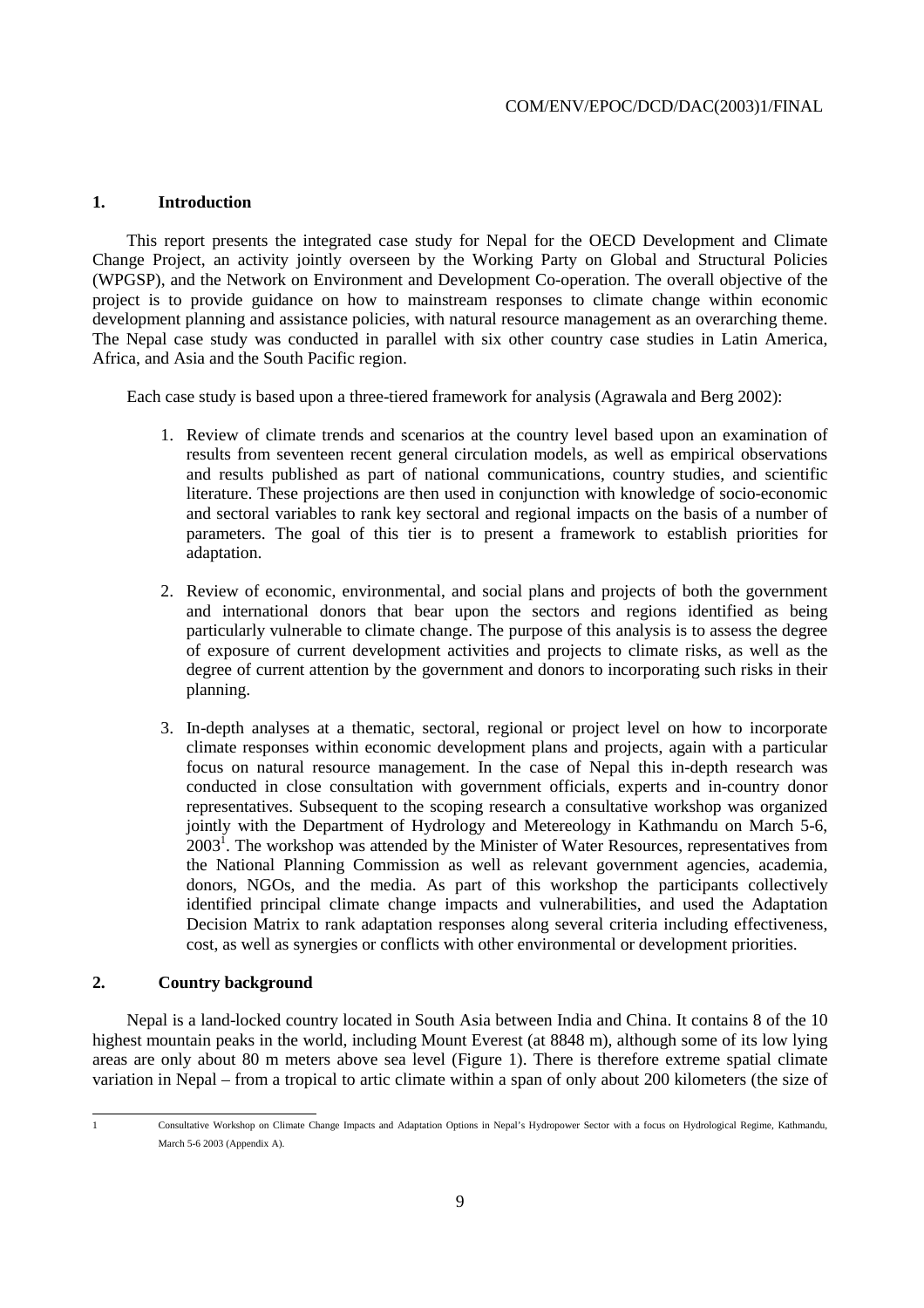## 1. Introduction

This report presents the integrated case study for Nepal for the OECD Development and Climate Change Project, an activity jointly overseen by the Working Party on Global and Structural Policies (WPGSP), and the Network on Environment and Development Co-operation. The overall objective of the project is to provide guidance on how to mainstream responses to climate change within economic development planning and assistance policies, with natural resource management as an overarching theme. The Nepal case study was conducted in parallel with six other country case studies in Latin America, Africa, and Asia and the South Pacific region.

Each case study is based upon a three-tiered framework for analysis (Agrawala and Berg 2002):

1. Review of climate trends and scenarios at the country level based upon an examination of results from seventeen recent general circulation models, as well as empirical observations and results published as part of national communications, country studies, and scientific literature. These projections are then used in conjunction with knowledge of socio-economic and sectoral variables to rank key sectoral and regional impacts on the basis of a number of parameters. The goal of this tier is to present a framework to establish priorities for adaptation.

2. Review of economic, environmental, and social plans and projects of both the government and international donors that bear upon the sectors and regions identified as being particularly vulnerable to climate change. The purpose of this analysis is to assess the degree of exposure of current development activities and projects to climate risks, as well as the degree of current attention by the government and donors to incorporating such risks in their planning.

3. In-depth analyses at a thematic, sectoral, regional or project level on how to incorporate climate responses within economic development plans and projects, again with a particular focus on natural resource management. In the case of Nepal this in-depth research was conducted in close consultation with government officials, experts and in-country donor representatives. Subsequent to the scoping research a consultative workshop was organized jointly with the Department of Hydrology and Metereology in Kathmandu on March 5-6, 2003[1]. The workshop was attended by the Minister of Water Resources, representatives from the National Planning Commission as well as relevant government agencies, academia, donors, NGOs, and the media. As part of this workshop the participants collectively identified principal climate change impacts and vulnerabilities, and used the Adaptation Decision Matrix to rank adaptation responses along several criteria including effectiveness, cost, as well as synergies or conflicts with other environmental or development priorities.

## 2. Country background

Nepal is a land-locked country located in South Asia between India and China. It contains 8 of the 10 highest mountain peaks in the world, including Mount Everest (at 8848 m), although some of its low lying areas are only about 80 m meters above sea level (Figure 1). There is therefore extreme spatial climate variation in Nepal – from a tropical to artic climate within a span of only about 200 kilometers (the size of

---

[1] Consultative Workshop on Climate Change Impacts and Adaptation Options in Nepal's Hydropower Sector with a focus on Hydrological Regime, Kathmandu, March 5-6 2003 (Appendix A).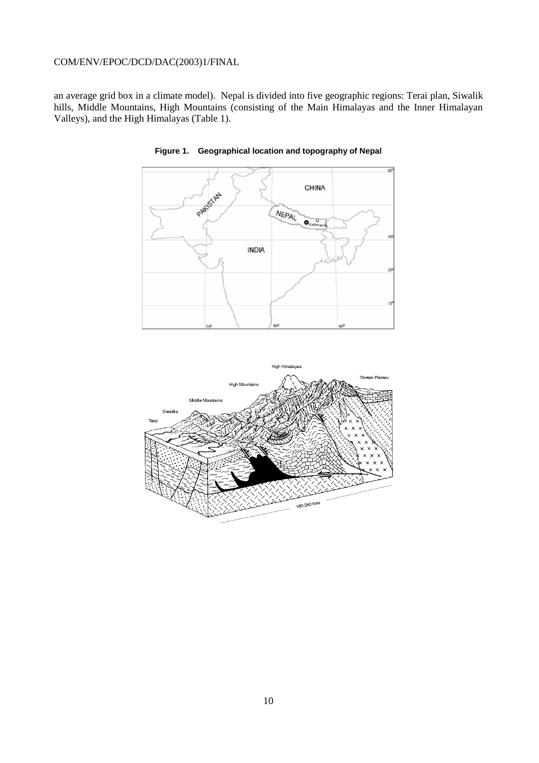an average grid box in a climate model). Nepal is divided into five geographic regions: Terai plan, Siwalik hills, Middle Mountains, High Mountains (consisting of the Main Himalayas and the Inner Himalayan Valleys), and the High Himalayas (Table 1).

**Figure 1. Geographical location and topography of Nepal**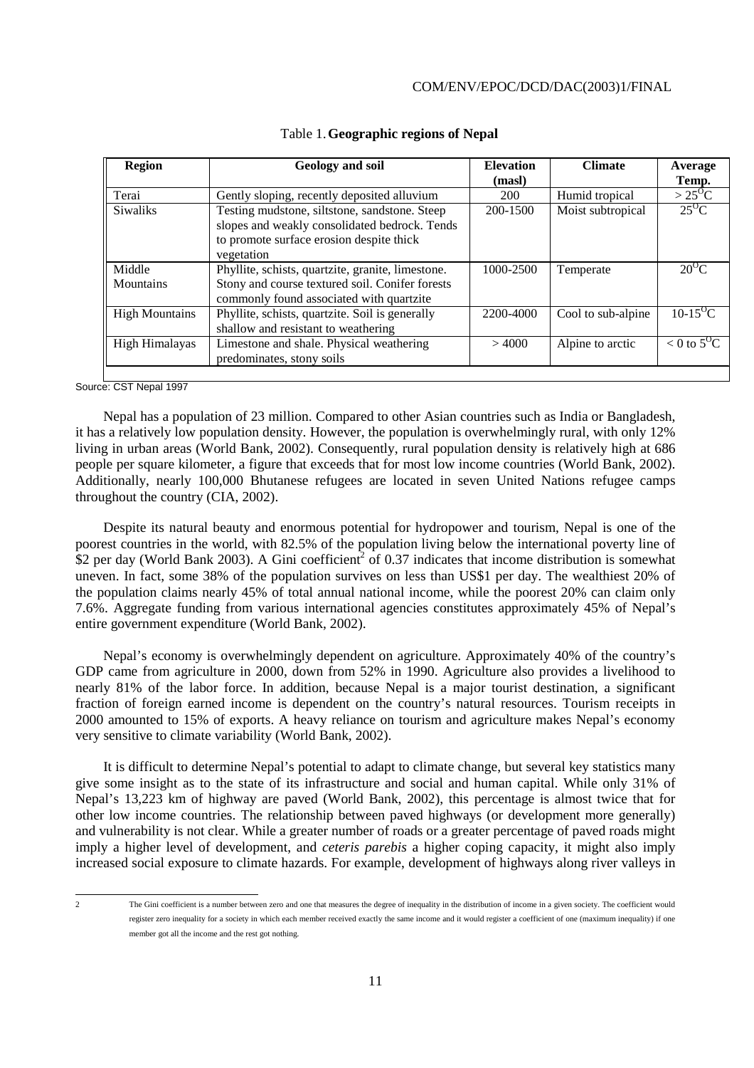Table 1. **Geographic regions of Nepal**

| Region | Geology and soil | Elevation (masl) | Climate | Average Temp. |
|---|---|---|---|---|
| Terai | Gently sloping, recently deposited alluvium | 200 | Humid tropical | > 25$^{O}$C |
| Siwaliks | Testing mudstone, siltstone, sandstone. Steep slopes and weakly consolidated bedrock. Tends to promote surface erosion despite thick vegetation | 200-1500 | Moist subtropical | 25$^{O}$C |
| Middle Mountains | Phyllite, schists, quartzite, granite, limestone. Stony and course textured soil. Conifer forests commonly found associated with quartzite | 1000-2500 | Temperate | 20$^{O}$C |
| High Mountains | Phyllite, schists, quartzite. Soil is generally shallow and resistant to weathering | 2200-4000 | Cool to sub-alpine | 10-15$^{O}$C |
| High Himalayas | Limestone and shale. Physical weathering predominates, stony soils | > 4000 | Alpine to arctic | < 0 to 5$^{O}$C |

Source: CST Nepal 1997

Nepal has a population of 23 million. Compared to other Asian countries such as India or Bangladesh, it has a relatively low population density. However, the population is overwhelmingly rural, with only 12% living in urban areas (World Bank, 2002). Consequently, rural population density is relatively high at 686 people per square kilometer, a figure that exceeds that for most low income countries (World Bank, 2002). Additionally, nearly 100,000 Bhutanese refugees are located in seven United Nations refugee camps throughout the country (CIA, 2002).

Despite its natural beauty and enormous potential for hydropower and tourism, Nepal is one of the poorest countries in the world, with 82.5% of the population living below the international poverty line of $2 per day (World Bank 2003). A Gini coefficient[2] of 0.37 indicates that income distribution is somewhat uneven. In fact, some 38% of the population survives on less than US$1 per day. The wealthiest 20% of the population claims nearly 45% of total annual national income, while the poorest 20% can claim only 7.6%. Aggregate funding from various international agencies constitutes approximately 45% of Nepal's entire government expenditure (World Bank, 2002).

Nepal's economy is overwhelmingly dependent on agriculture. Approximately 40% of the country's GDP came from agriculture in 2000, down from 52% in 1990. Agriculture also provides a livelihood to nearly 81% of the labor force. In addition, because Nepal is a major tourist destination, a significant fraction of foreign earned income is dependent on the country's natural resources. Tourism receipts in 2000 amounted to 15% of exports. A heavy reliance on tourism and agriculture makes Nepal's economy very sensitive to climate variability (World Bank, 2002).

It is difficult to determine Nepal's potential to adapt to climate change, but several key statistics many give some insight as to the state of its infrastructure and social and human capital. While only 31% of Nepal's 13,223 km of highway are paved (World Bank, 2002), this percentage is almost twice that for other low income countries. The relationship between paved highways (or development more generally) and vulnerability is not clear. While a greater number of roads or a greater percentage of paved roads might imply a higher level of development, and *ceteris parebis* a higher coping capacity, it might also imply increased social exposure to climate hazards. For example, development of highways along river valleys in

[2] The Gini coefficient is a number between zero and one that measures the degree of inequality in the distribution of income in a given society. The coefficient would register zero inequality for a society in which each member received exactly the same income and it would register a coefficient of one (maximum inequality) if one member got all the income and the rest got nothing.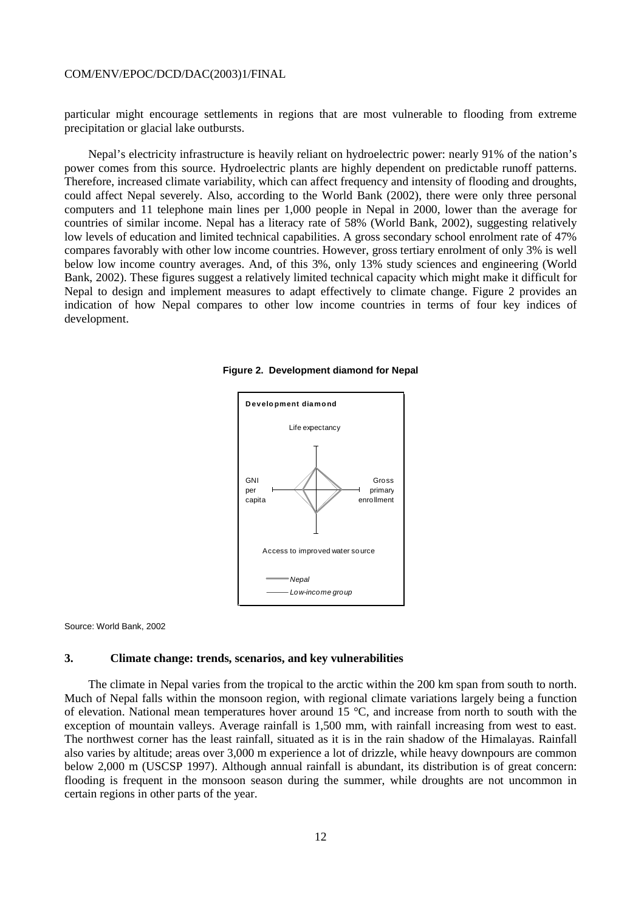particular might encourage settlements in regions that are most vulnerable to flooding from extreme precipitation or glacial lake outbursts.

Nepal's electricity infrastructure is heavily reliant on hydroelectric power: nearly 91% of the nation's power comes from this source. Hydroelectric plants are highly dependent on predictable runoff patterns. Therefore, increased climate variability, which can affect frequency and intensity of flooding and droughts, could affect Nepal severely. Also, according to the World Bank (2002), there were only three personal computers and 11 telephone main lines per 1,000 people in Nepal in 2000, lower than the average for countries of similar income. Nepal has a literacy rate of 58% (World Bank, 2002), suggesting relatively low levels of education and limited technical capabilities. A gross secondary school enrolment rate of 47% compares favorably with other low income countries. However, gross tertiary enrolment of only 3% is well below low income country averages. And, of this 3%, only 13% study sciences and engineering (World Bank, 2002). These figures suggest a relatively limited technical capacity which might make it difficult for Nepal to design and implement measures to adapt effectively to climate change. Figure 2 provides an indication of how Nepal compares to other low income countries in terms of four key indices of development.

**Figure 2. Development diamond for Nepal**

**Development diamond**

Life expectancy

GNI per capita

Gross primary enrollment

Access to improved water source

*Nepal*

*Low-income group*

Source: World Bank, 2002

## 3. Climate change: trends, scenarios, and key vulnerabilities

The climate in Nepal varies from the tropical to the arctic within the 200 km span from south to north. Much of Nepal falls within the monsoon region, with regional climate variations largely being a function of elevation. National mean temperatures hover around 15 °C, and increase from north to south with the exception of mountain valleys. Average rainfall is 1,500 mm, with rainfall increasing from west to east. The northwest corner has the least rainfall, situated as it is in the rain shadow of the Himalayas. Rainfall also varies by altitude; areas over 3,000 m experience a lot of drizzle, while heavy downpours are common below 2,000 m (USCSP 1997). Although annual rainfall is abundant, its distribution is of great concern: flooding is frequent in the monsoon season during the summer, while droughts are not uncommon in certain regions in other parts of the year.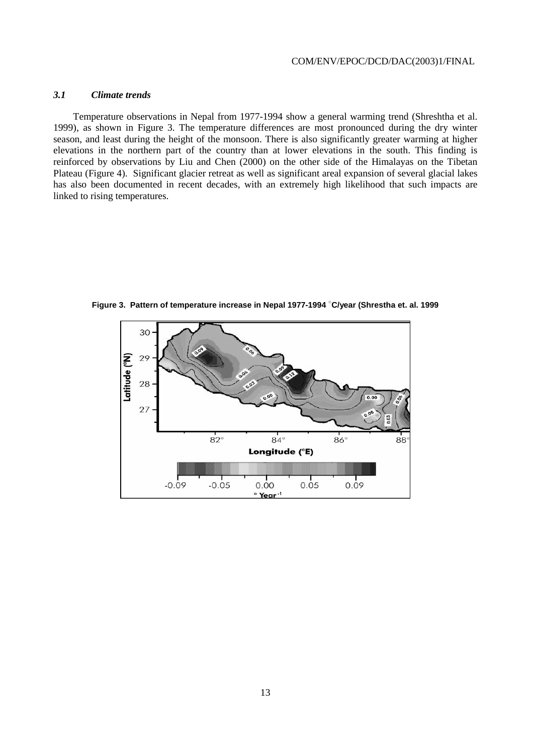### *3.1 Climate trends*

Temperature observations in Nepal from 1977-1994 show a general warming trend (Shreshtha et al. 1999), as shown in Figure 3. The temperature differences are most pronounced during the dry winter season, and least during the height of the monsoon. There is also significantly greater warming at higher elevations in the northern part of the country than at lower elevations in the south. This finding is reinforced by observations by Liu and Chen (2000) on the other side of the Himalayas on the Tibetan Plateau (Figure 4). Significant glacier retreat as well as significant areal expansion of several glacial lakes has also been documented in recent decades, with an extremely high likelihood that such impacts are linked to rising temperatures.

**Figure 3. Pattern of temperature increase in Nepal 1977-1994 °C/year (Shrestha et. al. 1999**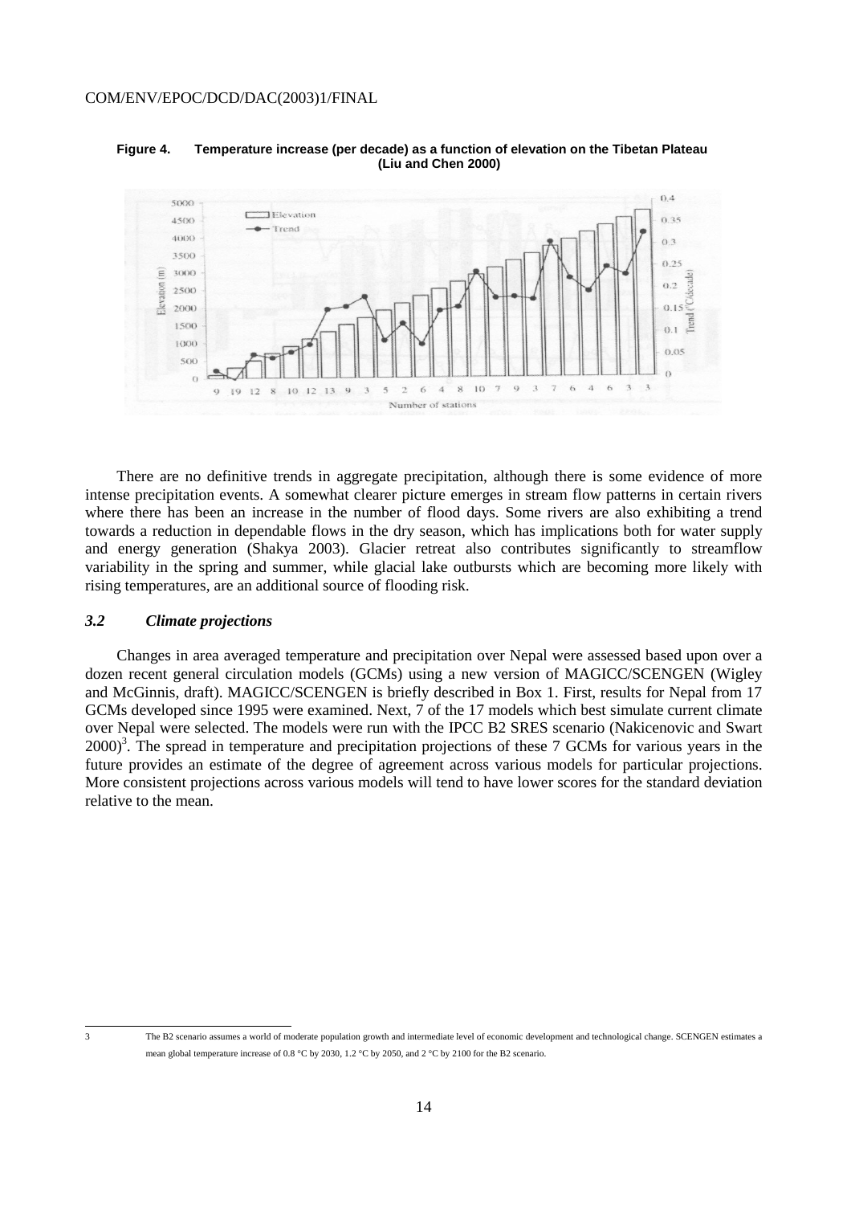**Figure 4. Temperature increase (per decade) as a function of elevation on the Tibetan Plateau (Liu and Chen 2000)**

There are no definitive trends in aggregate precipitation, although there is some evidence of more intense precipitation events. A somewhat clearer picture emerges in stream flow patterns in certain rivers where there has been an increase in the number of flood days. Some rivers are also exhibiting a trend towards a reduction in dependable flows in the dry season, which has implications both for water supply and energy generation (Shakya 2003). Glacier retreat also contributes significantly to streamflow variability in the spring and summer, while glacial lake outbursts which are becoming more likely with rising temperatures, are an additional source of flooding risk.

### *3.2 Climate projections*

Changes in area averaged temperature and precipitation over Nepal were assessed based upon over a dozen recent general circulation models (GCMs) using a new version of MAGICC/SCENGEN (Wigley and McGinnis, draft). MAGICC/SCENGEN is briefly described in Box 1. First, results for Nepal from 17 GCMs developed since 1995 were examined. Next, 7 of the 17 models which best simulate current climate over Nepal were selected. The models were run with the IPCC B2 SRES scenario (Nakicenovic and Swart 2000)[3]. The spread in temperature and precipitation projections of these 7 GCMs for various years in the future provides an estimate of the degree of agreement across various models for particular projections. More consistent projections across various models will tend to have lower scores for the standard deviation relative to the mean.

---

3 The B2 scenario assumes a world of moderate population growth and intermediate level of economic development and technological change. SCENGEN estimates a mean global temperature increase of 0.8 °C by 2030, 1.2 °C by 2050, and 2 °C by 2100 for the B2 scenario.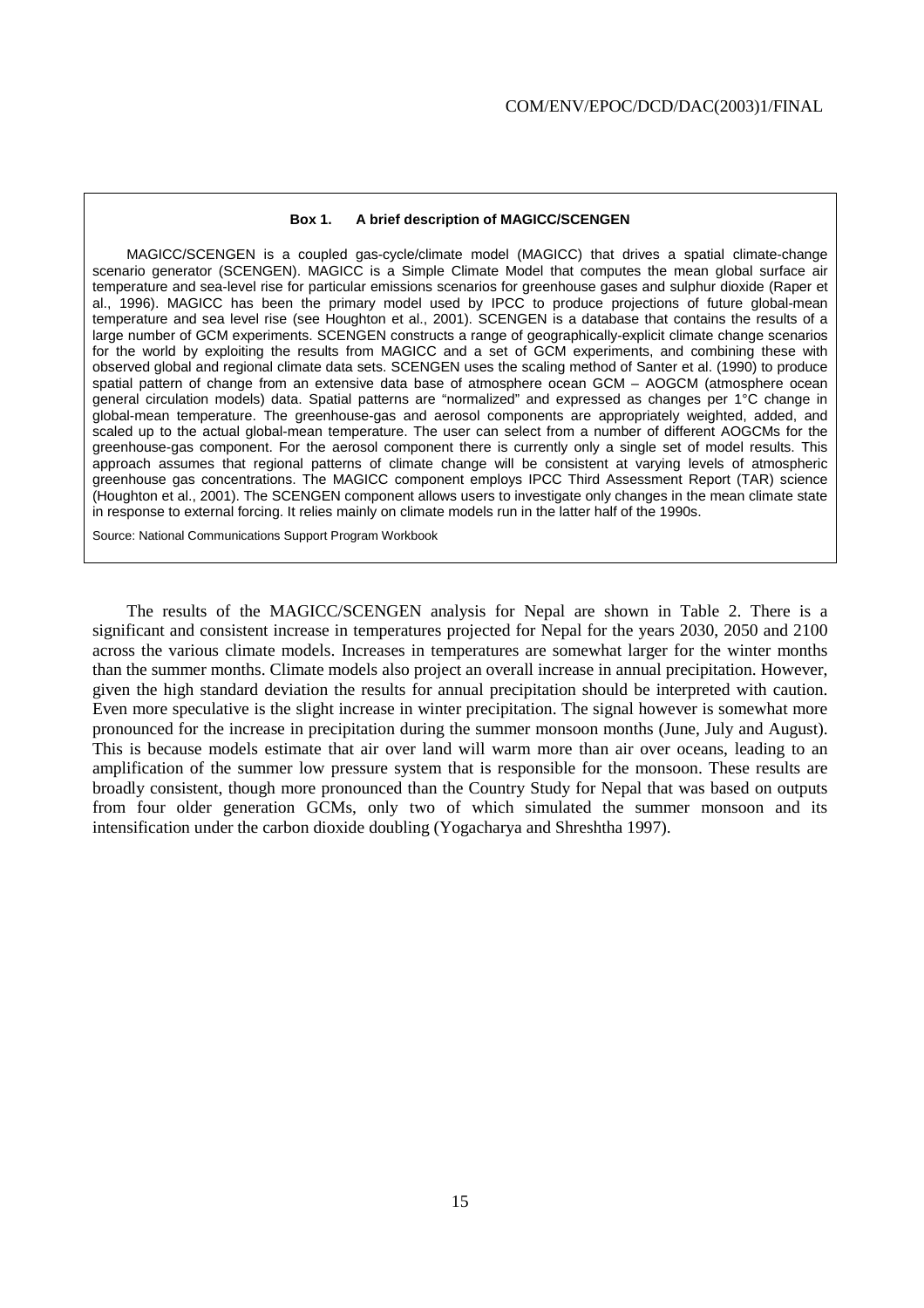**Box 1. A brief description of MAGICC/SCENGEN**

MAGICC/SCENGEN is a coupled gas-cycle/climate model (MAGICC) that drives a spatial climate-change scenario generator (SCENGEN). MAGICC is a Simple Climate Model that computes the mean global surface air temperature and sea-level rise for particular emissions scenarios for greenhouse gases and sulphur dioxide (Raper et al., 1996). MAGICC has been the primary model used by IPCC to produce projections of future global-mean temperature and sea level rise (see Houghton et al., 2001). SCENGEN is a database that contains the results of a large number of GCM experiments. SCENGEN constructs a range of geographically-explicit climate change scenarios for the world by exploiting the results from MAGICC and a set of GCM experiments, and combining these with observed global and regional climate data sets. SCENGEN uses the scaling method of Santer et al. (1990) to produce spatial pattern of change from an extensive data base of atmosphere ocean GCM – AOGCM (atmosphere ocean general circulation models) data. Spatial patterns are "normalized" and expressed as changes per 1°C change in global-mean temperature. The greenhouse-gas and aerosol components are appropriately weighted, added, and scaled up to the actual global-mean temperature. The user can select from a number of different AOGCMs for the greenhouse-gas component. For the aerosol component there is currently only a single set of model results. This approach assumes that regional patterns of climate change will be consistent at varying levels of atmospheric greenhouse gas concentrations. The MAGICC component employs IPCC Third Assessment Report (TAR) science (Houghton et al., 2001). The SCENGEN component allows users to investigate only changes in the mean climate state in response to external forcing. It relies mainly on climate models run in the latter half of the 1990s.

Source: National Communications Support Program Workbook

The results of the MAGICC/SCENGEN analysis for Nepal are shown in Table 2. There is a significant and consistent increase in temperatures projected for Nepal for the years 2030, 2050 and 2100 across the various climate models. Increases in temperatures are somewhat larger for the winter months than the summer months. Climate models also project an overall increase in annual precipitation. However, given the high standard deviation the results for annual precipitation should be interpreted with caution. Even more speculative is the slight increase in winter precipitation. The signal however is somewhat more pronounced for the increase in precipitation during the summer monsoon months (June, July and August). This is because models estimate that air over land will warm more than air over oceans, leading to an amplification of the summer low pressure system that is responsible for the monsoon. These results are broadly consistent, though more pronounced than the Country Study for Nepal that was based on outputs from four older generation GCMs, only two of which simulated the summer monsoon and its intensification under the carbon dioxide doubling (Yogacharya and Shreshtha 1997).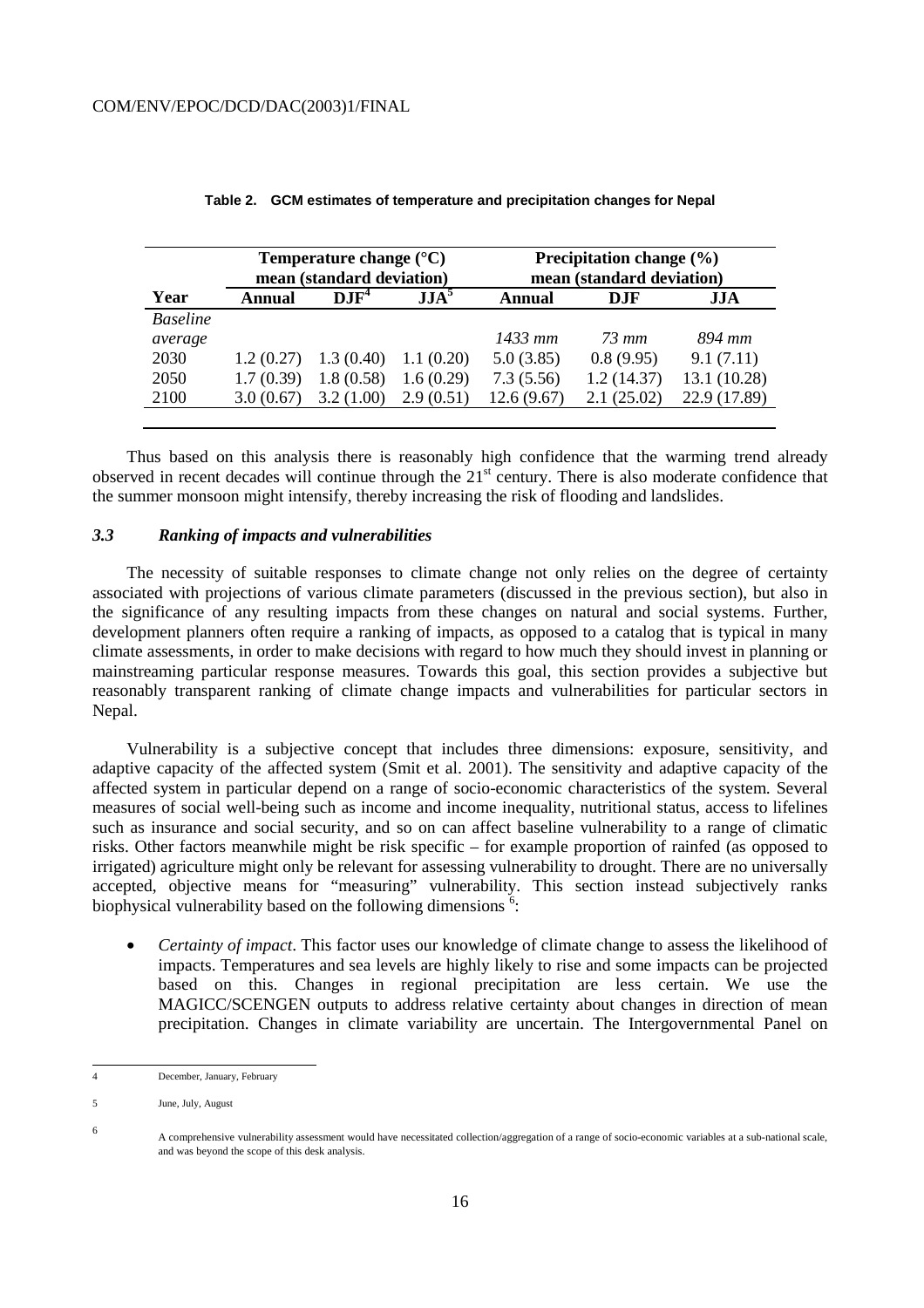**Table 2. GCM estimates of temperature and precipitation changes for Nepal**

| | Temperature change (°C) mean (standard deviation) | | | Precipitation change (%) mean (standard deviation) | | |
|---|---|---|---|---|---|---|
| Year | Annual | DJF[4] | JJA[5] | Annual | DJF | JJA |
| *Baseline average* | | | | *1433 mm* | *73 mm* | *894 mm* |
| 2030 | 1.2 (0.27) | 1.3 (0.40) | 1.1 (0.20) | 5.0 (3.85) | 0.8 (9.95) | 9.1 (7.11) |
| 2050 | 1.7 (0.39) | 1.8 (0.58) | 1.6 (0.29) | 7.3 (5.56) | 1.2 (14.37) | 13.1 (10.28) |
| 2100 | 3.0 (0.67) | 3.2 (1.00) | 2.9 (0.51) | 12.6 (9.67) | 2.1 (25.02) | 22.9 (17.89) |

Thus based on this analysis there is reasonably high confidence that the warming trend already observed in recent decades will continue through the 21st century. There is also moderate confidence that the summer monsoon might intensify, thereby increasing the risk of flooding and landslides.

### *3.3 Ranking of impacts and vulnerabilities*

The necessity of suitable responses to climate change not only relies on the degree of certainty associated with projections of various climate parameters (discussed in the previous section), but also in the significance of any resulting impacts from these changes on natural and social systems. Further, development planners often require a ranking of impacts, as opposed to a catalog that is typical in many climate assessments, in order to make decisions with regard to how much they should invest in planning or mainstreaming particular response measures. Towards this goal, this section provides a subjective but reasonably transparent ranking of climate change impacts and vulnerabilities for particular sectors in Nepal.

Vulnerability is a subjective concept that includes three dimensions: exposure, sensitivity, and adaptive capacity of the affected system (Smit et al. 2001). The sensitivity and adaptive capacity of the affected system in particular depend on a range of socio-economic characteristics of the system. Several measures of social well-being such as income and income inequality, nutritional status, access to lifelines such as insurance and social security, and so on can affect baseline vulnerability to a range of climatic risks. Other factors meanwhile might be risk specific – for example proportion of rainfed (as opposed to irrigated) agriculture might only be relevant for assessing vulnerability to drought. There are no universally accepted, objective means for "measuring" vulnerability. This section instead subjectively ranks biophysical vulnerability based on the following dimensions [6]:

- *Certainty of impact*. This factor uses our knowledge of climate change to assess the likelihood of impacts. Temperatures and sea levels are highly likely to rise and some impacts can be projected based on this. Changes in regional precipitation are less certain. We use the MAGICC/SCENGEN outputs to address relative certainty about changes in direction of mean precipitation. Changes in climate variability are uncertain. The Intergovernmental Panel on

---

[4] December, January, February

[5] June, July, August

[6] A comprehensive vulnerability assessment would have necessitated collection/aggregation of a range of socio-economic variables at a sub-national scale, and was beyond the scope of this desk analysis.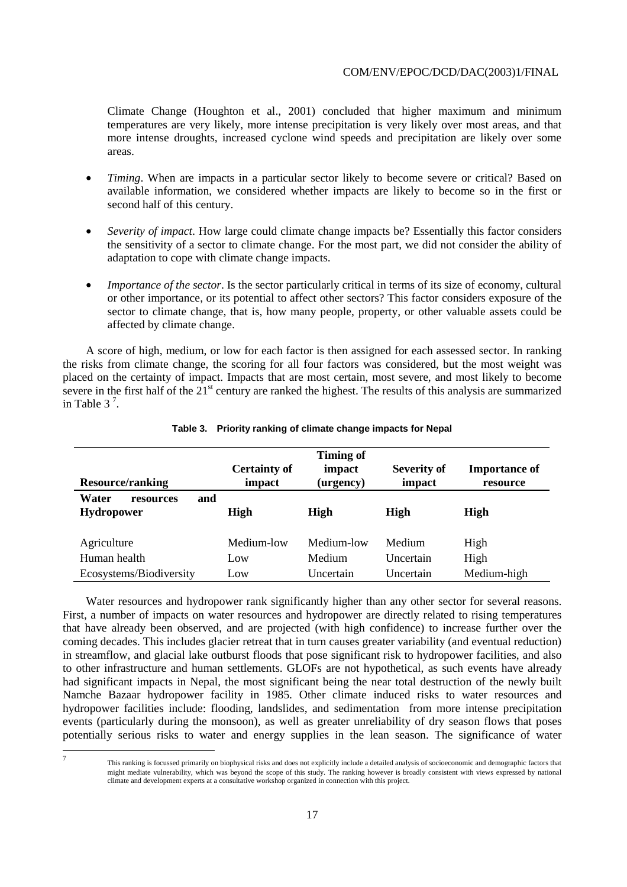Climate Change (Houghton et al., 2001) concluded that higher maximum and minimum temperatures are very likely, more intense precipitation is very likely over most areas, and that more intense droughts, increased cyclone wind speeds and precipitation are likely over some areas.

- *Timing*. When are impacts in a particular sector likely to become severe or critical? Based on available information, we considered whether impacts are likely to become so in the first or second half of this century.

- *Severity of impact*. How large could climate change impacts be? Essentially this factor considers the sensitivity of a sector to climate change. For the most part, we did not consider the ability of adaptation to cope with climate change impacts.

- *Importance of the sector*. Is the sector particularly critical in terms of its size of economy, cultural or other importance, or its potential to affect other sectors? This factor considers exposure of the sector to climate change, that is, how many people, property, or other valuable assets could be affected by climate change.

A score of high, medium, or low for each factor is then assigned for each assessed sector. In ranking the risks from climate change, the scoring for all four factors was considered, but the most weight was placed on the certainty of impact. Impacts that are most certain, most severe, and most likely to become severe in the first half of the 21st century are ranked the highest. The results of this analysis are summarized in Table 3 [7].

**Table 3. Priority ranking of climate change impacts for Nepal**

| Resource/ranking | Certainty of impact | Timing of impact (urgency) | Severity of impact | Importance of resource |
|---|---|---|---|---|
| **Water resources and Hydropower** | **High** | **High** | **High** | **High** |
| Agriculture | Medium-low | Medium-low | Medium | High |
| Human health | Low | Medium | Uncertain | High |
| Ecosystems/Biodiversity | Low | Uncertain | Uncertain | Medium-high |

Water resources and hydropower rank significantly higher than any other sector for several reasons. First, a number of impacts on water resources and hydropower are directly related to rising temperatures that have already been observed, and are projected (with high confidence) to increase further over the coming decades. This includes glacier retreat that in turn causes greater variability (and eventual reduction) in streamflow, and glacial lake outburst floods that pose significant risk to hydropower facilities, and also to other infrastructure and human settlements. GLOFs are not hypothetical, as such events have already had significant impacts in Nepal, the most significant being the near total destruction of the newly built Namche Bazaar hydropower facility in 1985. Other climate induced risks to water resources and hydropower facilities include: flooding, landslides, and sedimentation from more intense precipitation events (particularly during the monsoon), as well as greater unreliability of dry season flows that poses potentially serious risks to water and energy supplies in the lean season. The significance of water

[7] This ranking is focussed primarily on biophysical risks and does not explicitly include a detailed analysis of socioeconomic and demographic factors that might mediate vulnerability, which was beyond the scope of this study. The ranking however is broadly consistent with views expressed by national climate and development experts at a consultative workshop organized in connection with this project.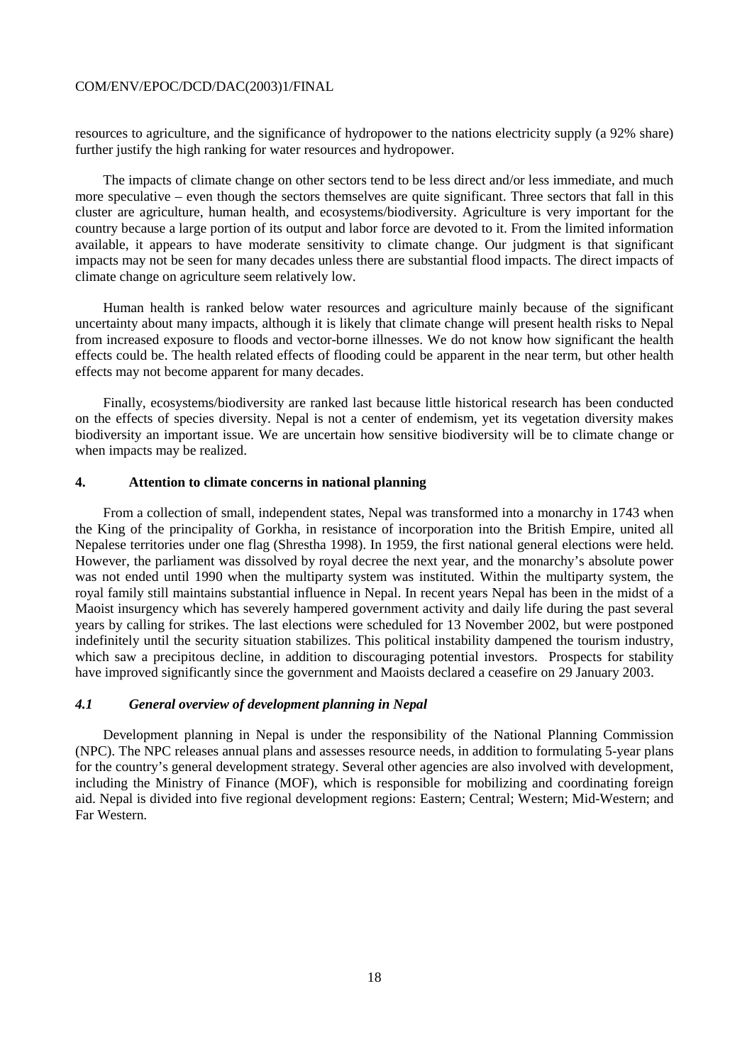resources to agriculture, and the significance of hydropower to the nations electricity supply (a 92% share) further justify the high ranking for water resources and hydropower.

The impacts of climate change on other sectors tend to be less direct and/or less immediate, and much more speculative – even though the sectors themselves are quite significant. Three sectors that fall in this cluster are agriculture, human health, and ecosystems/biodiversity. Agriculture is very important for the country because a large portion of its output and labor force are devoted to it. From the limited information available, it appears to have moderate sensitivity to climate change. Our judgment is that significant impacts may not be seen for many decades unless there are substantial flood impacts. The direct impacts of climate change on agriculture seem relatively low.

Human health is ranked below water resources and agriculture mainly because of the significant uncertainty about many impacts, although it is likely that climate change will present health risks to Nepal from increased exposure to floods and vector-borne illnesses. We do not know how significant the health effects could be. The health related effects of flooding could be apparent in the near term, but other health effects may not become apparent for many decades.

Finally, ecosystems/biodiversity are ranked last because little historical research has been conducted on the effects of species diversity. Nepal is not a center of endemism, yet its vegetation diversity makes biodiversity an important issue. We are uncertain how sensitive biodiversity will be to climate change or when impacts may be realized.

## 4. Attention to climate concerns in national planning

From a collection of small, independent states, Nepal was transformed into a monarchy in 1743 when the King of the principality of Gorkha, in resistance of incorporation into the British Empire, united all Nepalese territories under one flag (Shrestha 1998). In 1959, the first national general elections were held. However, the parliament was dissolved by royal decree the next year, and the monarchy's absolute power was not ended until 1990 when the multiparty system was instituted. Within the multiparty system, the royal family still maintains substantial influence in Nepal. In recent years Nepal has been in the midst of a Maoist insurgency which has severely hampered government activity and daily life during the past several years by calling for strikes. The last elections were scheduled for 13 November 2002, but were postponed indefinitely until the security situation stabilizes. This political instability dampened the tourism industry, which saw a precipitous decline, in addition to discouraging potential investors. Prospects for stability have improved significantly since the government and Maoists declared a ceasefire on 29 January 2003.

### *4.1 General overview of development planning in Nepal*

Development planning in Nepal is under the responsibility of the National Planning Commission (NPC). The NPC releases annual plans and assesses resource needs, in addition to formulating 5-year plans for the country's general development strategy. Several other agencies are also involved with development, including the Ministry of Finance (MOF), which is responsible for mobilizing and coordinating foreign aid. Nepal is divided into five regional development regions: Eastern; Central; Western; Mid-Western; and Far Western.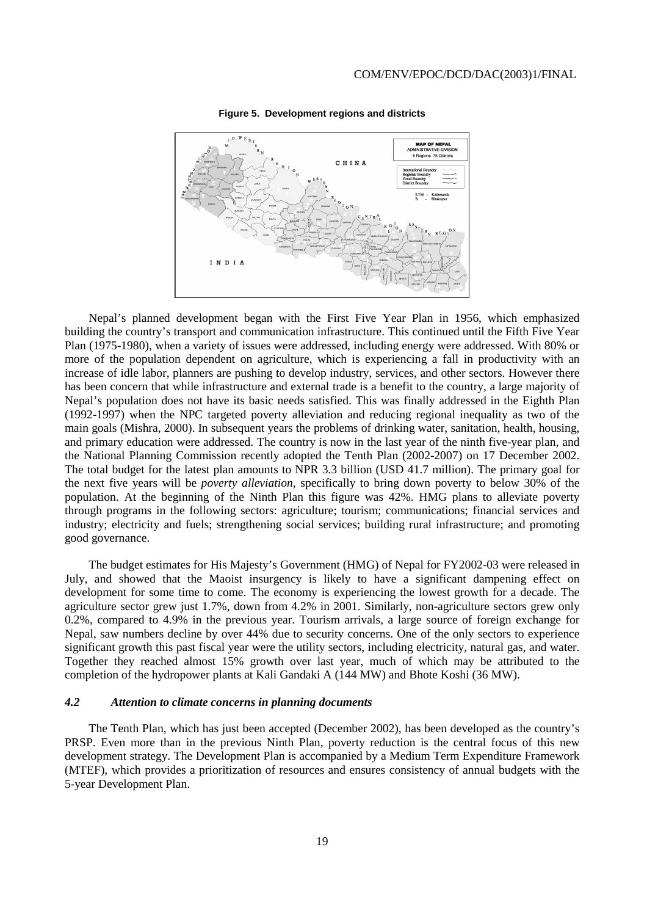**Figure 5. Development regions and districts**

Nepal's planned development began with the First Five Year Plan in 1956, which emphasized building the country's transport and communication infrastructure. This continued until the Fifth Five Year Plan (1975-1980), when a variety of issues were addressed, including energy were addressed. With 80% or more of the population dependent on agriculture, which is experiencing a fall in productivity with an increase of idle labor, planners are pushing to develop industry, services, and other sectors. However there has been concern that while infrastructure and external trade is a benefit to the country, a large majority of Nepal's population does not have its basic needs satisfied. This was finally addressed in the Eighth Plan (1992-1997) when the NPC targeted poverty alleviation and reducing regional inequality as two of the main goals (Mishra, 2000). In subsequent years the problems of drinking water, sanitation, health, housing, and primary education were addressed. The country is now in the last year of the ninth five-year plan, and the National Planning Commission recently adopted the Tenth Plan (2002-2007) on 17 December 2002. The total budget for the latest plan amounts to NPR 3.3 billion (USD 41.7 million). The primary goal for the next five years will be *poverty alleviation*, specifically to bring down poverty to below 30% of the population. At the beginning of the Ninth Plan this figure was 42%. HMG plans to alleviate poverty through programs in the following sectors: agriculture; tourism; communications; financial services and industry; electricity and fuels; strengthening social services; building rural infrastructure; and promoting good governance.

The budget estimates for His Majesty's Government (HMG) of Nepal for FY2002-03 were released in July, and showed that the Maoist insurgency is likely to have a significant dampening effect on development for some time to come. The economy is experiencing the lowest growth for a decade. The agriculture sector grew just 1.7%, down from 4.2% in 2001. Similarly, non-agriculture sectors grew only 0.2%, compared to 4.9% in the previous year. Tourism arrivals, a large source of foreign exchange for Nepal, saw numbers decline by over 44% due to security concerns. One of the only sectors to experience significant growth this past fiscal year were the utility sectors, including electricity, natural gas, and water. Together they reached almost 15% growth over last year, much of which may be attributed to the completion of the hydropower plants at Kali Gandaki A (144 MW) and Bhote Koshi (36 MW).

### *4.2 Attention to climate concerns in planning documents*

The Tenth Plan, which has just been accepted (December 2002), has been developed as the country's PRSP. Even more than in the previous Ninth Plan, poverty reduction is the central focus of this new development strategy. The Development Plan is accompanied by a Medium Term Expenditure Framework (MTEF), which provides a prioritization of resources and ensures consistency of annual budgets with the 5-year Development Plan.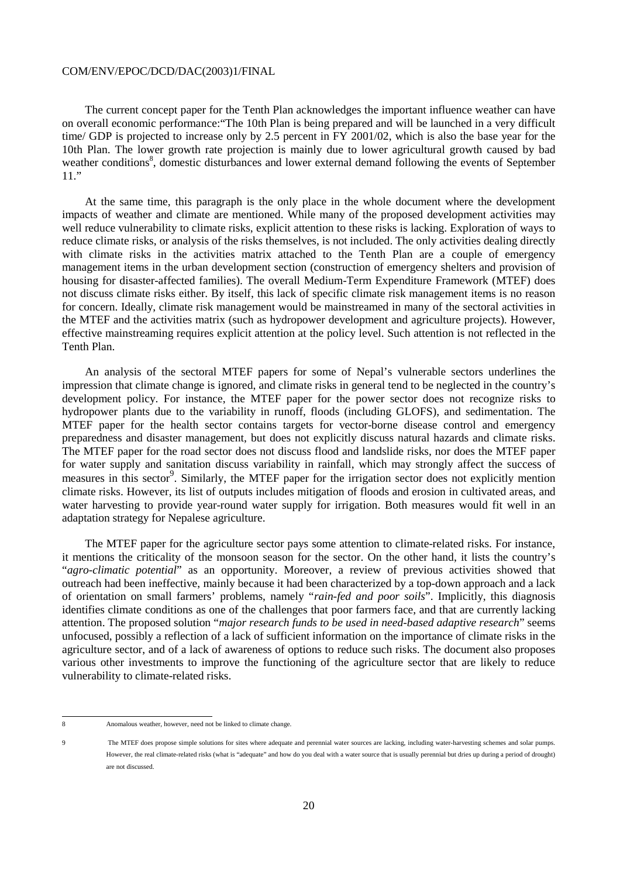The current concept paper for the Tenth Plan acknowledges the important influence weather can have on overall economic performance:"The 10th Plan is being prepared and will be launched in a very difficult time/ GDP is projected to increase only by 2.5 percent in FY 2001/02, which is also the base year for the 10th Plan. The lower growth rate projection is mainly due to lower agricultural growth caused by bad weather conditions[8], domestic disturbances and lower external demand following the events of September 11."

At the same time, this paragraph is the only place in the whole document where the development impacts of weather and climate are mentioned. While many of the proposed development activities may well reduce vulnerability to climate risks, explicit attention to these risks is lacking. Exploration of ways to reduce climate risks, or analysis of the risks themselves, is not included. The only activities dealing directly with climate risks in the activities matrix attached to the Tenth Plan are a couple of emergency management items in the urban development section (construction of emergency shelters and provision of housing for disaster-affected families). The overall Medium-Term Expenditure Framework (MTEF) does not discuss climate risks either. By itself, this lack of specific climate risk management items is no reason for concern. Ideally, climate risk management would be mainstreamed in many of the sectoral activities in the MTEF and the activities matrix (such as hydropower development and agriculture projects). However, effective mainstreaming requires explicit attention at the policy level. Such attention is not reflected in the Tenth Plan.

An analysis of the sectoral MTEF papers for some of Nepal's vulnerable sectors underlines the impression that climate change is ignored, and climate risks in general tend to be neglected in the country's development policy. For instance, the MTEF paper for the power sector does not recognize risks to hydropower plants due to the variability in runoff, floods (including GLOFS), and sedimentation. The MTEF paper for the health sector contains targets for vector-borne disease control and emergency preparedness and disaster management, but does not explicitly discuss natural hazards and climate risks. The MTEF paper for the road sector does not discuss flood and landslide risks, nor does the MTEF paper for water supply and sanitation discuss variability in rainfall, which may strongly affect the success of measures in this sector[9]. Similarly, the MTEF paper for the irrigation sector does not explicitly mention climate risks. However, its list of outputs includes mitigation of floods and erosion in cultivated areas, and water harvesting to provide year-round water supply for irrigation. Both measures would fit well in an adaptation strategy for Nepalese agriculture.

The MTEF paper for the agriculture sector pays some attention to climate-related risks. For instance, it mentions the criticality of the monsoon season for the sector. On the other hand, it lists the country's "*agro-climatic potential*" as an opportunity. Moreover, a review of previous activities showed that outreach had been ineffective, mainly because it had been characterized by a top-down approach and a lack of orientation on small farmers' problems, namely "*rain-fed and poor soils*". Implicitly, this diagnosis identifies climate conditions as one of the challenges that poor farmers face, and that are currently lacking attention. The proposed solution "*major research funds to be used in need-based adaptive research*" seems unfocused, possibly a reflection of a lack of sufficient information on the importance of climate risks in the agriculture sector, and of a lack of awareness of options to reduce such risks. The document also proposes various other investments to improve the functioning of the agriculture sector that are likely to reduce vulnerability to climate-related risks.

---

8 Anomalous weather, however, need not be linked to climate change.

9 The MTEF does propose simple solutions for sites where adequate and perennial water sources are lacking, including water-harvesting schemes and solar pumps. However, the real climate-related risks (what is "adequate" and how do you deal with a water source that is usually perennial but dries up during a period of drought) are not discussed.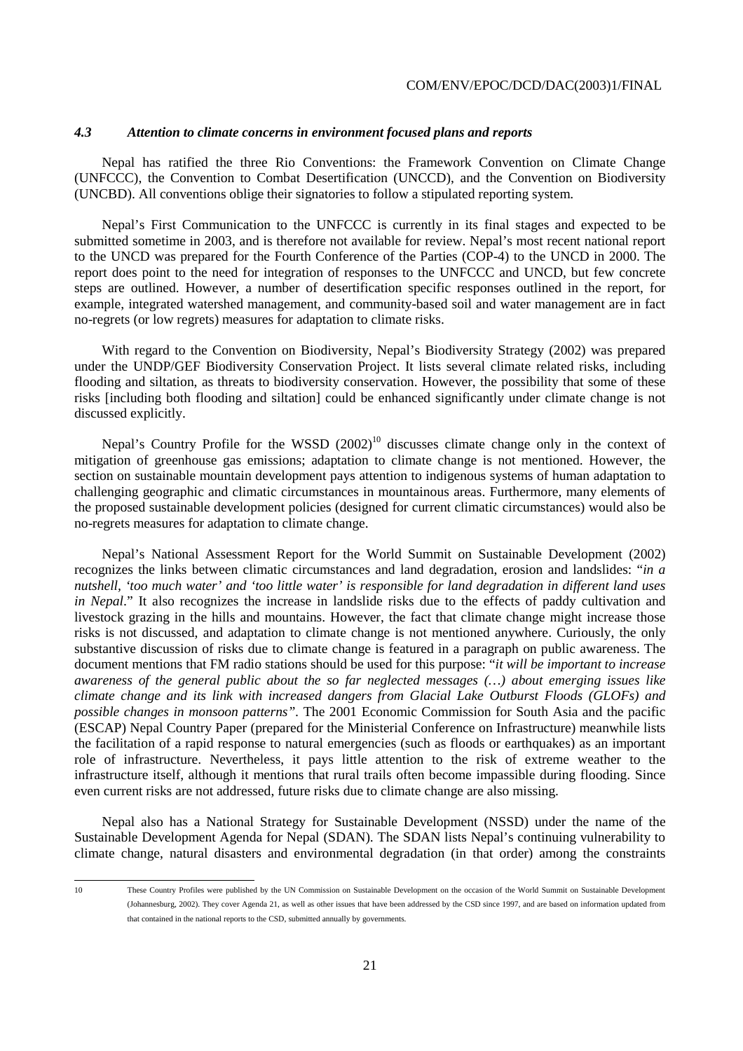### *4.3 Attention to climate concerns in environment focused plans and reports*

Nepal has ratified the three Rio Conventions: the Framework Convention on Climate Change (UNFCCC), the Convention to Combat Desertification (UNCCD), and the Convention on Biodiversity (UNCBD). All conventions oblige their signatories to follow a stipulated reporting system.

Nepal's First Communication to the UNFCCC is currently in its final stages and expected to be submitted sometime in 2003, and is therefore not available for review. Nepal's most recent national report to the UNCD was prepared for the Fourth Conference of the Parties (COP-4) to the UNCD in 2000. The report does point to the need for integration of responses to the UNFCCC and UNCD, but few concrete steps are outlined. However, a number of desertification specific responses outlined in the report, for example, integrated watershed management, and community-based soil and water management are in fact no-regrets (or low regrets) measures for adaptation to climate risks.

With regard to the Convention on Biodiversity, Nepal's Biodiversity Strategy (2002) was prepared under the UNDP/GEF Biodiversity Conservation Project. It lists several climate related risks, including flooding and siltation, as threats to biodiversity conservation. However, the possibility that some of these risks [including both flooding and siltation] could be enhanced significantly under climate change is not discussed explicitly.

Nepal's Country Profile for the WSSD (2002)[10] discusses climate change only in the context of mitigation of greenhouse gas emissions; adaptation to climate change is not mentioned. However, the section on sustainable mountain development pays attention to indigenous systems of human adaptation to challenging geographic and climatic circumstances in mountainous areas. Furthermore, many elements of the proposed sustainable development policies (designed for current climatic circumstances) would also be no-regrets measures for adaptation to climate change.

Nepal's National Assessment Report for the World Summit on Sustainable Development (2002) recognizes the links between climatic circumstances and land degradation, erosion and landslides: "*in a nutshell, 'too much water' and 'too little water' is responsible for land degradation in different land uses in Nepal*." It also recognizes the increase in landslide risks due to the effects of paddy cultivation and livestock grazing in the hills and mountains. However, the fact that climate change might increase those risks is not discussed, and adaptation to climate change is not mentioned anywhere. Curiously, the only substantive discussion of risks due to climate change is featured in a paragraph on public awareness. The document mentions that FM radio stations should be used for this purpose: "*it will be important to increase awareness of the general public about the so far neglected messages (…) about emerging issues like climate change and its link with increased dangers from Glacial Lake Outburst Floods (GLOFs) and possible changes in monsoon patterns*". The 2001 Economic Commission for South Asia and the pacific (ESCAP) Nepal Country Paper (prepared for the Ministerial Conference on Infrastructure) meanwhile lists the facilitation of a rapid response to natural emergencies (such as floods or earthquakes) as an important role of infrastructure. Nevertheless, it pays little attention to the risk of extreme weather to the infrastructure itself, although it mentions that rural trails often become impassible during flooding. Since even current risks are not addressed, future risks due to climate change are also missing.

Nepal also has a National Strategy for Sustainable Development (NSSD) under the name of the Sustainable Development Agenda for Nepal (SDAN). The SDAN lists Nepal's continuing vulnerability to climate change, natural disasters and environmental degradation (in that order) among the constraints

---

[10] These Country Profiles were published by the UN Commission on Sustainable Development on the occasion of the World Summit on Sustainable Development (Johannesburg, 2002). They cover Agenda 21, as well as other issues that have been addressed by the CSD since 1997, and are based on information updated from that contained in the national reports to the CSD, submitted annually by governments.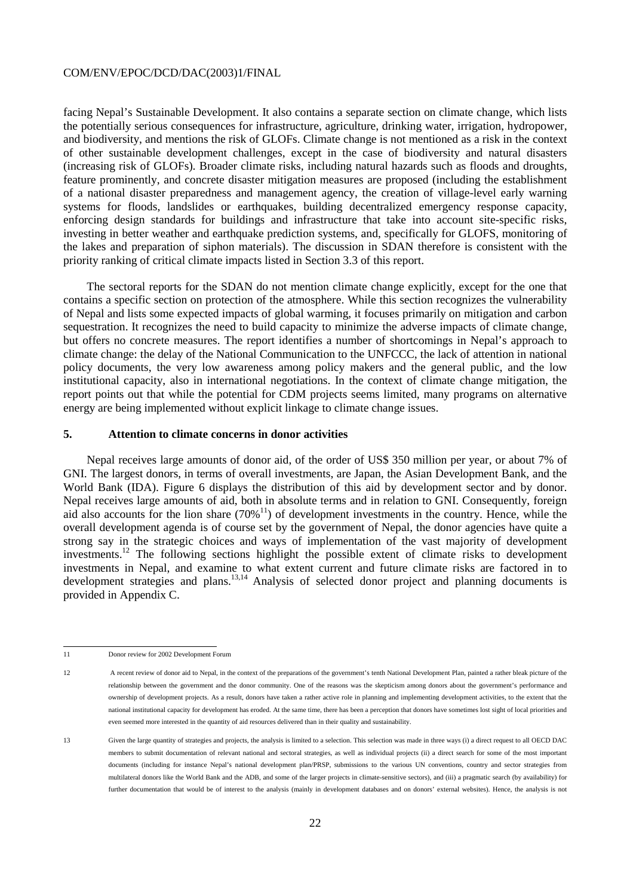facing Nepal's Sustainable Development. It also contains a separate section on climate change, which lists the potentially serious consequences for infrastructure, agriculture, drinking water, irrigation, hydropower, and biodiversity, and mentions the risk of GLOFs. Climate change is not mentioned as a risk in the context of other sustainable development challenges, except in the case of biodiversity and natural disasters (increasing risk of GLOFs). Broader climate risks, including natural hazards such as floods and droughts, feature prominently, and concrete disaster mitigation measures are proposed (including the establishment of a national disaster preparedness and management agency, the creation of village-level early warning systems for floods, landslides or earthquakes, building decentralized emergency response capacity, enforcing design standards for buildings and infrastructure that take into account site-specific risks, investing in better weather and earthquake prediction systems, and, specifically for GLOFS, monitoring of the lakes and preparation of siphon materials). The discussion in SDAN therefore is consistent with the priority ranking of critical climate impacts listed in Section 3.3 of this report.

The sectoral reports for the SDAN do not mention climate change explicitly, except for the one that contains a specific section on protection of the atmosphere. While this section recognizes the vulnerability of Nepal and lists some expected impacts of global warming, it focuses primarily on mitigation and carbon sequestration. It recognizes the need to build capacity to minimize the adverse impacts of climate change, but offers no concrete measures. The report identifies a number of shortcomings in Nepal's approach to climate change: the delay of the National Communication to the UNFCCC, the lack of attention in national policy documents, the very low awareness among policy makers and the general public, and the low institutional capacity, also in international negotiations. In the context of climate change mitigation, the report points out that while the potential for CDM projects seems limited, many programs on alternative energy are being implemented without explicit linkage to climate change issues.

## 5. Attention to climate concerns in donor activities

Nepal receives large amounts of donor aid, of the order of US$ 350 million per year, or about 7% of GNI. The largest donors, in terms of overall investments, are Japan, the Asian Development Bank, and the World Bank (IDA). Figure 6 displays the distribution of this aid by development sector and by donor. Nepal receives large amounts of aid, both in absolute terms and in relation to GNI. Consequently, foreign aid also accounts for the lion share (70%[11]) of development investments in the country. Hence, while the overall development agenda is of course set by the government of Nepal, the donor agencies have quite a strong say in the strategic choices and ways of implementation of the vast majority of development investments.[12] The following sections highlight the possible extent of climate risks to development investments in Nepal, and examine to what extent current and future climate risks are factored in to development strategies and plans.[13,14] Analysis of selected donor project and planning documents is provided in Appendix C.

---

11 Donor review for 2002 Development Forum

12 A recent review of donor aid to Nepal, in the context of the preparations of the government's tenth National Development Plan, painted a rather bleak picture of the relationship between the government and the donor community. One of the reasons was the skepticism among donors about the government's performance and ownership of development projects. As a result, donors have taken a rather active role in planning and implementing development activities, to the extent that the national institutional capacity for development has eroded. At the same time, there has been a perception that donors have sometimes lost sight of local priorities and even seemed more interested in the quantity of aid resources delivered than in their quality and sustainability.

13 Given the large quantity of strategies and projects, the analysis is limited to a selection. This selection was made in three ways (i) a direct request to all OECD DAC members to submit documentation of relevant national and sectoral strategies, as well as individual projects (ii) a direct search for some of the most important documents (including for instance Nepal's national development plan/PRSP, submissions to the various UN conventions, country and sector strategies from multilateral donors like the World Bank and the ADB, and some of the larger projects in climate-sensitive sectors), and (iii) a pragmatic search (by availability) for further documentation that would be of interest to the analysis (mainly in development databases and on donors' external websites). Hence, the analysis is not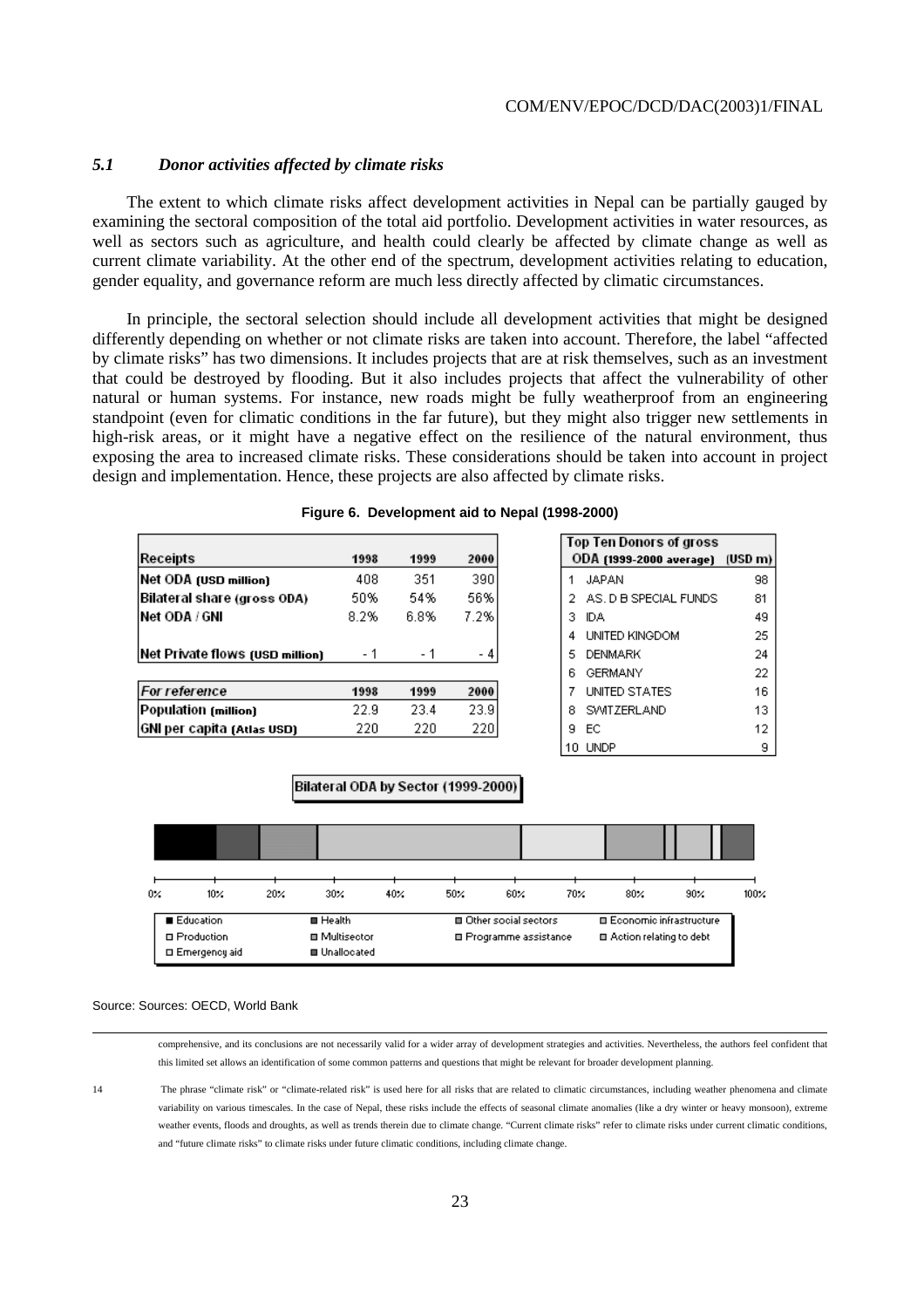### *5.1 Donor activities affected by climate risks*

The extent to which climate risks affect development activities in Nepal can be partially gauged by examining the sectoral composition of the total aid portfolio. Development activities in water resources, as well as sectors such as agriculture, and health could clearly be affected by climate change as well as current climate variability. At the other end of the spectrum, development activities relating to education, gender equality, and governance reform are much less directly affected by climatic circumstances.

In principle, the sectoral selection should include all development activities that might be designed differently depending on whether or not climate risks are taken into account. Therefore, the label "affected by climate risks" has two dimensions. It includes projects that are at risk themselves, such as an investment that could be destroyed by flooding. But it also includes projects that affect the vulnerability of other natural or human systems. For instance, new roads might be fully weatherproof from an engineering standpoint (even for climatic conditions in the far future), but they might also trigger new settlements in high-risk areas, or it might have a negative effect on the resilience of the natural environment, thus exposing the area to increased climate risks. These considerations should be taken into account in project design and implementation. Hence, these projects are also affected by climate risks.

**Figure 6. Development aid to Nepal (1998-2000)**

| Receipts | 1998 | 1999 | 2000 |
|---|---|---|---|
| Net ODA (USD million) | 408 | 351 | 390 |
| Bilateral share (gross ODA) | 50% | 54% | 56% |
| Net ODA / GNI | 8.2% | 6.8% | 7.2% |
| Net Private flows (USD million) | - 1 | - 1 | - 4 |

| *For reference* | 1998 | 1999 | 2000 |
|---|---|---|---|
| Population (million) | 22.9 | 23.4 | 23.9 |
| GNI per capita (Atlas USD) | 220 | 220 | 220 |

| Top Ten Donors of gross ODA (1999-2000 average) | | (USD m) |
|---|---|---|
| 1 | JAPAN | 98 |
| 2 | AS. D B SPECIAL FUNDS | 81 |
| 3 | IDA | 49 |
| 4 | UNITED KINGDOM | 25 |
| 5 | DENMARK | 24 |
| 6 | GERMANY | 22 |
| 7 | UNITED STATES | 16 |
| 8 | SWITZERLAND | 13 |
| 9 | EC | 12 |
| 10 | UNDP | 9 |

Bilateral ODA by Sector (1999-2000)

Legend: Education; Health; Other social sectors; Economic infrastructure; Production; Multisector; Programme assistance; Action relating to debt; Emergency aid; Unallocated

Source: Sources: OECD, World Bank

---

comprehensive, and its conclusions are not necessarily valid for a wider array of development strategies and activities. Nevertheless, the authors feel confident that this limited set allows an identification of some common patterns and questions that might be relevant for broader development planning.

14 The phrase "climate risk" or "climate-related risk" is used here for all risks that are related to climatic circumstances, including weather phenomena and climate variability on various timescales. In the case of Nepal, these risks include the effects of seasonal climate anomalies (like a dry winter or heavy monsoon), extreme weather events, floods and droughts, as well as trends therein due to climate change. "Current climate risks" refer to climate risks under current climatic conditions, and "future climate risks" to climate risks under future climatic conditions, including climate change.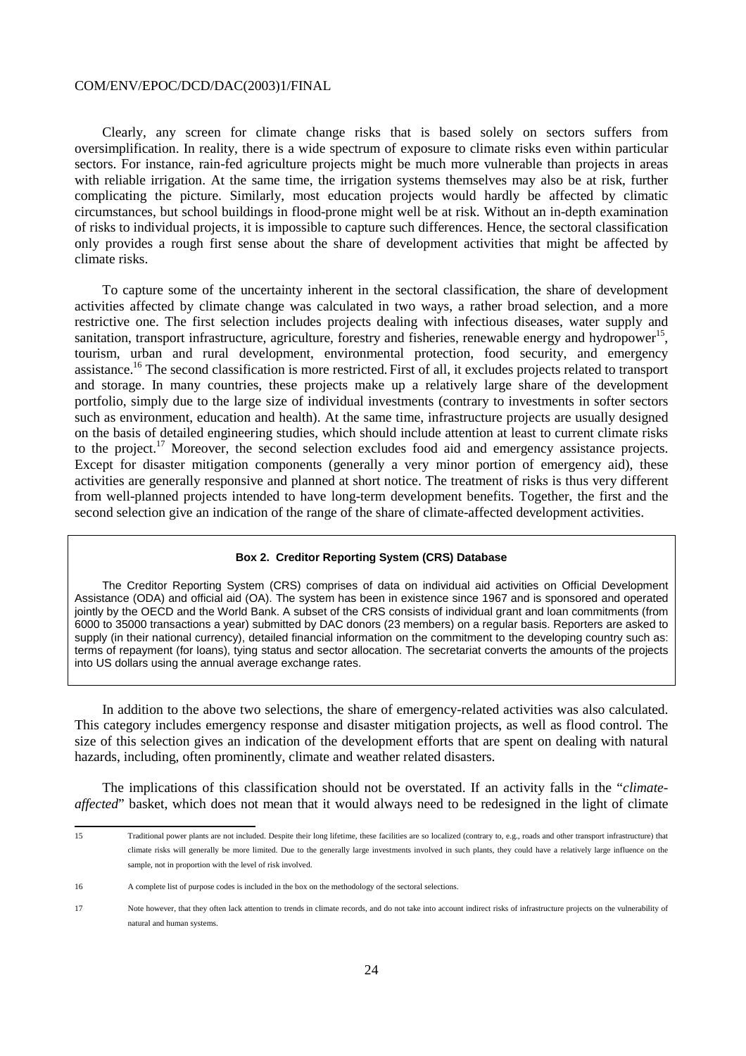Clearly, any screen for climate change risks that is based solely on sectors suffers from oversimplification. In reality, there is a wide spectrum of exposure to climate risks even within particular sectors. For instance, rain-fed agriculture projects might be much more vulnerable than projects in areas with reliable irrigation. At the same time, the irrigation systems themselves may also be at risk, further complicating the picture. Similarly, most education projects would hardly be affected by climatic circumstances, but school buildings in flood-prone might well be at risk. Without an in-depth examination of risks to individual projects, it is impossible to capture such differences. Hence, the sectoral classification only provides a rough first sense about the share of development activities that might be affected by climate risks.

To capture some of the uncertainty inherent in the sectoral classification, the share of development activities affected by climate change was calculated in two ways, a rather broad selection, and a more restrictive one. The first selection includes projects dealing with infectious diseases, water supply and sanitation, transport infrastructure, agriculture, forestry and fisheries, renewable energy and hydropower[15], tourism, urban and rural development, environmental protection, food security, and emergency assistance.[16] The second classification is more restricted. First of all, it excludes projects related to transport and storage. In many countries, these projects make up a relatively large share of the development portfolio, simply due to the large size of individual investments (contrary to investments in softer sectors such as environment, education and health). At the same time, infrastructure projects are usually designed on the basis of detailed engineering studies, which should include attention at least to current climate risks to the project.[17] Moreover, the second selection excludes food aid and emergency assistance projects. Except for disaster mitigation components (generally a very minor portion of emergency aid), these activities are generally responsive and planned at short notice. The treatment of risks is thus very different from well-planned projects intended to have long-term development benefits. Together, the first and the second selection give an indication of the range of the share of climate-affected development activities.

> **Box 2. Creditor Reporting System (CRS) Database**
>
> The Creditor Reporting System (CRS) comprises of data on individual aid activities on Official Development Assistance (ODA) and official aid (OA). The system has been in existence since 1967 and is sponsored and operated jointly by the OECD and the World Bank. A subset of the CRS consists of individual grant and loan commitments (from 6000 to 35000 transactions a year) submitted by DAC donors (23 members) on a regular basis. Reporters are asked to supply (in their national currency), detailed financial information on the commitment to the developing country such as: terms of repayment (for loans), tying status and sector allocation. The secretariat converts the amounts of the projects into US dollars using the annual average exchange rates.

In addition to the above two selections, the share of emergency-related activities was also calculated. This category includes emergency response and disaster mitigation projects, as well as flood control. The size of this selection gives an indication of the development efforts that are spent on dealing with natural hazards, including, often prominently, climate and weather related disasters.

The implications of this classification should not be overstated. If an activity falls in the "*climate-affected*" basket, which does not mean that it would always need to be redesigned in the light of climate

---

15 Traditional power plants are not included. Despite their long lifetime, these facilities are so localized (contrary to, e.g., roads and other transport infrastructure) that climate risks will generally be more limited. Due to the generally large investments involved in such plants, they could have a relatively large influence on the sample, not in proportion with the level of risk involved.

16 A complete list of purpose codes is included in the box on the methodology of the sectoral selections.

17 Note however, that they often lack attention to trends in climate records, and do not take into account indirect risks of infrastructure projects on the vulnerability of natural and human systems.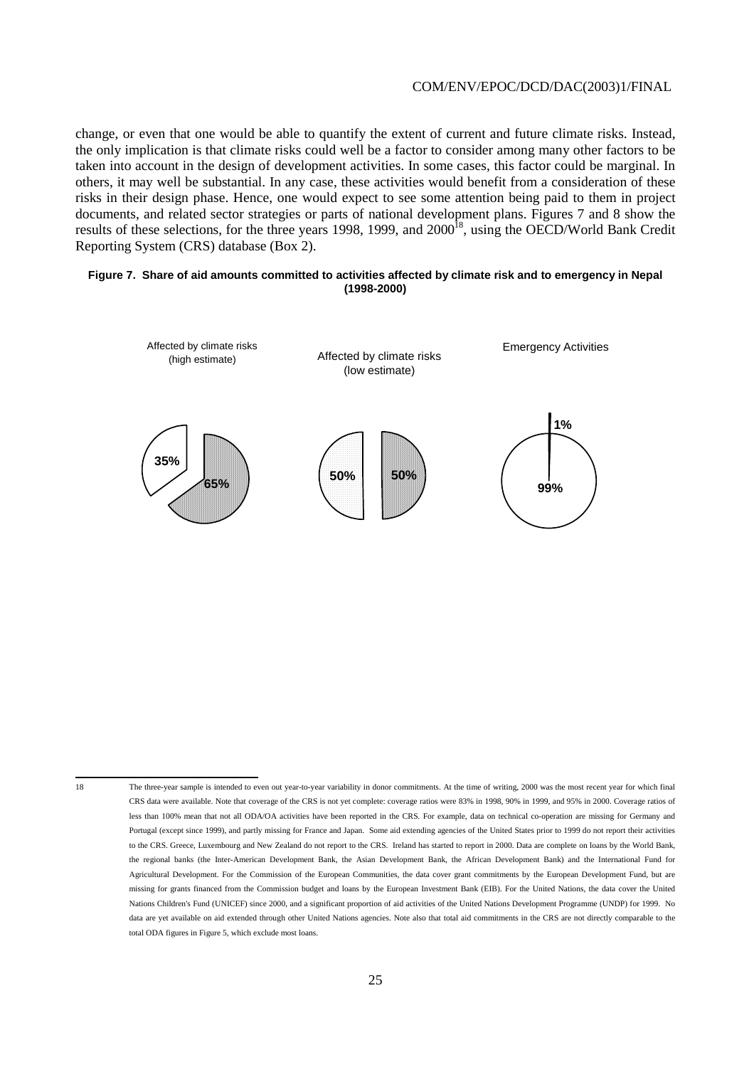change, or even that one would be able to quantify the extent of current and future climate risks. Instead, the only implication is that climate risks could well be a factor to consider among many other factors to be taken into account in the design of development activities. In some cases, this factor could be marginal. In others, it may well be substantial. In any case, these activities would benefit from a consideration of these risks in their design phase. Hence, one would expect to see some attention being paid to them in project documents, and related sector strategies or parts of national development plans. Figures 7 and 8 show the results of these selections, for the three years 1998, 1999, and 2000[18], using the OECD/World Bank Credit Reporting System (CRS) database (Box 2).

**Figure 7. Share of aid amounts committed to activities affected by climate risk and to emergency in Nepal (1998-2000)**

Affected by climate risks (high estimate): 35% / 65%

Affected by climate risks (low estimate): 50% / 50%

Emergency Activities: 1% / 99%

---

18 The three-year sample is intended to even out year-to-year variability in donor commitments. At the time of writing, 2000 was the most recent year for which final CRS data were available. Note that coverage of the CRS is not yet complete: coverage ratios were 83% in 1998, 90% in 1999, and 95% in 2000. Coverage ratios of less than 100% mean that not all ODA/OA activities have been reported in the CRS. For example, data on technical co-operation are missing for Germany and Portugal (except since 1999), and partly missing for France and Japan. Some aid extending agencies of the United States prior to 1999 do not report their activities to the CRS. Greece, Luxembourg and New Zealand do not report to the CRS. Ireland has started to report in 2000. Data are complete on loans by the World Bank, the regional banks (the Inter-American Development Bank, the Asian Development Bank, the African Development Bank) and the International Fund for Agricultural Development. For the Commission of the European Communities, the data cover grant commitments by the European Development Fund, but are missing for grants financed from the Commission budget and loans by the European Investment Bank (EIB). For the United Nations, the data cover the United Nations Children's Fund (UNICEF) since 2000, and a significant proportion of aid activities of the United Nations Development Programme (UNDP) for 1999. No data are yet available on aid extended through other United Nations agencies. Note also that total aid commitments in the CRS are not directly comparable to the total ODA figures in Figure 5, which exclude most loans.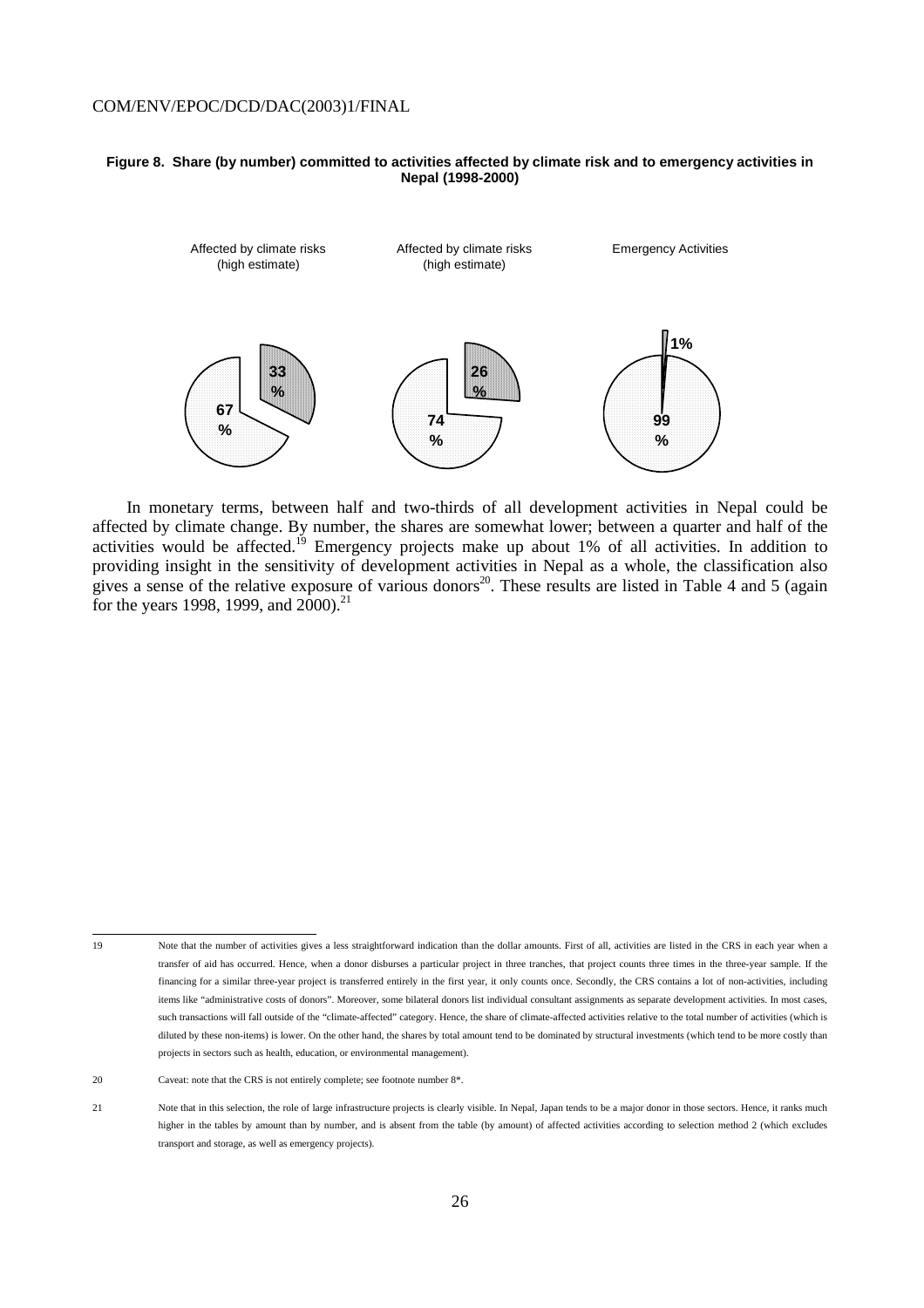**Figure 8. Share (by number) committed to activities affected by climate risk and to emergency activities in Nepal (1998-2000)**

Affected by climate risks (high estimate) — 33 %, 67 %

Affected by climate risks (high estimate) — 26 %, 74 %

Emergency Activities — 1%, 99 %

In monetary terms, between half and two-thirds of all development activities in Nepal could be affected by climate change. By number, the shares are somewhat lower; between a quarter and half of the activities would be affected.[19] Emergency projects make up about 1% of all activities. In addition to providing insight in the sensitivity of development activities in Nepal as a whole, the classification also gives a sense of the relative exposure of various donors[20]. These results are listed in Table 4 and 5 (again for the years 1998, 1999, and 2000).[21]

---

19 Note that the number of activities gives a less straightforward indication than the dollar amounts. First of all, activities are listed in the CRS in each year when a transfer of aid has occurred. Hence, when a donor disburses a particular project in three tranches, that project counts three times in the three-year sample. If the financing for a similar three-year project is transferred entirely in the first year, it only counts once. Secondly, the CRS contains a lot of non-activities, including items like "administrative costs of donors". Moreover, some bilateral donors list individual consultant assignments as separate development activities. In most cases, such transactions will fall outside of the "climate-affected" category. Hence, the share of climate-affected activities relative to the total number of activities (which is diluted by these non-items) is lower. On the other hand, the shares by total amount tend to be dominated by structural investments (which tend to be more costly than projects in sectors such as health, education, or environmental management).

20 Caveat: note that the CRS is not entirely complete; see footnote number 8*.

21 Note that in this selection, the role of large infrastructure projects is clearly visible. In Nepal, Japan tends to be a major donor in those sectors. Hence, it ranks much higher in the tables by amount than by number, and is absent from the table (by amount) of affected activities according to selection method 2 (which excludes transport and storage, as well as emergency projects).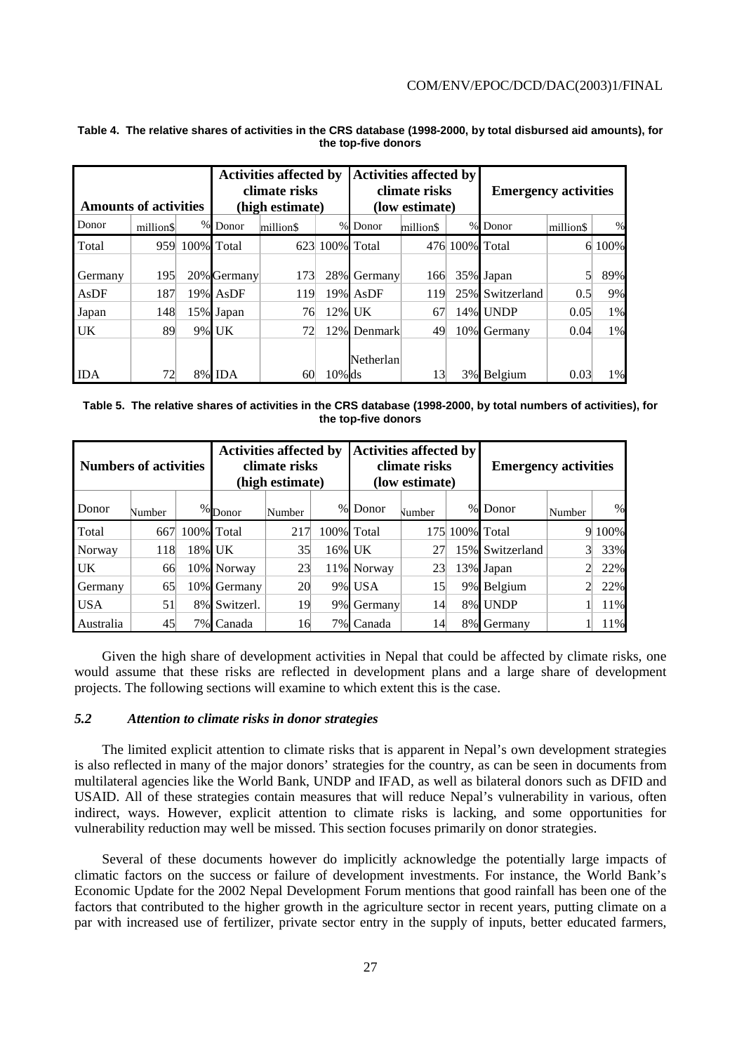**Table 4. The relative shares of activities in the CRS database (1998-2000, by total disbursed aid amounts), for the top-five donors**

| Amounts of activities | | | Activities affected by climate risks (high estimate) | | | Activities affected by climate risks (low estimate) | | | Emergency activities | | |
|---|---|---|---|---|---|---|---|---|---|---|---|
| Donor | million$ | % | Donor | million$ | % | Donor | million$ | % | Donor | million$ | % |
| Total | 959 | 100% | Total | 623 | 100% | Total | 476 | 100% | Total | 6 | 100% |
| Germany | 195 | 20% | Germany | 173 | 28% | Germany | 166 | 35% | Japan | 5 | 89% |
| AsDF | 187 | 19% | AsDF | 119 | 19% | AsDF | 119 | 25% | Switzerland | 0.5 | 9% |
| Japan | 148 | 15% | Japan | 76 | 12% | UK | 67 | 14% | UNDP | 0.05 | 1% |
| UK | 89 | 9% | UK | 72 | 12% | Denmark | 49 | 10% | Germany | 0.04 | 1% |
| IDA | 72 | 8% | IDA | 60 | 10% | Netherlands | 13 | 3% | Belgium | 0.03 | 1% |

**Table 5. The relative shares of activities in the CRS database (1998-2000, by total numbers of activities), for the top-five donors**

| Numbers of activities | | | Activities affected by climate risks (high estimate) | | | Activities affected by climate risks (low estimate) | | | Emergency activities | | |
|---|---|---|---|---|---|---|---|---|---|---|---|
| Donor | Number | % | Donor | Number | % | Donor | Number | % | Donor | Number | % |
| Total | 667 | 100% | Total | 217 | 100% | Total | 175 | 100% | Total | 9 | 100% |
| Norway | 118 | 18% | UK | 35 | 16% | UK | 27 | 15% | Switzerland | 3 | 33% |
| UK | 66 | 10% | Norway | 23 | 11% | Norway | 23 | 13% | Japan | 2 | 22% |
| Germany | 65 | 10% | Germany | 20 | 9% | USA | 15 | 9% | Belgium | 2 | 22% |
| USA | 51 | 8% | Switzerl. | 19 | 9% | Germany | 14 | 8% | UNDP | 1 | 11% |
| Australia | 45 | 7% | Canada | 16 | 7% | Canada | 14 | 8% | Germany | 1 | 11% |

Given the high share of development activities in Nepal that could be affected by climate risks, one would assume that these risks are reflected in development plans and a large share of development projects. The following sections will examine to which extent this is the case.

### *5.2 Attention to climate risks in donor strategies*

The limited explicit attention to climate risks that is apparent in Nepal's own development strategies is also reflected in many of the major donors' strategies for the country, as can be seen in documents from multilateral agencies like the World Bank, UNDP and IFAD, as well as bilateral donors such as DFID and USAID. All of these strategies contain measures that will reduce Nepal's vulnerability in various, often indirect, ways. However, explicit attention to climate risks is lacking, and some opportunities for vulnerability reduction may well be missed. This section focuses primarily on donor strategies.

Several of these documents however do implicitly acknowledge the potentially large impacts of climatic factors on the success or failure of development investments. For instance, the World Bank's Economic Update for the 2002 Nepal Development Forum mentions that good rainfall has been one of the factors that contributed to the higher growth in the agriculture sector in recent years, putting climate on a par with increased use of fertilizer, private sector entry in the supply of inputs, better educated farmers,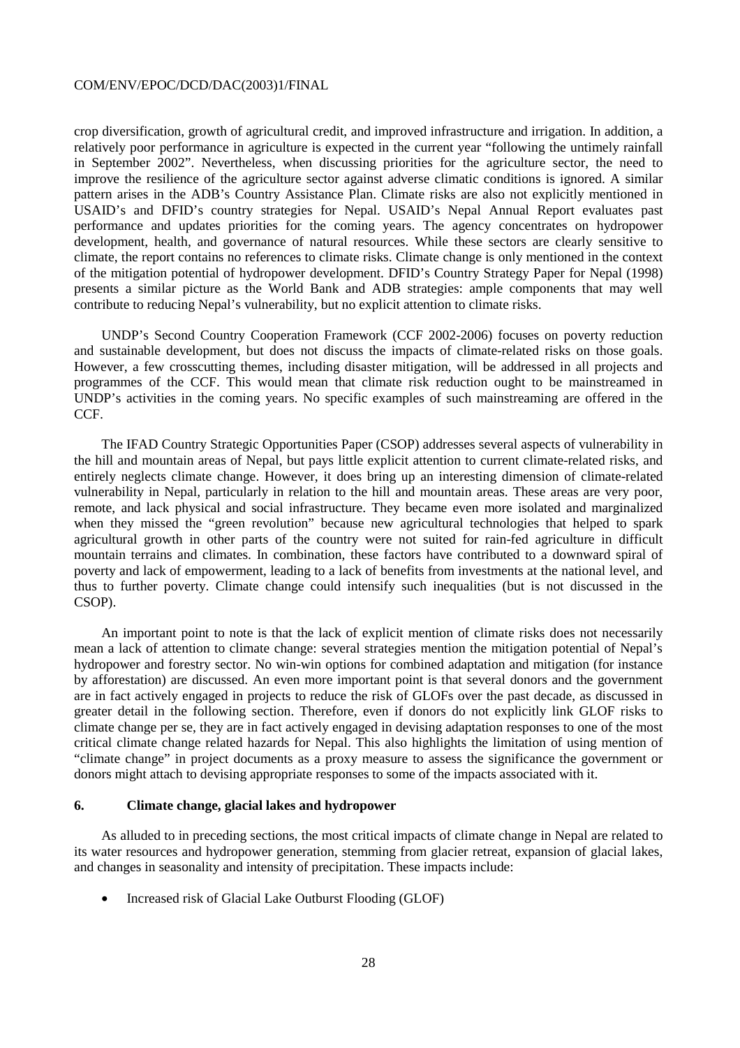crop diversification, growth of agricultural credit, and improved infrastructure and irrigation. In addition, a relatively poor performance in agriculture is expected in the current year "following the untimely rainfall in September 2002". Nevertheless, when discussing priorities for the agriculture sector, the need to improve the resilience of the agriculture sector against adverse climatic conditions is ignored. A similar pattern arises in the ADB's Country Assistance Plan. Climate risks are also not explicitly mentioned in USAID's and DFID's country strategies for Nepal. USAID's Nepal Annual Report evaluates past performance and updates priorities for the coming years. The agency concentrates on hydropower development, health, and governance of natural resources. While these sectors are clearly sensitive to climate, the report contains no references to climate risks. Climate change is only mentioned in the context of the mitigation potential of hydropower development. DFID's Country Strategy Paper for Nepal (1998) presents a similar picture as the World Bank and ADB strategies: ample components that may well contribute to reducing Nepal's vulnerability, but no explicit attention to climate risks.

UNDP's Second Country Cooperation Framework (CCF 2002-2006) focuses on poverty reduction and sustainable development, but does not discuss the impacts of climate-related risks on those goals. However, a few crosscutting themes, including disaster mitigation, will be addressed in all projects and programmes of the CCF. This would mean that climate risk reduction ought to be mainstreamed in UNDP's activities in the coming years. No specific examples of such mainstreaming are offered in the CCF.

The IFAD Country Strategic Opportunities Paper (CSOP) addresses several aspects of vulnerability in the hill and mountain areas of Nepal, but pays little explicit attention to current climate-related risks, and entirely neglects climate change. However, it does bring up an interesting dimension of climate-related vulnerability in Nepal, particularly in relation to the hill and mountain areas. These areas are very poor, remote, and lack physical and social infrastructure. They became even more isolated and marginalized when they missed the "green revolution" because new agricultural technologies that helped to spark agricultural growth in other parts of the country were not suited for rain-fed agriculture in difficult mountain terrains and climates. In combination, these factors have contributed to a downward spiral of poverty and lack of empowerment, leading to a lack of benefits from investments at the national level, and thus to further poverty. Climate change could intensify such inequalities (but is not discussed in the CSOP).

An important point to note is that the lack of explicit mention of climate risks does not necessarily mean a lack of attention to climate change: several strategies mention the mitigation potential of Nepal's hydropower and forestry sector. No win-win options for combined adaptation and mitigation (for instance by afforestation) are discussed. An even more important point is that several donors and the government are in fact actively engaged in projects to reduce the risk of GLOFs over the past decade, as discussed in greater detail in the following section. Therefore, even if donors do not explicitly link GLOF risks to climate change per se, they are in fact actively engaged in devising adaptation responses to one of the most critical climate change related hazards for Nepal. This also highlights the limitation of using mention of "climate change" in project documents as a proxy measure to assess the significance the government or donors might attach to devising appropriate responses to some of the impacts associated with it.

## 6. Climate change, glacial lakes and hydropower

As alluded to in preceding sections, the most critical impacts of climate change in Nepal are related to its water resources and hydropower generation, stemming from glacier retreat, expansion of glacial lakes, and changes in seasonality and intensity of precipitation. These impacts include:

- Increased risk of Glacial Lake Outburst Flooding (GLOF)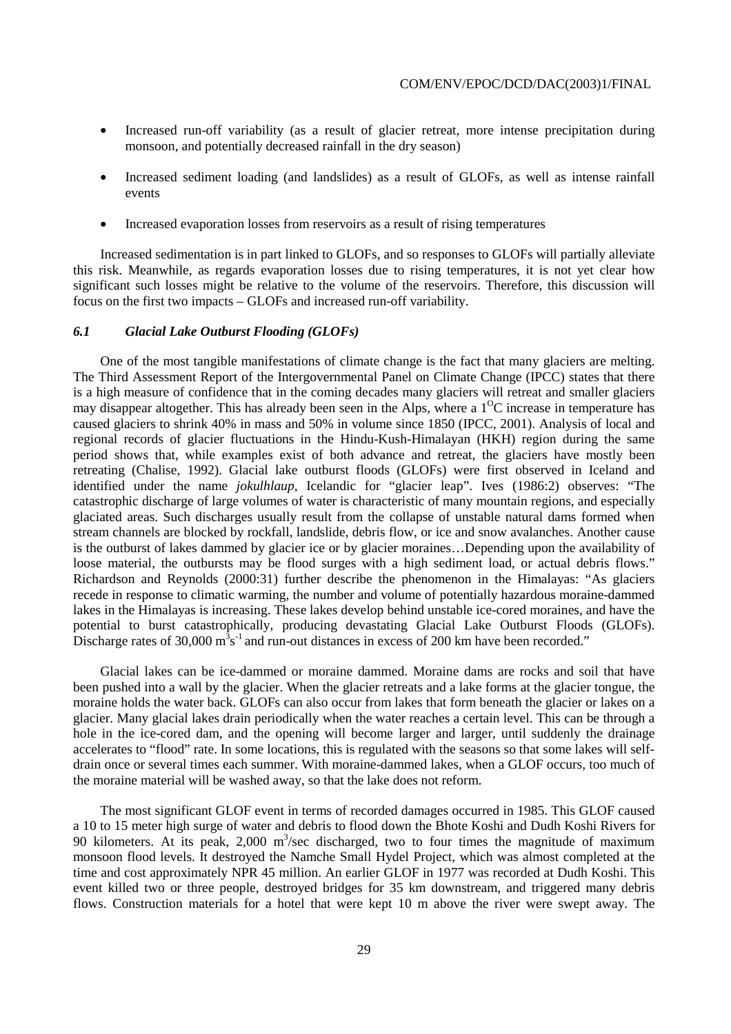- Increased run-off variability (as a result of glacier retreat, more intense precipitation during monsoon, and potentially decreased rainfall in the dry season)
- Increased sediment loading (and landslides) as a result of GLOFs, as well as intense rainfall events
- Increased evaporation losses from reservoirs as a result of rising temperatures

Increased sedimentation is in part linked to GLOFs, and so responses to GLOFs will partially alleviate this risk. Meanwhile, as regards evaporation losses due to rising temperatures, it is not yet clear how significant such losses might be relative to the volume of the reservoirs. Therefore, this discussion will focus on the first two impacts – GLOFs and increased run-off variability.

### *6.1 Glacial Lake Outburst Flooding (GLOFs)*

One of the most tangible manifestations of climate change is the fact that many glaciers are melting. The Third Assessment Report of the Intergovernmental Panel on Climate Change (IPCC) states that there is a high measure of confidence that in the coming decades many glaciers will retreat and smaller glaciers may disappear altogether. This has already been seen in the Alps, where a $1^{O}$C increase in temperature has caused glaciers to shrink 40% in mass and 50% in volume since 1850 (IPCC, 2001). Analysis of local and regional records of glacier fluctuations in the Hindu-Kush-Himalayan (HKH) region during the same period shows that, while examples exist of both advance and retreat, the glaciers have mostly been retreating (Chalise, 1992). Glacial lake outburst floods (GLOFs) were first observed in Iceland and identified under the name *jokulhlaup*, Icelandic for "glacier leap". Ives (1986:2) observes: "The catastrophic discharge of large volumes of water is characteristic of many mountain regions, and especially glaciated areas. Such discharges usually result from the collapse of unstable natural dams formed when stream channels are blocked by rockfall, landslide, debris flow, or ice and snow avalanches. Another cause is the outburst of lakes dammed by glacier ice or by glacier moraines…Depending upon the availability of loose material, the outbursts may be flood surges with a high sediment load, or actual debris flows." Richardson and Reynolds (2000:31) further describe the phenomenon in the Himalayas: "As glaciers recede in response to climatic warming, the number and volume of potentially hazardous moraine-dammed lakes in the Himalayas is increasing. These lakes develop behind unstable ice-cored moraines, and have the potential to burst catastrophically, producing devastating Glacial Lake Outburst Floods (GLOFs). Discharge rates of 30,000 $m^3s^{-1}$ and run-out distances in excess of 200 km have been recorded."

Glacial lakes can be ice-dammed or moraine dammed. Moraine dams are rocks and soil that have been pushed into a wall by the glacier. When the glacier retreats and a lake forms at the glacier tongue, the moraine holds the water back. GLOFs can also occur from lakes that form beneath the glacier or lakes on a glacier. Many glacial lakes drain periodically when the water reaches a certain level. This can be through a hole in the ice-cored dam, and the opening will become larger and larger, until suddenly the drainage accelerates to "flood" rate. In some locations, this is regulated with the seasons so that some lakes will self-drain once or several times each summer. With moraine-dammed lakes, when a GLOF occurs, too much of the moraine material will be washed away, so that the lake does not reform.

The most significant GLOF event in terms of recorded damages occurred in 1985. This GLOF caused a 10 to 15 meter high surge of water and debris to flood down the Bhote Koshi and Dudh Koshi Rivers for 90 kilometers. At its peak, 2,000 $m^3$/sec discharged, two to four times the magnitude of maximum monsoon flood levels. It destroyed the Namche Small Hydel Project, which was almost completed at the time and cost approximately NPR 45 million. An earlier GLOF in 1977 was recorded at Dudh Koshi. This event killed two or three people, destroyed bridges for 35 km downstream, and triggered many debris flows. Construction materials for a hotel that were kept 10 m above the river were swept away. The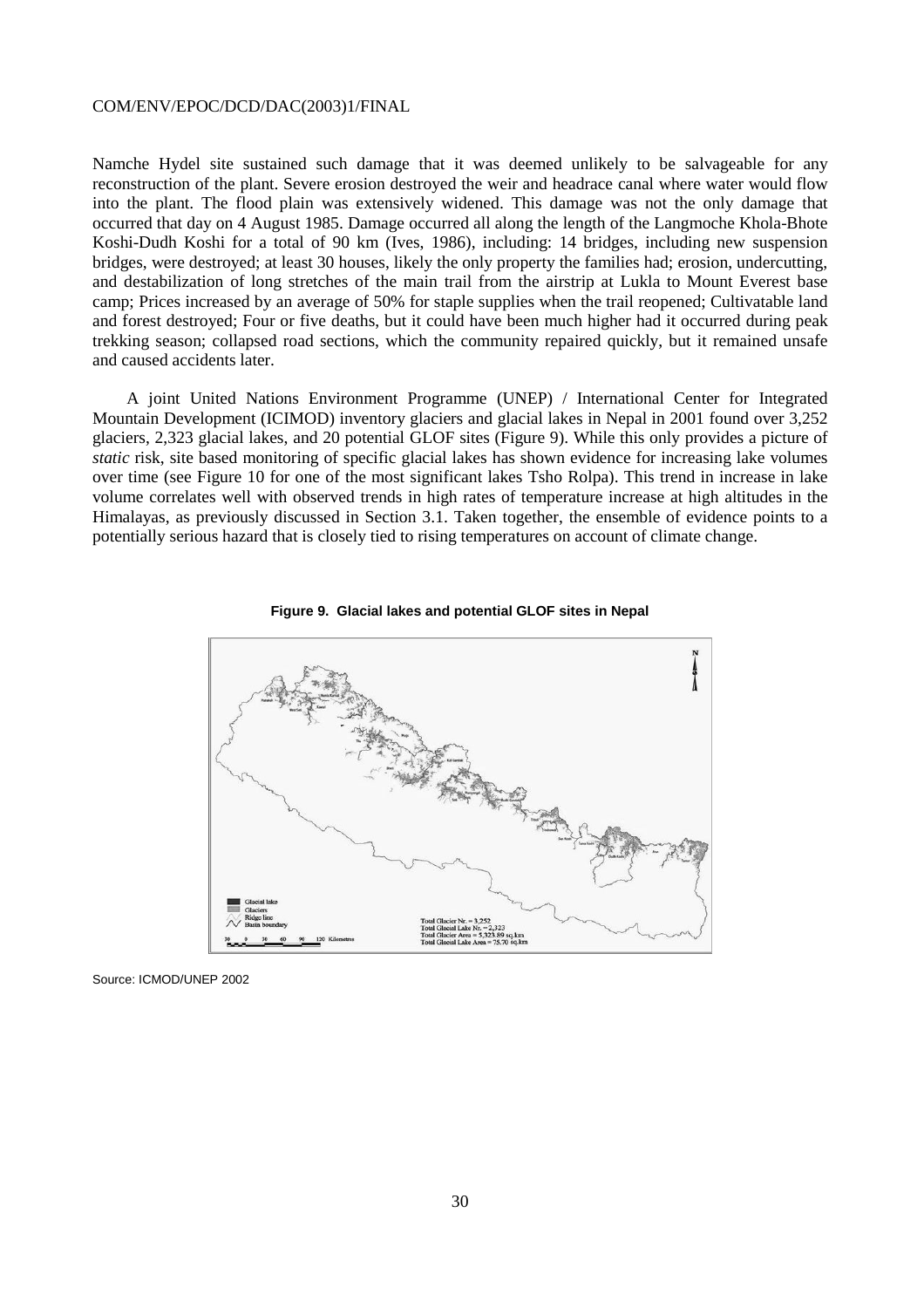Namche Hydel site sustained such damage that it was deemed unlikely to be salvageable for any reconstruction of the plant. Severe erosion destroyed the weir and headrace canal where water would flow into the plant. The flood plain was extensively widened. This damage was not the only damage that occurred that day on 4 August 1985. Damage occurred all along the length of the Langmoche Khola-Bhote Koshi-Dudh Koshi for a total of 90 km (Ives, 1986), including: 14 bridges, including new suspension bridges, were destroyed; at least 30 houses, likely the only property the families had; erosion, undercutting, and destabilization of long stretches of the main trail from the airstrip at Lukla to Mount Everest base camp; Prices increased by an average of 50% for staple supplies when the trail reopened; Cultivatable land and forest destroyed; Four or five deaths, but it could have been much higher had it occurred during peak trekking season; collapsed road sections, which the community repaired quickly, but it remained unsafe and caused accidents later.

A joint United Nations Environment Programme (UNEP) / International Center for Integrated Mountain Development (ICIMOD) inventory glaciers and glacial lakes in Nepal in 2001 found over 3,252 glaciers, 2,323 glacial lakes, and 20 potential GLOF sites (Figure 9). While this only provides a picture of *static* risk, site based monitoring of specific glacial lakes has shown evidence for increasing lake volumes over time (see Figure 10 for one of the most significant lakes Tsho Rolpa). This trend in increase in lake volume correlates well with observed trends in high rates of temperature increase at high altitudes in the Himalayas, as previously discussed in Section 3.1. Taken together, the ensemble of evidence points to a potentially serious hazard that is closely tied to rising temperatures on account of climate change.

**Figure 9. Glacial lakes and potential GLOF sites in Nepal**

Source: ICMOD/UNEP 2002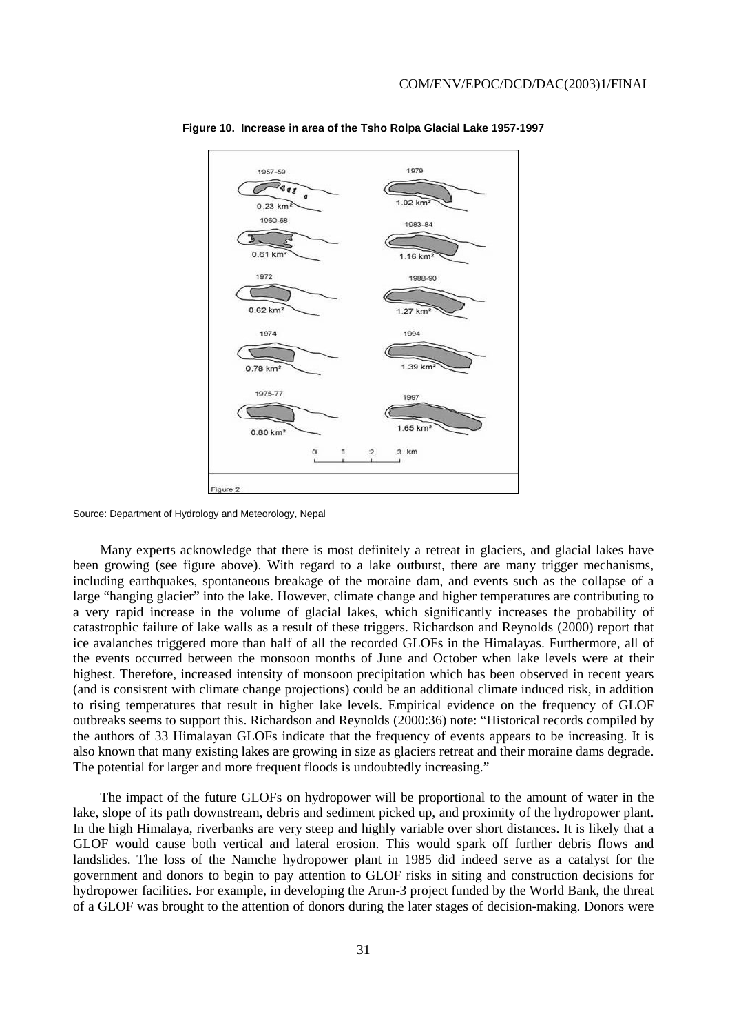**Figure 10. Increase in area of the Tsho Rolpa Glacial Lake 1957-1997**

Source: Department of Hydrology and Meteorology, Nepal

Many experts acknowledge that there is most definitely a retreat in glaciers, and glacial lakes have been growing (see figure above). With regard to a lake outburst, there are many trigger mechanisms, including earthquakes, spontaneous breakage of the moraine dam, and events such as the collapse of a large "hanging glacier" into the lake. However, climate change and higher temperatures are contributing to a very rapid increase in the volume of glacial lakes, which significantly increases the probability of catastrophic failure of lake walls as a result of these triggers. Richardson and Reynolds (2000) report that ice avalanches triggered more than half of all the recorded GLOFs in the Himalayas. Furthermore, all of the events occurred between the monsoon months of June and October when lake levels were at their highest. Therefore, increased intensity of monsoon precipitation which has been observed in recent years (and is consistent with climate change projections) could be an additional climate induced risk, in addition to rising temperatures that result in higher lake levels. Empirical evidence on the frequency of GLOF outbreaks seems to support this. Richardson and Reynolds (2000:36) note: "Historical records compiled by the authors of 33 Himalayan GLOFs indicate that the frequency of events appears to be increasing. It is also known that many existing lakes are growing in size as glaciers retreat and their moraine dams degrade. The potential for larger and more frequent floods is undoubtedly increasing."

The impact of the future GLOFs on hydropower will be proportional to the amount of water in the lake, slope of its path downstream, debris and sediment picked up, and proximity of the hydropower plant. In the high Himalaya, riverbanks are very steep and highly variable over short distances. It is likely that a GLOF would cause both vertical and lateral erosion. This would spark off further debris flows and landslides. The loss of the Namche hydropower plant in 1985 did indeed serve as a catalyst for the government and donors to begin to pay attention to GLOF risks in siting and construction decisions for hydropower facilities. For example, in developing the Arun-3 project funded by the World Bank, the threat of a GLOF was brought to the attention of donors during the later stages of decision-making. Donors were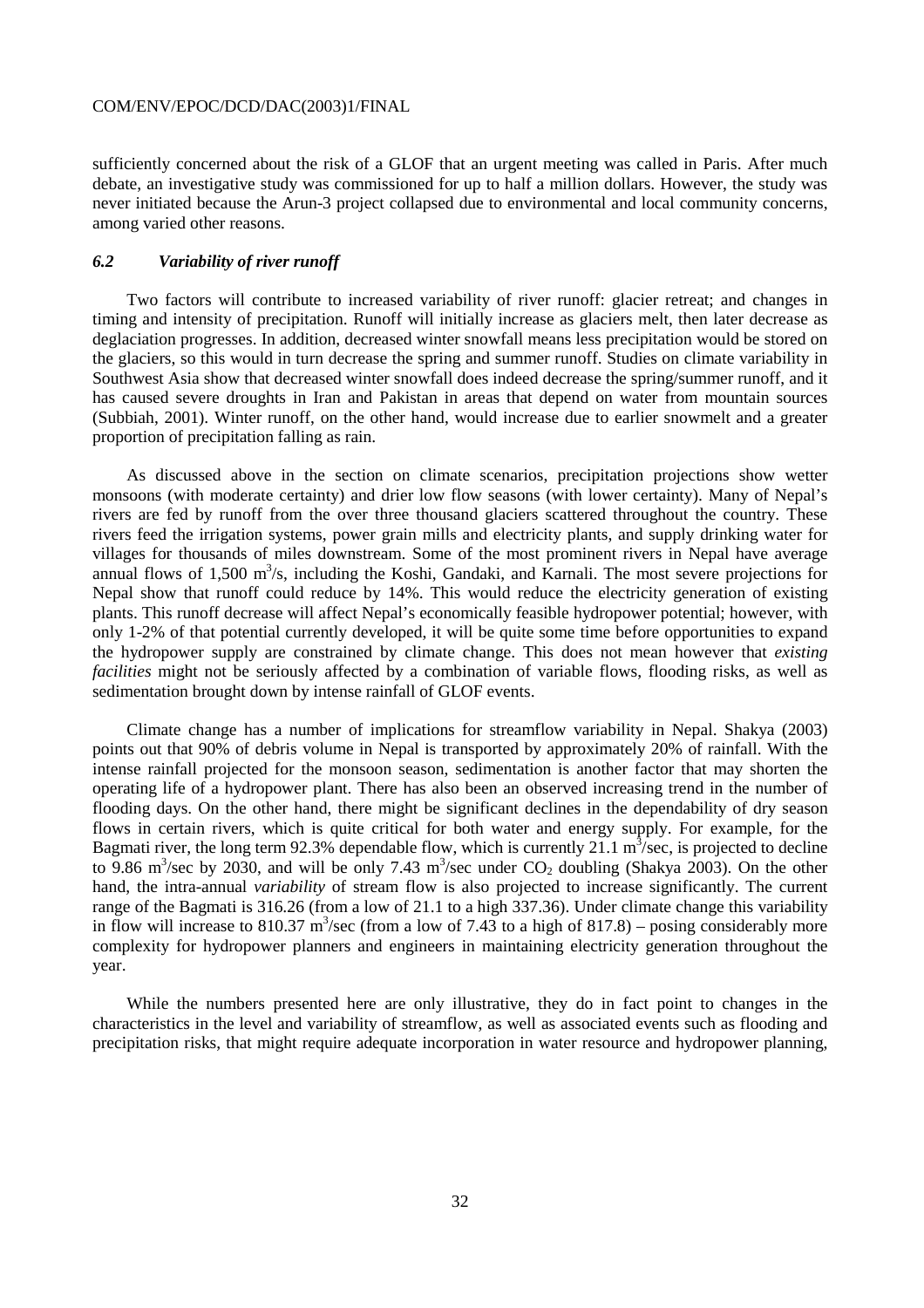sufficiently concerned about the risk of a GLOF that an urgent meeting was called in Paris. After much debate, an investigative study was commissioned for up to half a million dollars. However, the study was never initiated because the Arun-3 project collapsed due to environmental and local community concerns, among varied other reasons.

### *6.2 Variability of river runoff*

Two factors will contribute to increased variability of river runoff: glacier retreat; and changes in timing and intensity of precipitation. Runoff will initially increase as glaciers melt, then later decrease as deglaciation progresses. In addition, decreased winter snowfall means less precipitation would be stored on the glaciers, so this would in turn decrease the spring and summer runoff. Studies on climate variability in Southwest Asia show that decreased winter snowfall does indeed decrease the spring/summer runoff, and it has caused severe droughts in Iran and Pakistan in areas that depend on water from mountain sources (Subbiah, 2001). Winter runoff, on the other hand, would increase due to earlier snowmelt and a greater proportion of precipitation falling as rain.

As discussed above in the section on climate scenarios, precipitation projections show wetter monsoons (with moderate certainty) and drier low flow seasons (with lower certainty). Many of Nepal's rivers are fed by runoff from the over three thousand glaciers scattered throughout the country. These rivers feed the irrigation systems, power grain mills and electricity plants, and supply drinking water for villages for thousands of miles downstream. Some of the most prominent rivers in Nepal have average annual flows of 1,500 $m^3$/s, including the Koshi, Gandaki, and Karnali. The most severe projections for Nepal show that runoff could reduce by 14%. This would reduce the electricity generation of existing plants. This runoff decrease will affect Nepal's economically feasible hydropower potential; however, with only 1-2% of that potential currently developed, it will be quite some time before opportunities to expand the hydropower supply are constrained by climate change. This does not mean however that *existing facilities* might not be seriously affected by a combination of variable flows, flooding risks, as well as sedimentation brought down by intense rainfall of GLOF events.

Climate change has a number of implications for streamflow variability in Nepal. Shakya (2003) points out that 90% of debris volume in Nepal is transported by approximately 20% of rainfall. With the intense rainfall projected for the monsoon season, sedimentation is another factor that may shorten the operating life of a hydropower plant. There has also been an observed increasing trend in the number of flooding days. On the other hand, there might be significant declines in the dependability of dry season flows in certain rivers, which is quite critical for both water and energy supply. For example, for the Bagmati river, the long term 92.3% dependable flow, which is currently 21.1 $m^3$/sec, is projected to decline to 9.86 $m^3$/sec by 2030, and will be only 7.43 $m^3$/sec under $CO_2$ doubling (Shakya 2003). On the other hand, the intra-annual *variability* of stream flow is also projected to increase significantly. The current range of the Bagmati is 316.26 (from a low of 21.1 to a high 337.36). Under climate change this variability in flow will increase to 810.37 $m^3$/sec (from a low of 7.43 to a high of 817.8) – posing considerably more complexity for hydropower planners and engineers in maintaining electricity generation throughout the year.

While the numbers presented here are only illustrative, they do in fact point to changes in the characteristics in the level and variability of streamflow, as well as associated events such as flooding and precipitation risks, that might require adequate incorporation in water resource and hydropower planning,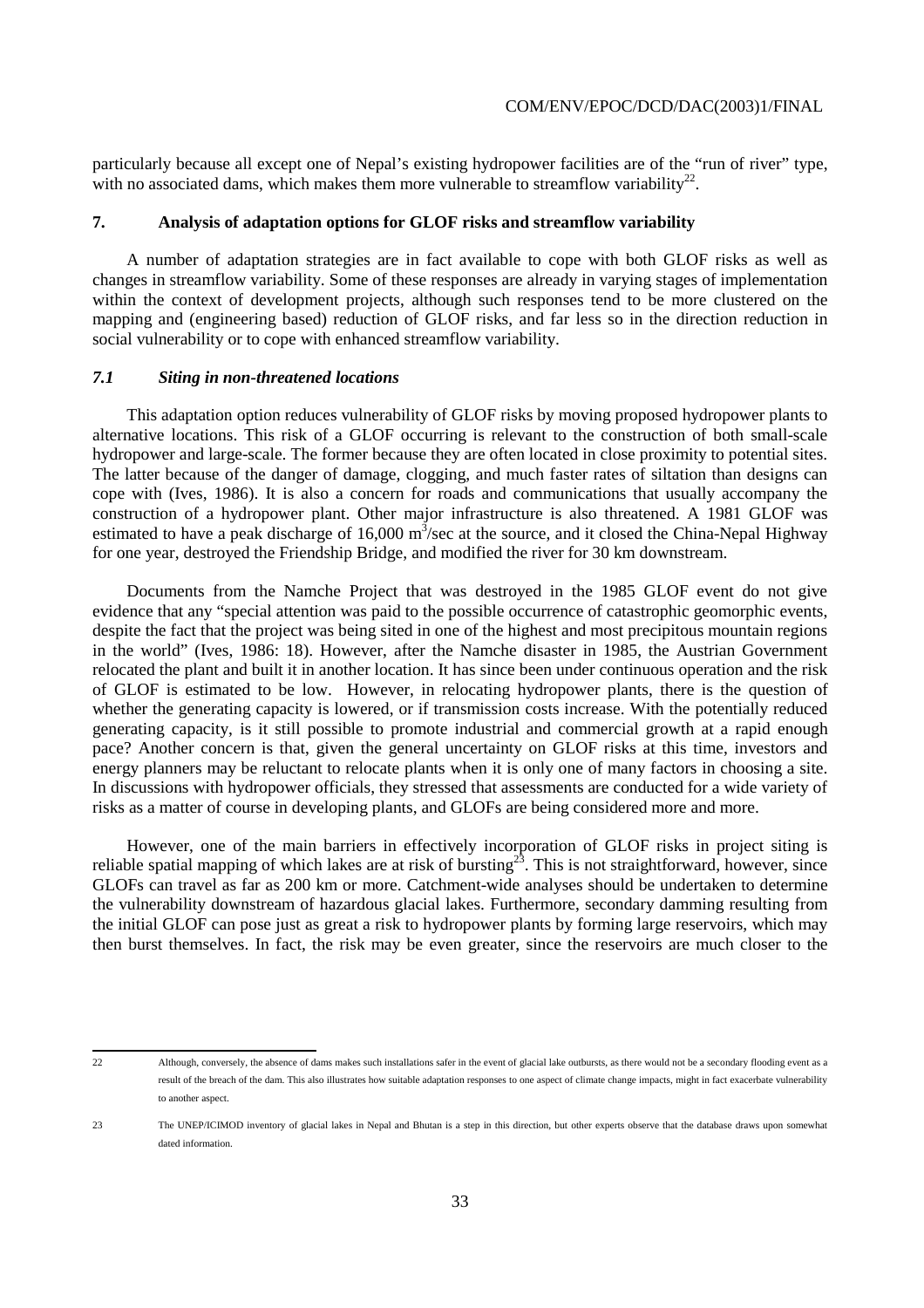particularly because all except one of Nepal's existing hydropower facilities are of the "run of river" type, with no associated dams, which makes them more vulnerable to streamflow variability[22].

## 7. Analysis of adaptation options for GLOF risks and streamflow variability

A number of adaptation strategies are in fact available to cope with both GLOF risks as well as changes in streamflow variability. Some of these responses are already in varying stages of implementation within the context of development projects, although such responses tend to be more clustered on the mapping and (engineering based) reduction of GLOF risks, and far less so in the direction reduction in social vulnerability or to cope with enhanced streamflow variability.

### *7.1 Siting in non-threatened locations*

This adaptation option reduces vulnerability of GLOF risks by moving proposed hydropower plants to alternative locations. This risk of a GLOF occurring is relevant to the construction of both small-scale hydropower and large-scale. The former because they are often located in close proximity to potential sites. The latter because of the danger of damage, clogging, and much faster rates of siltation than designs can cope with (Ives, 1986). It is also a concern for roads and communications that usually accompany the construction of a hydropower plant. Other major infrastructure is also threatened. A 1981 GLOF was estimated to have a peak discharge of 16,000 $m^3$/sec at the source, and it closed the China-Nepal Highway for one year, destroyed the Friendship Bridge, and modified the river for 30 km downstream.

Documents from the Namche Project that was destroyed in the 1985 GLOF event do not give evidence that any "special attention was paid to the possible occurrence of catastrophic geomorphic events, despite the fact that the project was being sited in one of the highest and most precipitous mountain regions in the world" (Ives, 1986: 18). However, after the Namche disaster in 1985, the Austrian Government relocated the plant and built it in another location. It has since been under continuous operation and the risk of GLOF is estimated to be low. However, in relocating hydropower plants, there is the question of whether the generating capacity is lowered, or if transmission costs increase. With the potentially reduced generating capacity, is it still possible to promote industrial and commercial growth at a rapid enough pace? Another concern is that, given the general uncertainty on GLOF risks at this time, investors and energy planners may be reluctant to relocate plants when it is only one of many factors in choosing a site. In discussions with hydropower officials, they stressed that assessments are conducted for a wide variety of risks as a matter of course in developing plants, and GLOFs are being considered more and more.

However, one of the main barriers in effectively incorporation of GLOF risks in project siting is reliable spatial mapping of which lakes are at risk of bursting[23]. This is not straightforward, however, since GLOFs can travel as far as 200 km or more. Catchment-wide analyses should be undertaken to determine the vulnerability downstream of hazardous glacial lakes. Furthermore, secondary damming resulting from the initial GLOF can pose just as great a risk to hydropower plants by forming large reservoirs, which may then burst themselves. In fact, the risk may be even greater, since the reservoirs are much closer to the

---

22 Although, conversely, the absence of dams makes such installations safer in the event of glacial lake outbursts, as there would not be a secondary flooding event as a result of the breach of the dam. This also illustrates how suitable adaptation responses to one aspect of climate change impacts, might in fact exacerbate vulnerability to another aspect.

23 The UNEP/ICIMOD inventory of glacial lakes in Nepal and Bhutan is a step in this direction, but other experts observe that the database draws upon somewhat dated information.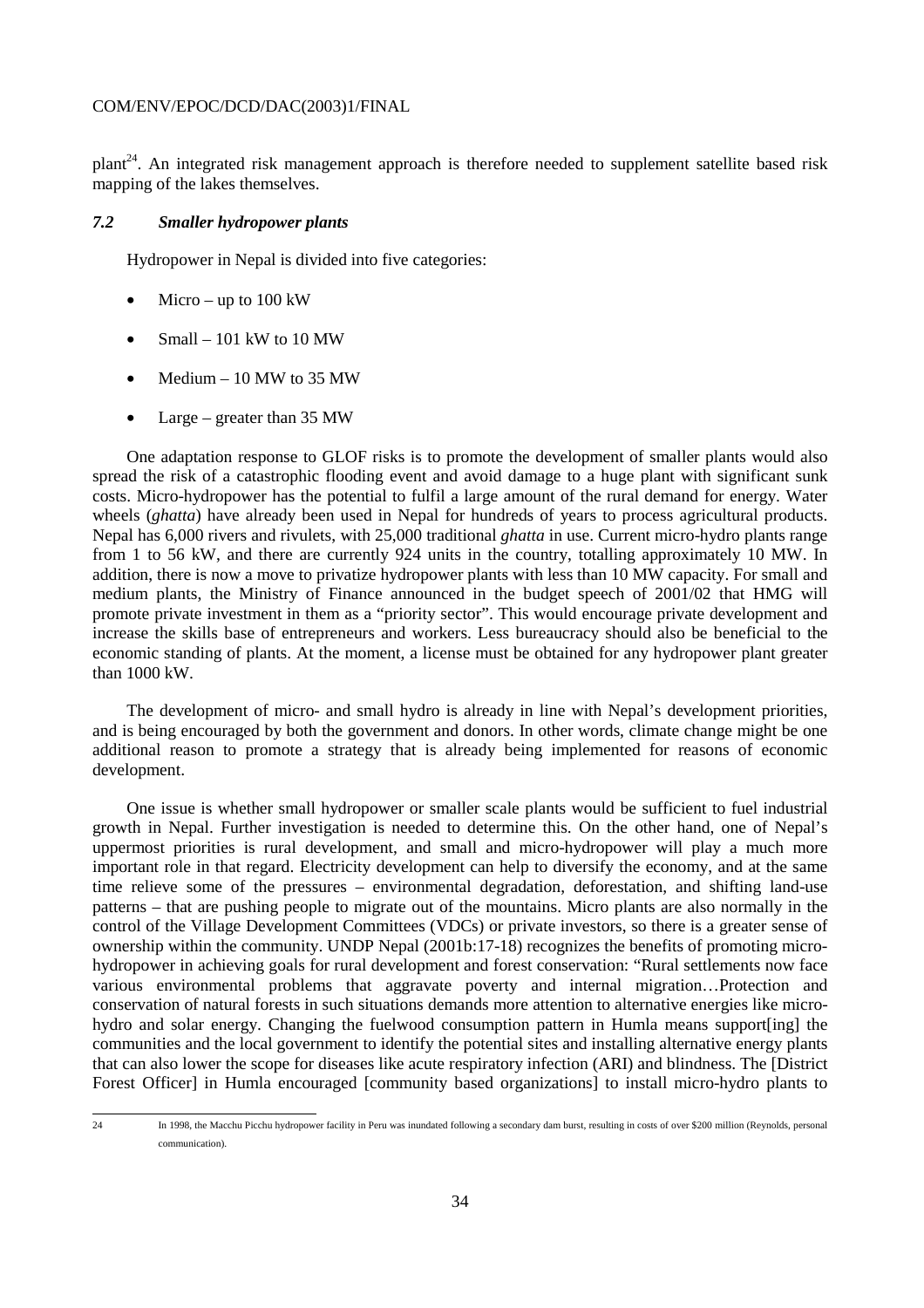plant[24]. An integrated risk management approach is therefore needed to supplement satellite based risk mapping of the lakes themselves.

### *7.2 Smaller hydropower plants*

Hydropower in Nepal is divided into five categories:

- Micro – up to 100 kW
- Small – 101 kW to 10 MW
- Medium – 10 MW to 35 MW
- Large – greater than 35 MW

One adaptation response to GLOF risks is to promote the development of smaller plants would also spread the risk of a catastrophic flooding event and avoid damage to a huge plant with significant sunk costs. Micro-hydropower has the potential to fulfil a large amount of the rural demand for energy. Water wheels (*ghatta*) have already been used in Nepal for hundreds of years to process agricultural products. Nepal has 6,000 rivers and rivulets, with 25,000 traditional *ghatta* in use. Current micro-hydro plants range from 1 to 56 kW, and there are currently 924 units in the country, totalling approximately 10 MW. In addition, there is now a move to privatize hydropower plants with less than 10 MW capacity. For small and medium plants, the Ministry of Finance announced in the budget speech of 2001/02 that HMG will promote private investment in them as a "priority sector". This would encourage private development and increase the skills base of entrepreneurs and workers. Less bureaucracy should also be beneficial to the economic standing of plants. At the moment, a license must be obtained for any hydropower plant greater than 1000 kW.

The development of micro- and small hydro is already in line with Nepal's development priorities, and is being encouraged by both the government and donors. In other words, climate change might be one additional reason to promote a strategy that is already being implemented for reasons of economic development.

One issue is whether small hydropower or smaller scale plants would be sufficient to fuel industrial growth in Nepal. Further investigation is needed to determine this. On the other hand, one of Nepal's uppermost priorities is rural development, and small and micro-hydropower will play a much more important role in that regard. Electricity development can help to diversify the economy, and at the same time relieve some of the pressures – environmental degradation, deforestation, and shifting land-use patterns – that are pushing people to migrate out of the mountains. Micro plants are also normally in the control of the Village Development Committees (VDCs) or private investors, so there is a greater sense of ownership within the community. UNDP Nepal (2001b:17-18) recognizes the benefits of promoting micro-hydropower in achieving goals for rural development and forest conservation: "Rural settlements now face various environmental problems that aggravate poverty and internal migration…Protection and conservation of natural forests in such situations demands more attention to alternative energies like micro-hydro and solar energy. Changing the fuelwood consumption pattern in Humla means support[ing] the communities and the local government to identify the potential sites and installing alternative energy plants that can also lower the scope for diseases like acute respiratory infection (ARI) and blindness. The [District Forest Officer] in Humla encouraged [community based organizations] to install micro-hydro plants to

---

24 In 1998, the Macchu Picchu hydropower facility in Peru was inundated following a secondary dam burst, resulting in costs of over $200 million (Reynolds, personal communication).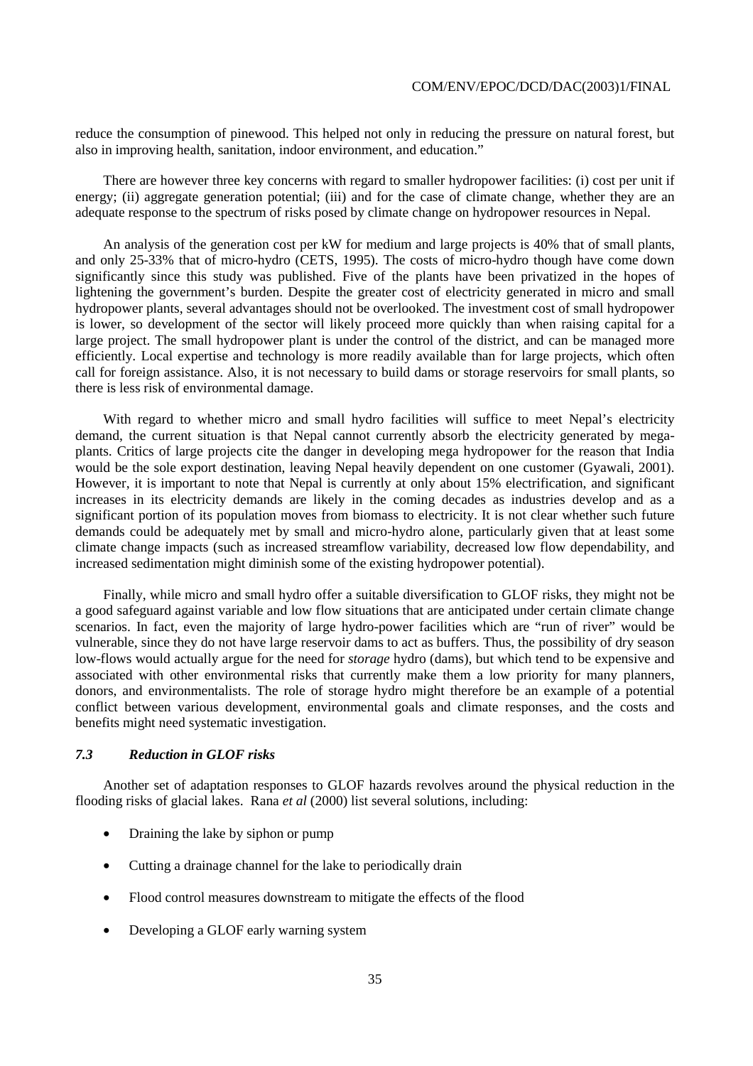reduce the consumption of pinewood. This helped not only in reducing the pressure on natural forest, but also in improving health, sanitation, indoor environment, and education."

There are however three key concerns with regard to smaller hydropower facilities: (i) cost per unit if energy; (ii) aggregate generation potential; (iii) and for the case of climate change, whether they are an adequate response to the spectrum of risks posed by climate change on hydropower resources in Nepal.

An analysis of the generation cost per kW for medium and large projects is 40% that of small plants, and only 25-33% that of micro-hydro (CETS, 1995). The costs of micro-hydro though have come down significantly since this study was published. Five of the plants have been privatized in the hopes of lightening the government's burden. Despite the greater cost of electricity generated in micro and small hydropower plants, several advantages should not be overlooked. The investment cost of small hydropower is lower, so development of the sector will likely proceed more quickly than when raising capital for a large project. The small hydropower plant is under the control of the district, and can be managed more efficiently. Local expertise and technology is more readily available than for large projects, which often call for foreign assistance. Also, it is not necessary to build dams or storage reservoirs for small plants, so there is less risk of environmental damage.

With regard to whether micro and small hydro facilities will suffice to meet Nepal's electricity demand, the current situation is that Nepal cannot currently absorb the electricity generated by mega-plants. Critics of large projects cite the danger in developing mega hydropower for the reason that India would be the sole export destination, leaving Nepal heavily dependent on one customer (Gyawali, 2001). However, it is important to note that Nepal is currently at only about 15% electrification, and significant increases in its electricity demands are likely in the coming decades as industries develop and as a significant portion of its population moves from biomass to electricity. It is not clear whether such future demands could be adequately met by small and micro-hydro alone, particularly given that at least some climate change impacts (such as increased streamflow variability, decreased low flow dependability, and increased sedimentation might diminish some of the existing hydropower potential).

Finally, while micro and small hydro offer a suitable diversification to GLOF risks, they might not be a good safeguard against variable and low flow situations that are anticipated under certain climate change scenarios. In fact, even the majority of large hydro-power facilities which are "run of river" would be vulnerable, since they do not have large reservoir dams to act as buffers. Thus, the possibility of dry season low-flows would actually argue for the need for *storage* hydro (dams), but which tend to be expensive and associated with other environmental risks that currently make them a low priority for many planners, donors, and environmentalists. The role of storage hydro might therefore be an example of a potential conflict between various development, environmental goals and climate responses, and the costs and benefits might need systematic investigation.

### *7.3 Reduction in GLOF risks*

Another set of adaptation responses to GLOF hazards revolves around the physical reduction in the flooding risks of glacial lakes. Rana *et al* (2000) list several solutions, including:

- Draining the lake by siphon or pump
- Cutting a drainage channel for the lake to periodically drain
- Flood control measures downstream to mitigate the effects of the flood
- Developing a GLOF early warning system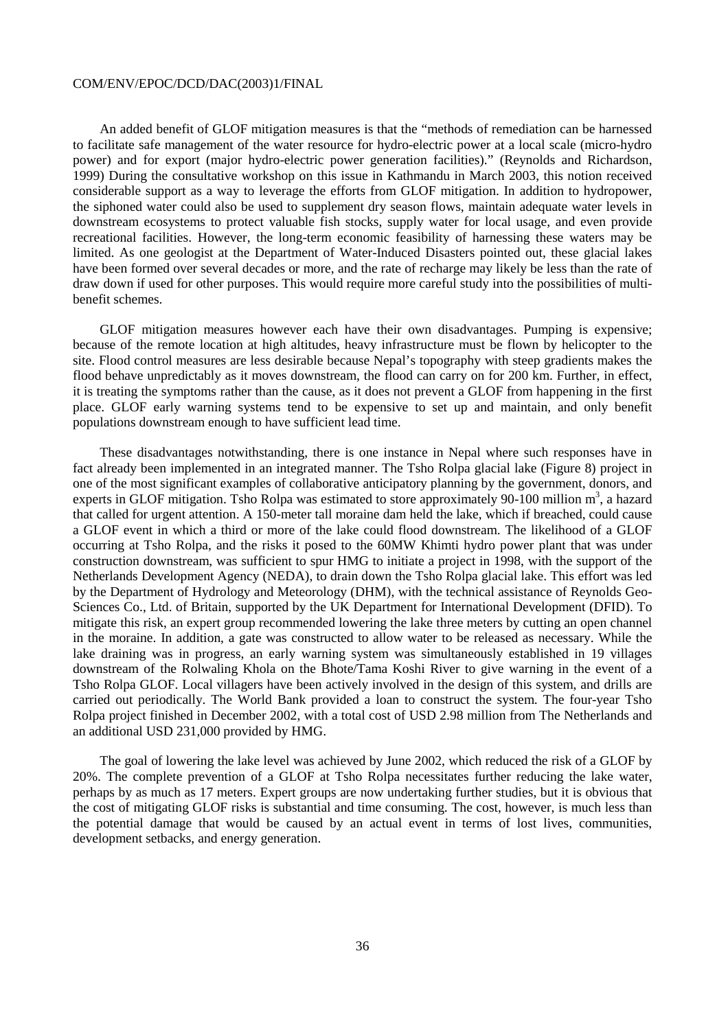An added benefit of GLOF mitigation measures is that the "methods of remediation can be harnessed to facilitate safe management of the water resource for hydro-electric power at a local scale (micro-hydro power) and for export (major hydro-electric power generation facilities)." (Reynolds and Richardson, 1999) During the consultative workshop on this issue in Kathmandu in March 2003, this notion received considerable support as a way to leverage the efforts from GLOF mitigation. In addition to hydropower, the siphoned water could also be used to supplement dry season flows, maintain adequate water levels in downstream ecosystems to protect valuable fish stocks, supply water for local usage, and even provide recreational facilities. However, the long-term economic feasibility of harnessing these waters may be limited. As one geologist at the Department of Water-Induced Disasters pointed out, these glacial lakes have been formed over several decades or more, and the rate of recharge may likely be less than the rate of draw down if used for other purposes. This would require more careful study into the possibilities of multi-benefit schemes.

GLOF mitigation measures however each have their own disadvantages. Pumping is expensive; because of the remote location at high altitudes, heavy infrastructure must be flown by helicopter to the site. Flood control measures are less desirable because Nepal's topography with steep gradients makes the flood behave unpredictably as it moves downstream, the flood can carry on for 200 km. Further, in effect, it is treating the symptoms rather than the cause, as it does not prevent a GLOF from happening in the first place. GLOF early warning systems tend to be expensive to set up and maintain, and only benefit populations downstream enough to have sufficient lead time.

These disadvantages notwithstanding, there is one instance in Nepal where such responses have in fact already been implemented in an integrated manner. The Tsho Rolpa glacial lake (Figure 8) project in one of the most significant examples of collaborative anticipatory planning by the government, donors, and experts in GLOF mitigation. Tsho Rolpa was estimated to store approximately 90-100 million $m^3$, a hazard that called for urgent attention. A 150-meter tall moraine dam held the lake, which if breached, could cause a GLOF event in which a third or more of the lake could flood downstream. The likelihood of a GLOF occurring at Tsho Rolpa, and the risks it posed to the 60MW Khimti hydro power plant that was under construction downstream, was sufficient to spur HMG to initiate a project in 1998, with the support of the Netherlands Development Agency (NEDA), to drain down the Tsho Rolpa glacial lake. This effort was led by the Department of Hydrology and Meteorology (DHM), with the technical assistance of Reynolds Geo-Sciences Co., Ltd. of Britain, supported by the UK Department for International Development (DFID). To mitigate this risk, an expert group recommended lowering the lake three meters by cutting an open channel in the moraine. In addition, a gate was constructed to allow water to be released as necessary. While the lake draining was in progress, an early warning system was simultaneously established in 19 villages downstream of the Rolwaling Khola on the Bhote/Tama Koshi River to give warning in the event of a Tsho Rolpa GLOF. Local villagers have been actively involved in the design of this system, and drills are carried out periodically. The World Bank provided a loan to construct the system. The four-year Tsho Rolpa project finished in December 2002, with a total cost of USD 2.98 million from The Netherlands and an additional USD 231,000 provided by HMG.

The goal of lowering the lake level was achieved by June 2002, which reduced the risk of a GLOF by 20%. The complete prevention of a GLOF at Tsho Rolpa necessitates further reducing the lake water, perhaps by as much as 17 meters. Expert groups are now undertaking further studies, but it is obvious that the cost of mitigating GLOF risks is substantial and time consuming. The cost, however, is much less than the potential damage that would be caused by an actual event in terms of lost lives, communities, development setbacks, and energy generation.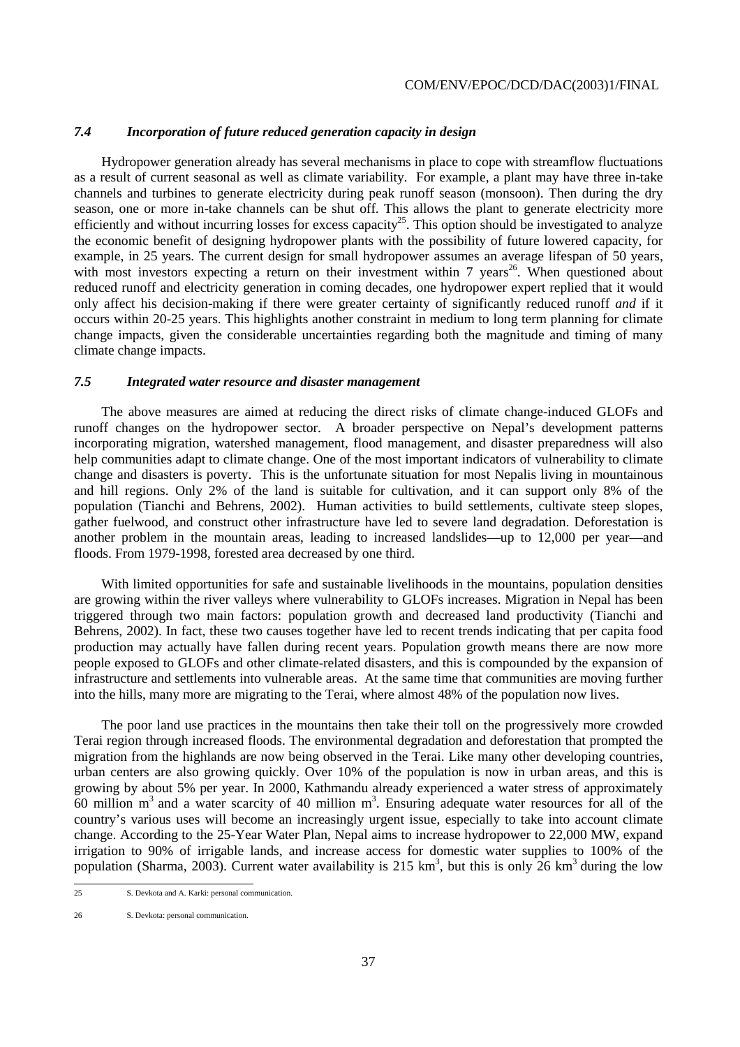### *7.4 Incorporation of future reduced generation capacity in design*

Hydropower generation already has several mechanisms in place to cope with streamflow fluctuations as a result of current seasonal as well as climate variability. For example, a plant may have three in-take channels and turbines to generate electricity during peak runoff season (monsoon). Then during the dry season, one or more in-take channels can be shut off. This allows the plant to generate electricity more efficiently and without incurring losses for excess capacity[25]. This option should be investigated to analyze the economic benefit of designing hydropower plants with the possibility of future lowered capacity, for example, in 25 years. The current design for small hydropower assumes an average lifespan of 50 years, with most investors expecting a return on their investment within 7 years[26]. When questioned about reduced runoff and electricity generation in coming decades, one hydropower expert replied that it would only affect his decision-making if there were greater certainty of significantly reduced runoff *and* if it occurs within 20-25 years. This highlights another constraint in medium to long term planning for climate change impacts, given the considerable uncertainties regarding both the magnitude and timing of many climate change impacts.

### *7.5 Integrated water resource and disaster management*

The above measures are aimed at reducing the direct risks of climate change-induced GLOFs and runoff changes on the hydropower sector. A broader perspective on Nepal's development patterns incorporating migration, watershed management, flood management, and disaster preparedness will also help communities adapt to climate change. One of the most important indicators of vulnerability to climate change and disasters is poverty. This is the unfortunate situation for most Nepalis living in mountainous and hill regions. Only 2% of the land is suitable for cultivation, and it can support only 8% of the population (Tianchi and Behrens, 2002). Human activities to build settlements, cultivate steep slopes, gather fuelwood, and construct other infrastructure have led to severe land degradation. Deforestation is another problem in the mountain areas, leading to increased landslides—up to 12,000 per year—and floods. From 1979-1998, forested area decreased by one third.

With limited opportunities for safe and sustainable livelihoods in the mountains, population densities are growing within the river valleys where vulnerability to GLOFs increases. Migration in Nepal has been triggered through two main factors: population growth and decreased land productivity (Tianchi and Behrens, 2002). In fact, these two causes together have led to recent trends indicating that per capita food production may actually have fallen during recent years. Population growth means there are now more people exposed to GLOFs and other climate-related disasters, and this is compounded by the expansion of infrastructure and settlements into vulnerable areas. At the same time that communities are moving further into the hills, many more are migrating to the Terai, where almost 48% of the population now lives.

The poor land use practices in the mountains then take their toll on the progressively more crowded Terai region through increased floods. The environmental degradation and deforestation that prompted the migration from the highlands are now being observed in the Terai. Like many other developing countries, urban centers are also growing quickly. Over 10% of the population is now in urban areas, and this is growing by about 5% per year. In 2000, Kathmandu already experienced a water stress of approximately 60 million $m^3$ and a water scarcity of 40 million $m^3$. Ensuring adequate water resources for all of the country's various uses will become an increasingly urgent issue, especially to take into account climate change. According to the 25-Year Water Plan, Nepal aims to increase hydropower to 22,000 MW, expand irrigation to 90% of irrigable lands, and increase access for domestic water supplies to 100% of the population (Sharma, 2003). Current water availability is 215 $km^3$, but this is only 26 $km^3$ during the low

---

25 S. Devkota and A. Karki: personal communication.

26 S. Devkota: personal communication.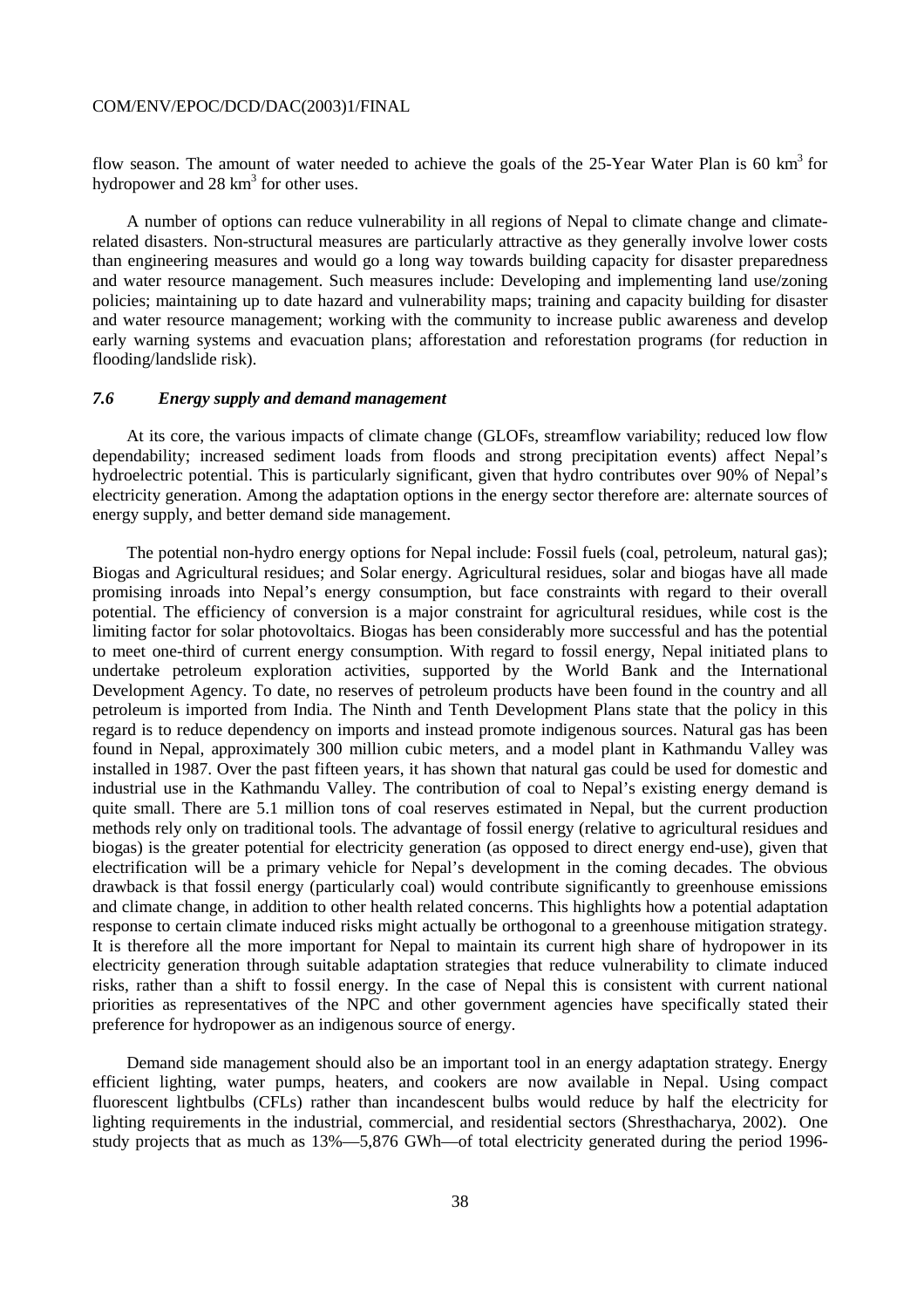flow season. The amount of water needed to achieve the goals of the 25-Year Water Plan is 60 $km^3$ for hydropower and 28 $km^3$ for other uses.

A number of options can reduce vulnerability in all regions of Nepal to climate change and climate-related disasters. Non-structural measures are particularly attractive as they generally involve lower costs than engineering measures and would go a long way towards building capacity for disaster preparedness and water resource management. Such measures include: Developing and implementing land use/zoning policies; maintaining up to date hazard and vulnerability maps; training and capacity building for disaster and water resource management; working with the community to increase public awareness and develop early warning systems and evacuation plans; afforestation and reforestation programs (for reduction in flooding/landslide risk).

### *7.6 Energy supply and demand management*

At its core, the various impacts of climate change (GLOFs, streamflow variability; reduced low flow dependability; increased sediment loads from floods and strong precipitation events) affect Nepal's hydroelectric potential. This is particularly significant, given that hydro contributes over 90% of Nepal's electricity generation. Among the adaptation options in the energy sector therefore are: alternate sources of energy supply, and better demand side management.

The potential non-hydro energy options for Nepal include: Fossil fuels (coal, petroleum, natural gas); Biogas and Agricultural residues; and Solar energy. Agricultural residues, solar and biogas have all made promising inroads into Nepal's energy consumption, but face constraints with regard to their overall potential. The efficiency of conversion is a major constraint for agricultural residues, while cost is the limiting factor for solar photovoltaics. Biogas has been considerably more successful and has the potential to meet one-third of current energy consumption. With regard to fossil energy, Nepal initiated plans to undertake petroleum exploration activities, supported by the World Bank and the International Development Agency. To date, no reserves of petroleum products have been found in the country and all petroleum is imported from India. The Ninth and Tenth Development Plans state that the policy in this regard is to reduce dependency on imports and instead promote indigenous sources. Natural gas has been found in Nepal, approximately 300 million cubic meters, and a model plant in Kathmandu Valley was installed in 1987. Over the past fifteen years, it has shown that natural gas could be used for domestic and industrial use in the Kathmandu Valley. The contribution of coal to Nepal's existing energy demand is quite small. There are 5.1 million tons of coal reserves estimated in Nepal, but the current production methods rely only on traditional tools. The advantage of fossil energy (relative to agricultural residues and biogas) is the greater potential for electricity generation (as opposed to direct energy end-use), given that electrification will be a primary vehicle for Nepal's development in the coming decades. The obvious drawback is that fossil energy (particularly coal) would contribute significantly to greenhouse emissions and climate change, in addition to other health related concerns. This highlights how a potential adaptation response to certain climate induced risks might actually be orthogonal to a greenhouse mitigation strategy. It is therefore all the more important for Nepal to maintain its current high share of hydropower in its electricity generation through suitable adaptation strategies that reduce vulnerability to climate induced risks, rather than a shift to fossil energy. In the case of Nepal this is consistent with current national priorities as representatives of the NPC and other government agencies have specifically stated their preference for hydropower as an indigenous source of energy.

Demand side management should also be an important tool in an energy adaptation strategy. Energy efficient lighting, water pumps, heaters, and cookers are now available in Nepal. Using compact fluorescent lightbulbs (CFLs) rather than incandescent bulbs would reduce by half the electricity for lighting requirements in the industrial, commercial, and residential sectors (Shresthacharya, 2002). One study projects that as much as 13%—5,876 GWh—of total electricity generated during the period 1996-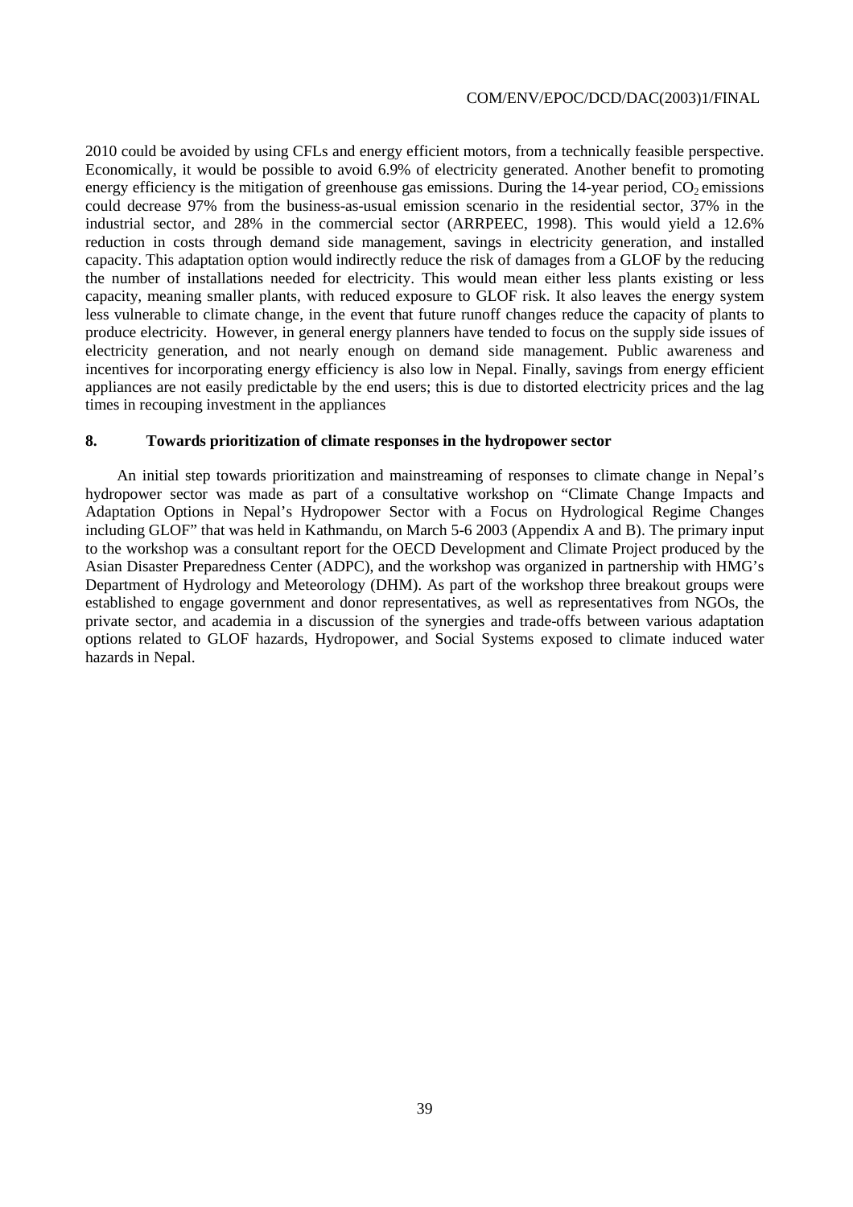2010 could be avoided by using CFLs and energy efficient motors, from a technically feasible perspective. Economically, it would be possible to avoid 6.9% of electricity generated. Another benefit to promoting energy efficiency is the mitigation of greenhouse gas emissions. During the 14-year period, $CO_2$ emissions could decrease 97% from the business-as-usual emission scenario in the residential sector, 37% in the industrial sector, and 28% in the commercial sector (ARRPEEC, 1998). This would yield a 12.6% reduction in costs through demand side management, savings in electricity generation, and installed capacity. This adaptation option would indirectly reduce the risk of damages from a GLOF by the reducing the number of installations needed for electricity. This would mean either less plants existing or less capacity, meaning smaller plants, with reduced exposure to GLOF risk. It also leaves the energy system less vulnerable to climate change, in the event that future runoff changes reduce the capacity of plants to produce electricity. However, in general energy planners have tended to focus on the supply side issues of electricity generation, and not nearly enough on demand side management. Public awareness and incentives for incorporating energy efficiency is also low in Nepal. Finally, savings from energy efficient appliances are not easily predictable by the end users; this is due to distorted electricity prices and the lag times in recouping investment in the appliances

## 8. Towards prioritization of climate responses in the hydropower sector

An initial step towards prioritization and mainstreaming of responses to climate change in Nepal's hydropower sector was made as part of a consultative workshop on "Climate Change Impacts and Adaptation Options in Nepal's Hydropower Sector with a Focus on Hydrological Regime Changes including GLOF" that was held in Kathmandu, on March 5-6 2003 (Appendix A and B). The primary input to the workshop was a consultant report for the OECD Development and Climate Project produced by the Asian Disaster Preparedness Center (ADPC), and the workshop was organized in partnership with HMG's Department of Hydrology and Meteorology (DHM). As part of the workshop three breakout groups were established to engage government and donor representatives, as well as representatives from NGOs, the private sector, and academia in a discussion of the synergies and trade-offs between various adaptation options related to GLOF hazards, Hydropower, and Social Systems exposed to climate induced water hazards in Nepal.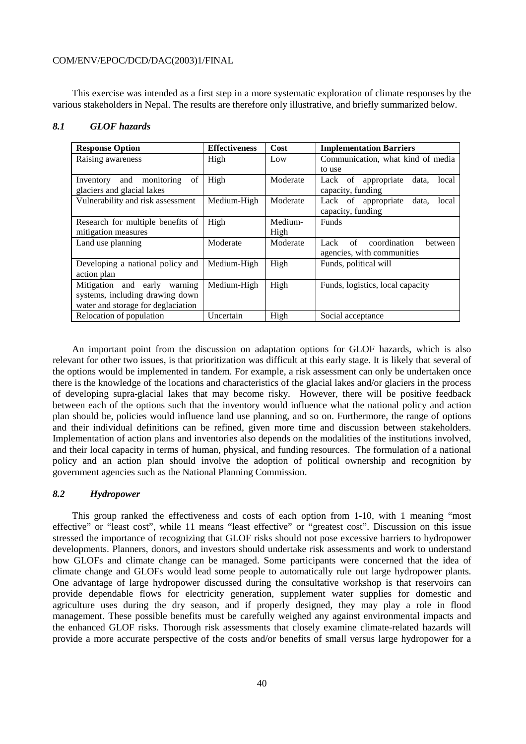This exercise was intended as a first step in a more systematic exploration of climate responses by the various stakeholders in Nepal. The results are therefore only illustrative, and briefly summarized below.

### *8.1 GLOF hazards*

| Response Option | Effectiveness | Cost | Implementation Barriers |
|---|---|---|---|
| Raising awareness | High | Low | Communication, what kind of media to use |
| Inventory and monitoring of glaciers and glacial lakes | High | Moderate | Lack of appropriate data, local capacity, funding |
| Vulnerability and risk assessment | Medium-High | Moderate | Lack of appropriate data, local capacity, funding |
| Research for multiple benefits of mitigation measures | High | Medium-High | Funds |
| Land use planning | Moderate | Moderate | Lack of coordination between agencies, with communities |
| Developing a national policy and action plan | Medium-High | High | Funds, political will |
| Mitigation and early warning systems, including drawing down water and storage for deglaciation | Medium-High | High | Funds, logistics, local capacity |
| Relocation of population | Uncertain | High | Social acceptance |

An important point from the discussion on adaptation options for GLOF hazards, which is also relevant for other two issues, is that prioritization was difficult at this early stage. It is likely that several of the options would be implemented in tandem. For example, a risk assessment can only be undertaken once there is the knowledge of the locations and characteristics of the glacial lakes and/or glaciers in the process of developing supra-glacial lakes that may become risky. However, there will be positive feedback between each of the options such that the inventory would influence what the national policy and action plan should be, policies would influence land use planning, and so on. Furthermore, the range of options and their individual definitions can be refined, given more time and discussion between stakeholders. Implementation of action plans and inventories also depends on the modalities of the institutions involved, and their local capacity in terms of human, physical, and funding resources. The formulation of a national policy and an action plan should involve the adoption of political ownership and recognition by government agencies such as the National Planning Commission.

### *8.2 Hydropower*

This group ranked the effectiveness and costs of each option from 1-10, with 1 meaning "most effective" or "least cost", while 11 means "least effective" or "greatest cost". Discussion on this issue stressed the importance of recognizing that GLOF risks should not pose excessive barriers to hydropower developments. Planners, donors, and investors should undertake risk assessments and work to understand how GLOFs and climate change can be managed. Some participants were concerned that the idea of climate change and GLOFs would lead some people to automatically rule out large hydropower plants. One advantage of large hydropower discussed during the consultative workshop is that reservoirs can provide dependable flows for electricity generation, supplement water supplies for domestic and agriculture uses during the dry season, and if properly designed, they may play a role in flood management. These possible benefits must be carefully weighed any against environmental impacts and the enhanced GLOF risks. Thorough risk assessments that closely examine climate-related hazards will provide a more accurate perspective of the costs and/or benefits of small versus large hydropower for a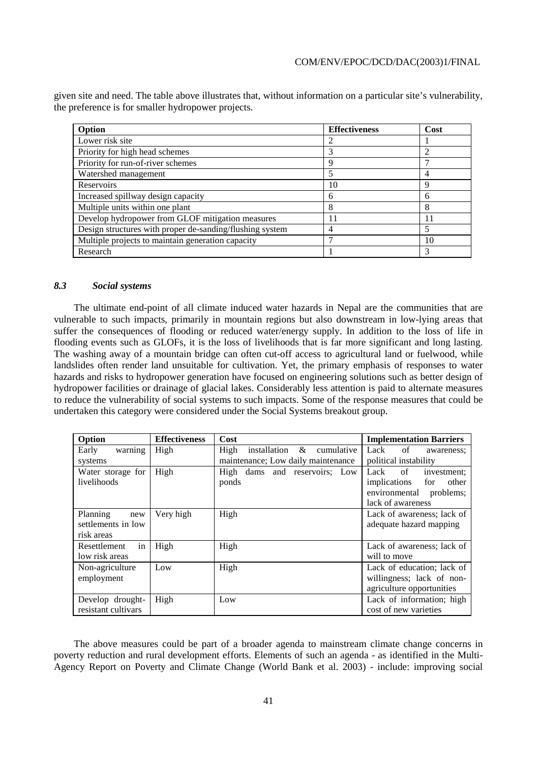given site and need. The table above illustrates that, without information on a particular site's vulnerability, the preference is for smaller hydropower projects.

| Option | Effectiveness | Cost |
|---|---|---|
| Lower risk site | 2 | 1 |
| Priority for high head schemes | 3 | 2 |
| Priority for run-of-river schemes | 9 | 7 |
| Watershed management | 5 | 4 |
| Reservoirs | 10 | 9 |
| Increased spillway design capacity | 6 | 6 |
| Multiple units within one plant | 8 | 8 |
| Develop hydropower from GLOF mitigation measures | 11 | 11 |
| Design structures with proper de-sanding/flushing system | 4 | 5 |
| Multiple projects to maintain generation capacity | 7 | 10 |
| Research | 1 | 3 |

### *8.3 Social systems*

The ultimate end-point of all climate induced water hazards in Nepal are the communities that are vulnerable to such impacts, primarily in mountain regions but also downstream in low-lying areas that suffer the consequences of flooding or reduced water/energy supply. In addition to the loss of life in flooding events such as GLOFs, it is the loss of livelihoods that is far more significant and long lasting. The washing away of a mountain bridge can often cut-off access to agricultural land or fuelwood, while landslides often render land unsuitable for cultivation. Yet, the primary emphasis of responses to water hazards and risks to hydropower generation have focused on engineering solutions such as better design of hydropower facilities or drainage of glacial lakes. Considerably less attention is paid to alternate measures to reduce the vulnerability of social systems to such impacts. Some of the response measures that could be undertaken this category were considered under the Social Systems breakout group.

| Option | Effectiveness | Cost | Implementation Barriers |
|---|---|---|---|
| Early warning systems | High | High installation & cumulative maintenance; Low daily maintenance | Lack of awareness; political instability |
| Water storage for livelihoods | High | High dams and reservoirs; Low ponds | Lack of investment; implications for other environmental problems; lack of awareness |
| Planning new settlements in low risk areas | Very high | High | Lack of awareness; lack of adequate hazard mapping |
| Resettlement in low risk areas | High | High | Lack of awareness; lack of will to move |
| Non-agriculture employment | Low | High | Lack of education; lack of willingness; lack of non-agriculture opportunities |
| Develop drought-resistant cultivars | High | Low | Lack of information; high cost of new varieties |

The above measures could be part of a broader agenda to mainstream climate change concerns in poverty reduction and rural development efforts. Elements of such an agenda - as identified in the Multi-Agency Report on Poverty and Climate Change (World Bank et al. 2003) - include: improving social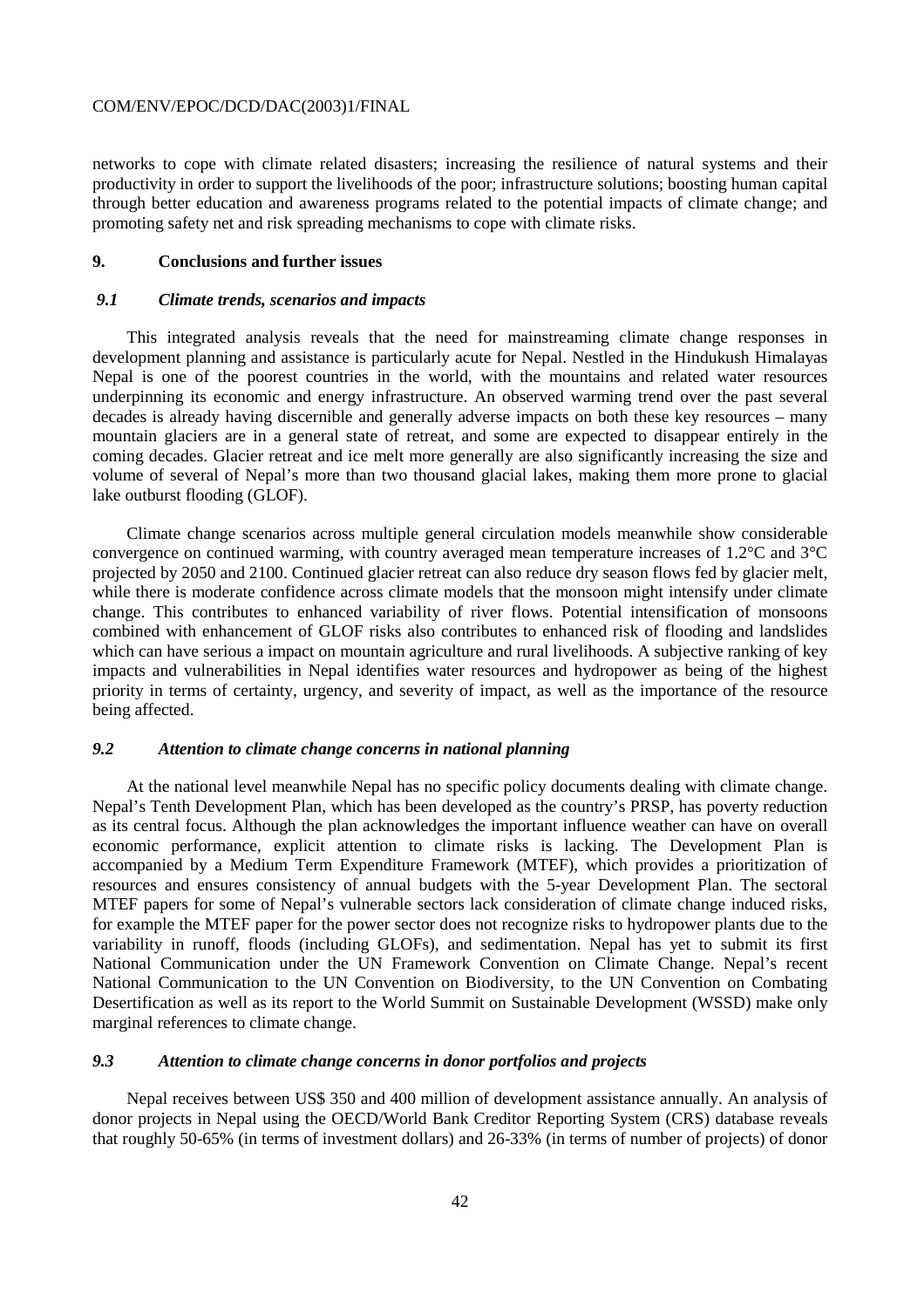networks to cope with climate related disasters; increasing the resilience of natural systems and their productivity in order to support the livelihoods of the poor; infrastructure solutions; boosting human capital through better education and awareness programs related to the potential impacts of climate change; and promoting safety net and risk spreading mechanisms to cope with climate risks.

## 9. Conclusions and further issues

### *9.1 Climate trends, scenarios and impacts*

This integrated analysis reveals that the need for mainstreaming climate change responses in development planning and assistance is particularly acute for Nepal. Nestled in the Hindukush Himalayas Nepal is one of the poorest countries in the world, with the mountains and related water resources underpinning its economic and energy infrastructure. An observed warming trend over the past several decades is already having discernible and generally adverse impacts on both these key resources – many mountain glaciers are in a general state of retreat, and some are expected to disappear entirely in the coming decades. Glacier retreat and ice melt more generally are also significantly increasing the size and volume of several of Nepal's more than two thousand glacial lakes, making them more prone to glacial lake outburst flooding (GLOF).

Climate change scenarios across multiple general circulation models meanwhile show considerable convergence on continued warming, with country averaged mean temperature increases of 1.2°C and 3°C projected by 2050 and 2100. Continued glacier retreat can also reduce dry season flows fed by glacier melt, while there is moderate confidence across climate models that the monsoon might intensify under climate change. This contributes to enhanced variability of river flows. Potential intensification of monsoons combined with enhancement of GLOF risks also contributes to enhanced risk of flooding and landslides which can have serious a impact on mountain agriculture and rural livelihoods. A subjective ranking of key impacts and vulnerabilities in Nepal identifies water resources and hydropower as being of the highest priority in terms of certainty, urgency, and severity of impact, as well as the importance of the resource being affected.

### *9.2 Attention to climate change concerns in national planning*

At the national level meanwhile Nepal has no specific policy documents dealing with climate change. Nepal's Tenth Development Plan, which has been developed as the country's PRSP, has poverty reduction as its central focus. Although the plan acknowledges the important influence weather can have on overall economic performance, explicit attention to climate risks is lacking. The Development Plan is accompanied by a Medium Term Expenditure Framework (MTEF), which provides a prioritization of resources and ensures consistency of annual budgets with the 5-year Development Plan. The sectoral MTEF papers for some of Nepal's vulnerable sectors lack consideration of climate change induced risks, for example the MTEF paper for the power sector does not recognize risks to hydropower plants due to the variability in runoff, floods (including GLOFs), and sedimentation. Nepal has yet to submit its first National Communication under the UN Framework Convention on Climate Change. Nepal's recent National Communication to the UN Convention on Biodiversity, to the UN Convention on Combating Desertification as well as its report to the World Summit on Sustainable Development (WSSD) make only marginal references to climate change.

### *9.3 Attention to climate change concerns in donor portfolios and projects*

Nepal receives between US$ 350 and 400 million of development assistance annually. An analysis of donor projects in Nepal using the OECD/World Bank Creditor Reporting System (CRS) database reveals that roughly 50-65% (in terms of investment dollars) and 26-33% (in terms of number of projects) of donor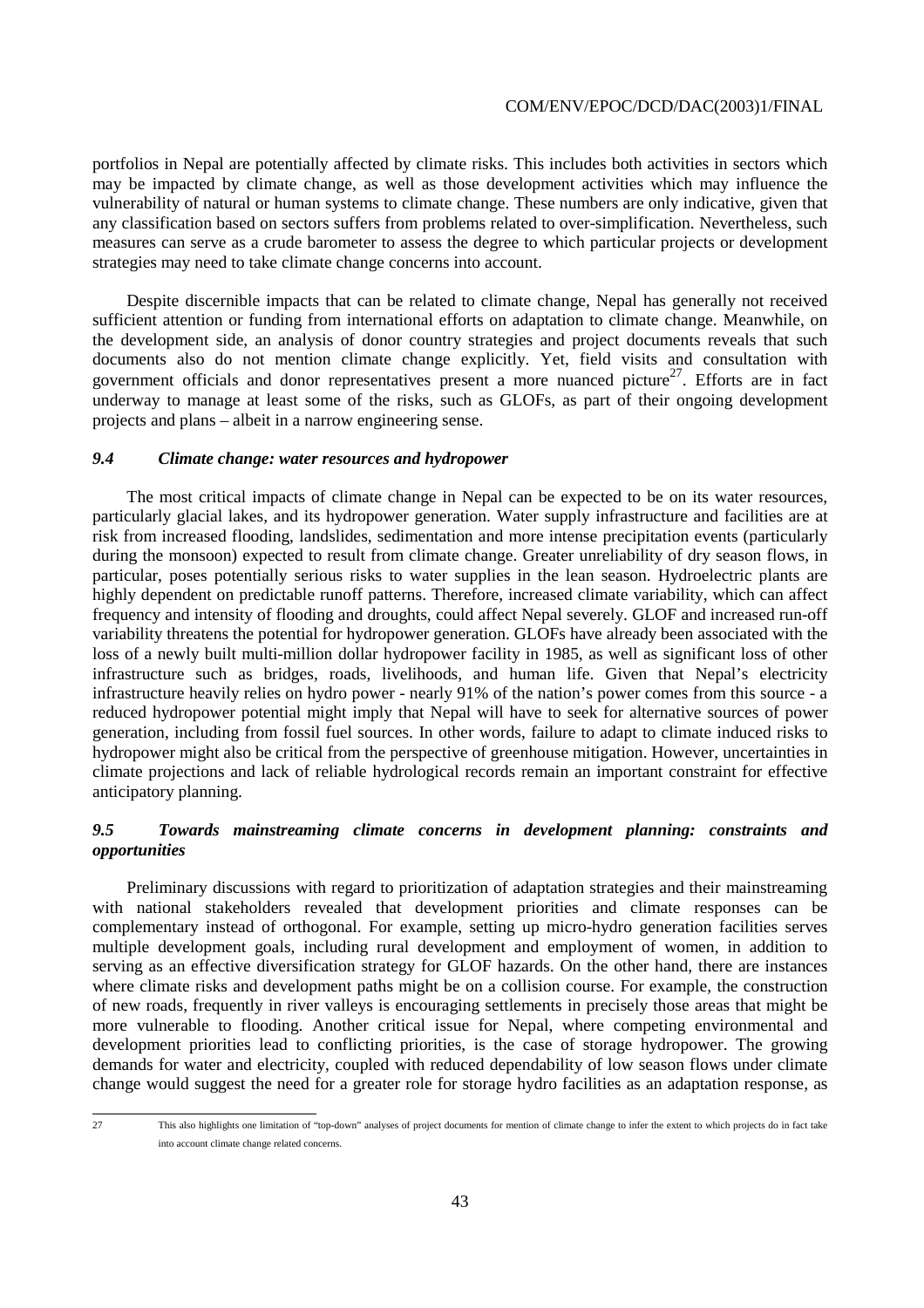portfolios in Nepal are potentially affected by climate risks. This includes both activities in sectors which may be impacted by climate change, as well as those development activities which may influence the vulnerability of natural or human systems to climate change. These numbers are only indicative, given that any classification based on sectors suffers from problems related to over-simplification. Nevertheless, such measures can serve as a crude barometer to assess the degree to which particular projects or development strategies may need to take climate change concerns into account.

Despite discernible impacts that can be related to climate change, Nepal has generally not received sufficient attention or funding from international efforts on adaptation to climate change. Meanwhile, on the development side, an analysis of donor country strategies and project documents reveals that such documents also do not mention climate change explicitly. Yet, field visits and consultation with government officials and donor representatives present a more nuanced picture[27]. Efforts are in fact underway to manage at least some of the risks, such as GLOFs, as part of their ongoing development projects and plans – albeit in a narrow engineering sense.

### *9.4 Climate change: water resources and hydropower*

The most critical impacts of climate change in Nepal can be expected to be on its water resources, particularly glacial lakes, and its hydropower generation. Water supply infrastructure and facilities are at risk from increased flooding, landslides, sedimentation and more intense precipitation events (particularly during the monsoon) expected to result from climate change. Greater unreliability of dry season flows, in particular, poses potentially serious risks to water supplies in the lean season. Hydroelectric plants are highly dependent on predictable runoff patterns. Therefore, increased climate variability, which can affect frequency and intensity of flooding and droughts, could affect Nepal severely. GLOF and increased run-off variability threatens the potential for hydropower generation. GLOFs have already been associated with the loss of a newly built multi-million dollar hydropower facility in 1985, as well as significant loss of other infrastructure such as bridges, roads, livelihoods, and human life. Given that Nepal's electricity infrastructure heavily relies on hydro power - nearly 91% of the nation's power comes from this source - a reduced hydropower potential might imply that Nepal will have to seek for alternative sources of power generation, including from fossil fuel sources. In other words, failure to adapt to climate induced risks to hydropower might also be critical from the perspective of greenhouse mitigation. However, uncertainties in climate projections and lack of reliable hydrological records remain an important constraint for effective anticipatory planning.

### *9.5 Towards mainstreaming climate concerns in development planning: constraints and opportunities*

Preliminary discussions with regard to prioritization of adaptation strategies and their mainstreaming with national stakeholders revealed that development priorities and climate responses can be complementary instead of orthogonal. For example, setting up micro-hydro generation facilities serves multiple development goals, including rural development and employment of women, in addition to serving as an effective diversification strategy for GLOF hazards. On the other hand, there are instances where climate risks and development paths might be on a collision course. For example, the construction of new roads, frequently in river valleys is encouraging settlements in precisely those areas that might be more vulnerable to flooding. Another critical issue for Nepal, where competing environmental and development priorities lead to conflicting priorities, is the case of storage hydropower. The growing demands for water and electricity, coupled with reduced dependability of low season flows under climate change would suggest the need for a greater role for storage hydro facilities as an adaptation response, as

---

27 This also highlights one limitation of "top-down" analyses of project documents for mention of climate change to infer the extent to which projects do in fact take into account climate change related concerns.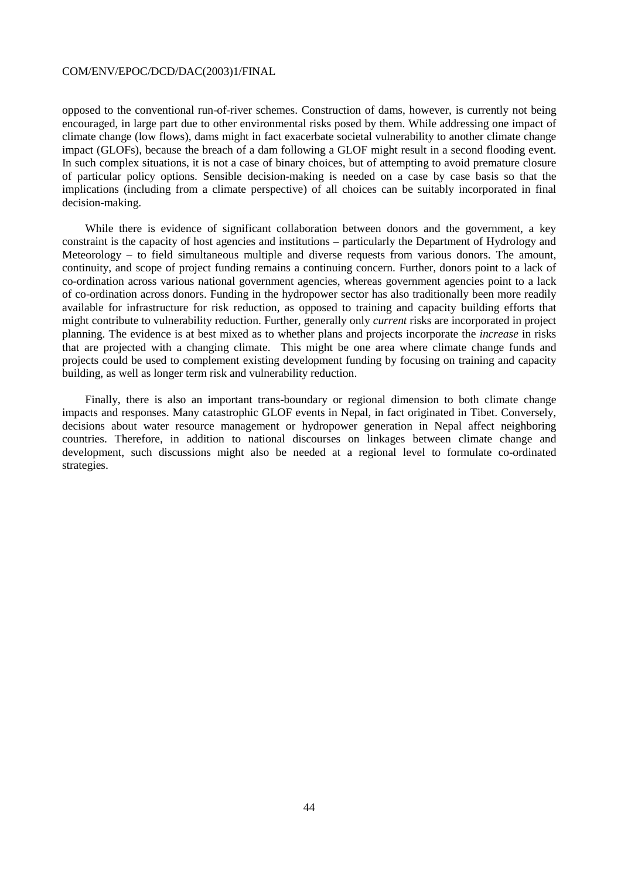opposed to the conventional run-of-river schemes. Construction of dams, however, is currently not being encouraged, in large part due to other environmental risks posed by them. While addressing one impact of climate change (low flows), dams might in fact exacerbate societal vulnerability to another climate change impact (GLOFs), because the breach of a dam following a GLOF might result in a second flooding event. In such complex situations, it is not a case of binary choices, but of attempting to avoid premature closure of particular policy options. Sensible decision-making is needed on a case by case basis so that the implications (including from a climate perspective) of all choices can be suitably incorporated in final decision-making.

While there is evidence of significant collaboration between donors and the government, a key constraint is the capacity of host agencies and institutions – particularly the Department of Hydrology and Meteorology – to field simultaneous multiple and diverse requests from various donors. The amount, continuity, and scope of project funding remains a continuing concern. Further, donors point to a lack of co-ordination across various national government agencies, whereas government agencies point to a lack of co-ordination across donors. Funding in the hydropower sector has also traditionally been more readily available for infrastructure for risk reduction, as opposed to training and capacity building efforts that might contribute to vulnerability reduction. Further, generally only *current* risks are incorporated in project planning. The evidence is at best mixed as to whether plans and projects incorporate the *increase* in risks that are projected with a changing climate. This might be one area where climate change funds and projects could be used to complement existing development funding by focusing on training and capacity building, as well as longer term risk and vulnerability reduction.

Finally, there is also an important trans-boundary or regional dimension to both climate change impacts and responses. Many catastrophic GLOF events in Nepal, in fact originated in Tibet. Conversely, decisions about water resource management or hydropower generation in Nepal affect neighboring countries. Therefore, in addition to national discourses on linkages between climate change and development, such discussions might also be needed at a regional level to formulate co-ordinated strategies.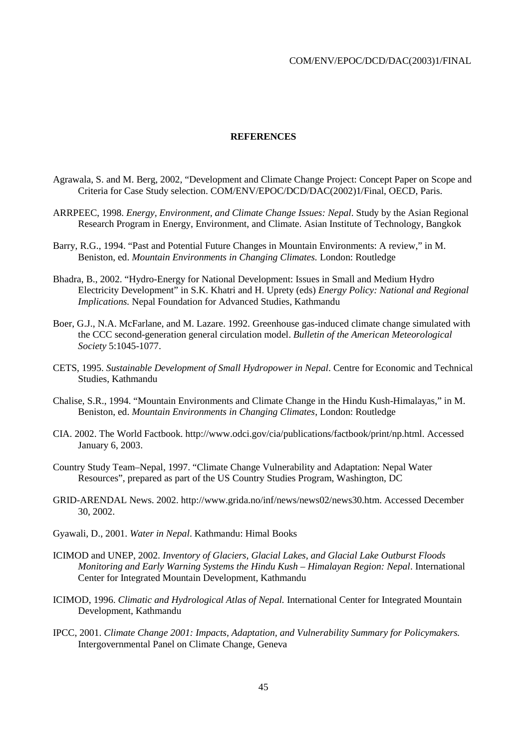## REFERENCES

Agrawala, S. and M. Berg, 2002, "Development and Climate Change Project: Concept Paper on Scope and Criteria for Case Study selection. COM/ENV/EPOC/DCD/DAC(2002)1/Final, OECD, Paris.

ARRPEEC, 1998. *Energy, Environment, and Climate Change Issues: Nepal*. Study by the Asian Regional Research Program in Energy, Environment, and Climate. Asian Institute of Technology, Bangkok

Barry, R.G., 1994. "Past and Potential Future Changes in Mountain Environments: A review," in M. Beniston, ed. *Mountain Environments in Changing Climates.* London: Routledge

Bhadra, B., 2002. "Hydro-Energy for National Development: Issues in Small and Medium Hydro Electricity Development" in S.K. Khatri and H. Uprety (eds) *Energy Policy: National and Regional Implications.* Nepal Foundation for Advanced Studies, Kathmandu

Boer, G.J., N.A. McFarlane, and M. Lazare. 1992. Greenhouse gas-induced climate change simulated with the CCC second-generation general circulation model. *Bulletin of the American Meteorological Society* 5:1045-1077.

CETS, 1995. *Sustainable Development of Small Hydropower in Nepal*. Centre for Economic and Technical Studies, Kathmandu

Chalise, S.R., 1994. "Mountain Environments and Climate Change in the Hindu Kush-Himalayas," in M. Beniston, ed. *Mountain Environments in Changing Climates*, London: Routledge

CIA. 2002. The World Factbook. http://www.odci.gov/cia/publications/factbook/print/np.html. Accessed January 6, 2003.

Country Study Team–Nepal, 1997. "Climate Change Vulnerability and Adaptation: Nepal Water Resources", prepared as part of the US Country Studies Program, Washington, DC

GRID-ARENDAL News. 2002. http://www.grida.no/inf/news/news02/news30.htm. Accessed December 30, 2002.

Gyawali, D., 2001. *Water in Nepal*. Kathmandu: Himal Books

ICIMOD and UNEP, 2002. *Inventory of Glaciers, Glacial Lakes, and Glacial Lake Outburst Floods Monitoring and Early Warning Systems the Hindu Kush – Himalayan Region: Nepal*. International Center for Integrated Mountain Development, Kathmandu

ICIMOD, 1996. *Climatic and Hydrological Atlas of Nepal.* International Center for Integrated Mountain Development, Kathmandu

IPCC, 2001. *Climate Change 2001: Impacts, Adaptation, and Vulnerability Summary for Policymakers.* Intergovernmental Panel on Climate Change, Geneva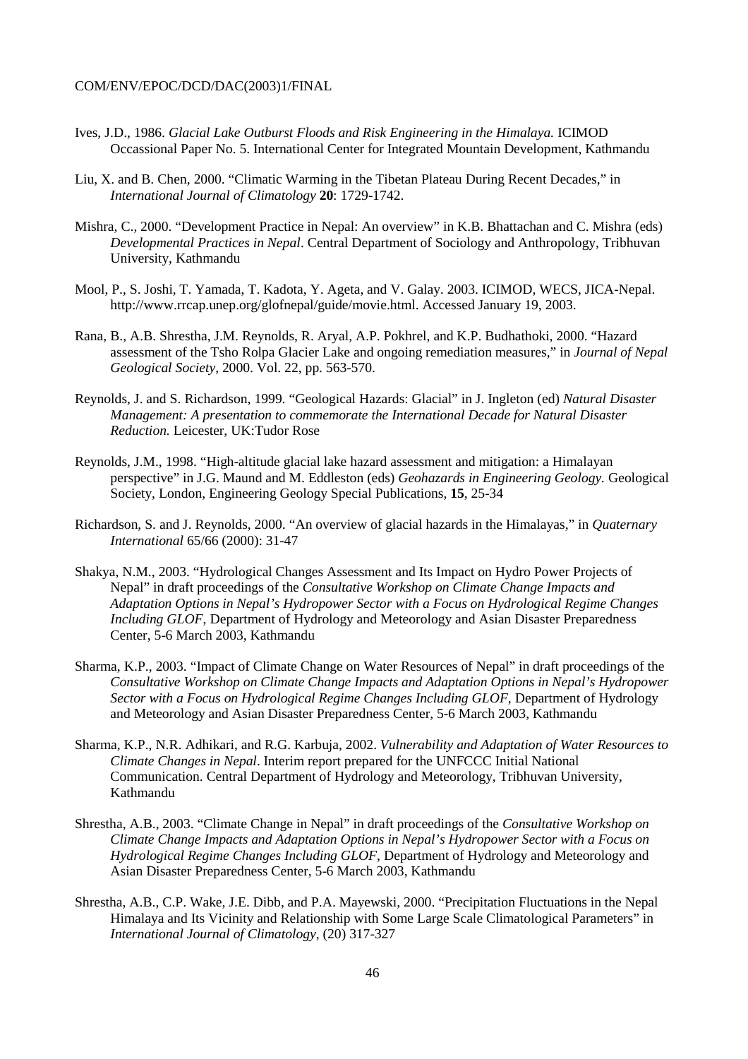Ives, J.D., 1986. *Glacial Lake Outburst Floods and Risk Engineering in the Himalaya.* ICIMOD Occassional Paper No. 5. International Center for Integrated Mountain Development, Kathmandu

Liu, X. and B. Chen, 2000. "Climatic Warming in the Tibetan Plateau During Recent Decades," in *International Journal of Climatology* **20**: 1729-1742.

Mishra, C., 2000. "Development Practice in Nepal: An overview" in K.B. Bhattachan and C. Mishra (eds) *Developmental Practices in Nepal*. Central Department of Sociology and Anthropology, Tribhuvan University, Kathmandu

Mool, P., S. Joshi, T. Yamada, T. Kadota, Y. Ageta, and V. Galay. 2003. ICIMOD, WECS, JICA-Nepal. http://www.rrcap.unep.org/glofnepal/guide/movie.html. Accessed January 19, 2003.

Rana, B., A.B. Shrestha, J.M. Reynolds, R. Aryal, A.P. Pokhrel, and K.P. Budhathoki, 2000. "Hazard assessment of the Tsho Rolpa Glacier Lake and ongoing remediation measures," in *Journal of Nepal Geological Society*, 2000. Vol. 22, pp. 563-570.

Reynolds, J. and S. Richardson, 1999. "Geological Hazards: Glacial" in J. Ingleton (ed) *Natural Disaster Management: A presentation to commemorate the International Decade for Natural Disaster Reduction.* Leicester, UK:Tudor Rose

Reynolds, J.M., 1998. "High-altitude glacial lake hazard assessment and mitigation: a Himalayan perspective" in J.G. Maund and M. Eddleston (eds) *Geohazards in Engineering Geology.* Geological Society, London, Engineering Geology Special Publications, **15**, 25-34

Richardson, S. and J. Reynolds, 2000. "An overview of glacial hazards in the Himalayas," in *Quaternary International* 65/66 (2000): 31-47

Shakya, N.M., 2003. "Hydrological Changes Assessment and Its Impact on Hydro Power Projects of Nepal" in draft proceedings of the *Consultative Workshop on Climate Change Impacts and Adaptation Options in Nepal's Hydropower Sector with a Focus on Hydrological Regime Changes Including GLOF*, Department of Hydrology and Meteorology and Asian Disaster Preparedness Center, 5-6 March 2003, Kathmandu

Sharma, K.P., 2003. "Impact of Climate Change on Water Resources of Nepal" in draft proceedings of the *Consultative Workshop on Climate Change Impacts and Adaptation Options in Nepal's Hydropower Sector with a Focus on Hydrological Regime Changes Including GLOF*, Department of Hydrology and Meteorology and Asian Disaster Preparedness Center, 5-6 March 2003, Kathmandu

Sharma, K.P., N.R. Adhikari, and R.G. Karbuja, 2002. *Vulnerability and Adaptation of Water Resources to Climate Changes in Nepal*. Interim report prepared for the UNFCCC Initial National Communication. Central Department of Hydrology and Meteorology, Tribhuvan University, Kathmandu

Shrestha, A.B., 2003. "Climate Change in Nepal" in draft proceedings of the *Consultative Workshop on Climate Change Impacts and Adaptation Options in Nepal's Hydropower Sector with a Focus on Hydrological Regime Changes Including GLOF*, Department of Hydrology and Meteorology and Asian Disaster Preparedness Center, 5-6 March 2003, Kathmandu

Shrestha, A.B., C.P. Wake, J.E. Dibb, and P.A. Mayewski, 2000. "Precipitation Fluctuations in the Nepal Himalaya and Its Vicinity and Relationship with Some Large Scale Climatological Parameters" in *International Journal of Climatology*, (20) 317-327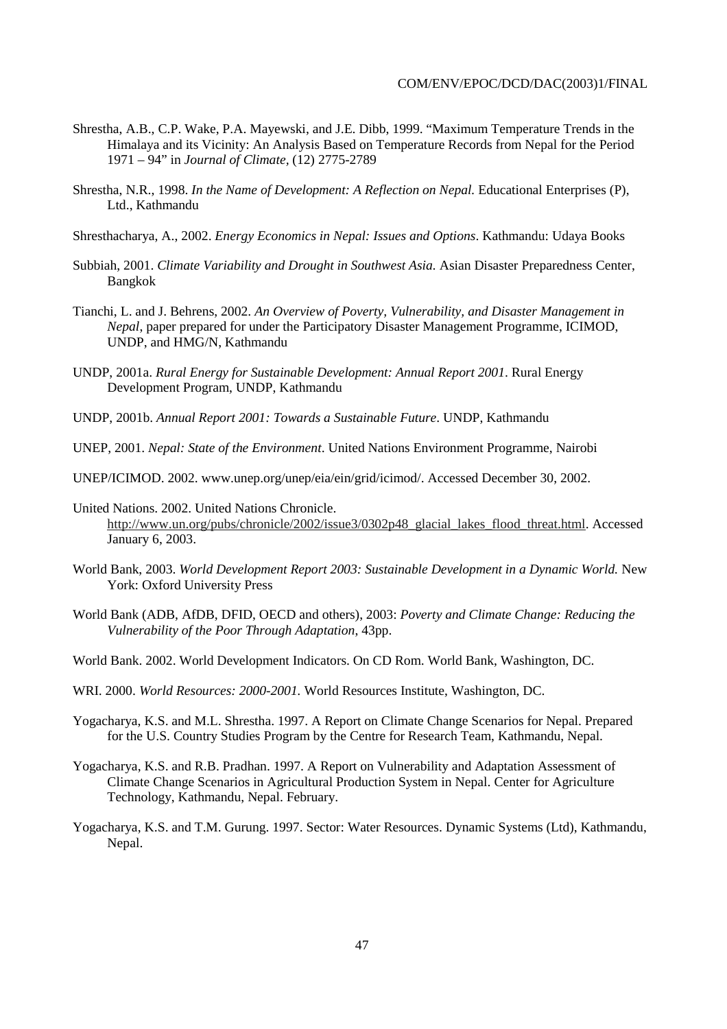Shrestha, A.B., C.P. Wake, P.A. Mayewski, and J.E. Dibb, 1999. "Maximum Temperature Trends in the Himalaya and its Vicinity: An Analysis Based on Temperature Records from Nepal for the Period 1971 – 94" in *Journal of Climate*, (12) 2775-2789

Shrestha, N.R., 1998. *In the Name of Development: A Reflection on Nepal.* Educational Enterprises (P), Ltd., Kathmandu

Shresthacharya, A., 2002. *Energy Economics in Nepal: Issues and Options*. Kathmandu: Udaya Books

Subbiah, 2001. *Climate Variability and Drought in Southwest Asia.* Asian Disaster Preparedness Center, Bangkok

Tianchi, L. and J. Behrens, 2002. *An Overview of Poverty, Vulnerability, and Disaster Management in Nepal*, paper prepared for under the Participatory Disaster Management Programme, ICIMOD, UNDP, and HMG/N, Kathmandu

UNDP, 2001a. *Rural Energy for Sustainable Development: Annual Report 2001*. Rural Energy Development Program, UNDP, Kathmandu

UNDP, 2001b. *Annual Report 2001: Towards a Sustainable Future*. UNDP, Kathmandu

UNEP, 2001. *Nepal: State of the Environment*. United Nations Environment Programme, Nairobi

UNEP/ICIMOD. 2002. www.unep.org/unep/eia/ein/grid/icimod/. Accessed December 30, 2002.

United Nations. 2002. United Nations Chronicle. http://www.un.org/pubs/chronicle/2002/issue3/0302p48_glacial_lakes_flood_threat.html. Accessed January 6, 2003.

World Bank, 2003. *World Development Report 2003: Sustainable Development in a Dynamic World.* New York: Oxford University Press

World Bank (ADB, AfDB, DFID, OECD and others), 2003: *Poverty and Climate Change: Reducing the Vulnerability of the Poor Through Adaptation*, 43pp.

World Bank. 2002. World Development Indicators. On CD Rom. World Bank, Washington, DC.

WRI. 2000. *World Resources: 2000-2001.* World Resources Institute, Washington, DC.

Yogacharya, K.S. and M.L. Shrestha. 1997. A Report on Climate Change Scenarios for Nepal. Prepared for the U.S. Country Studies Program by the Centre for Research Team, Kathmandu, Nepal.

Yogacharya, K.S. and R.B. Pradhan. 1997. A Report on Vulnerability and Adaptation Assessment of Climate Change Scenarios in Agricultural Production System in Nepal. Center for Agriculture Technology, Kathmandu, Nepal. February.

Yogacharya, K.S. and T.M. Gurung. 1997. Sector: Water Resources. Dynamic Systems (Ltd), Kathmandu, Nepal.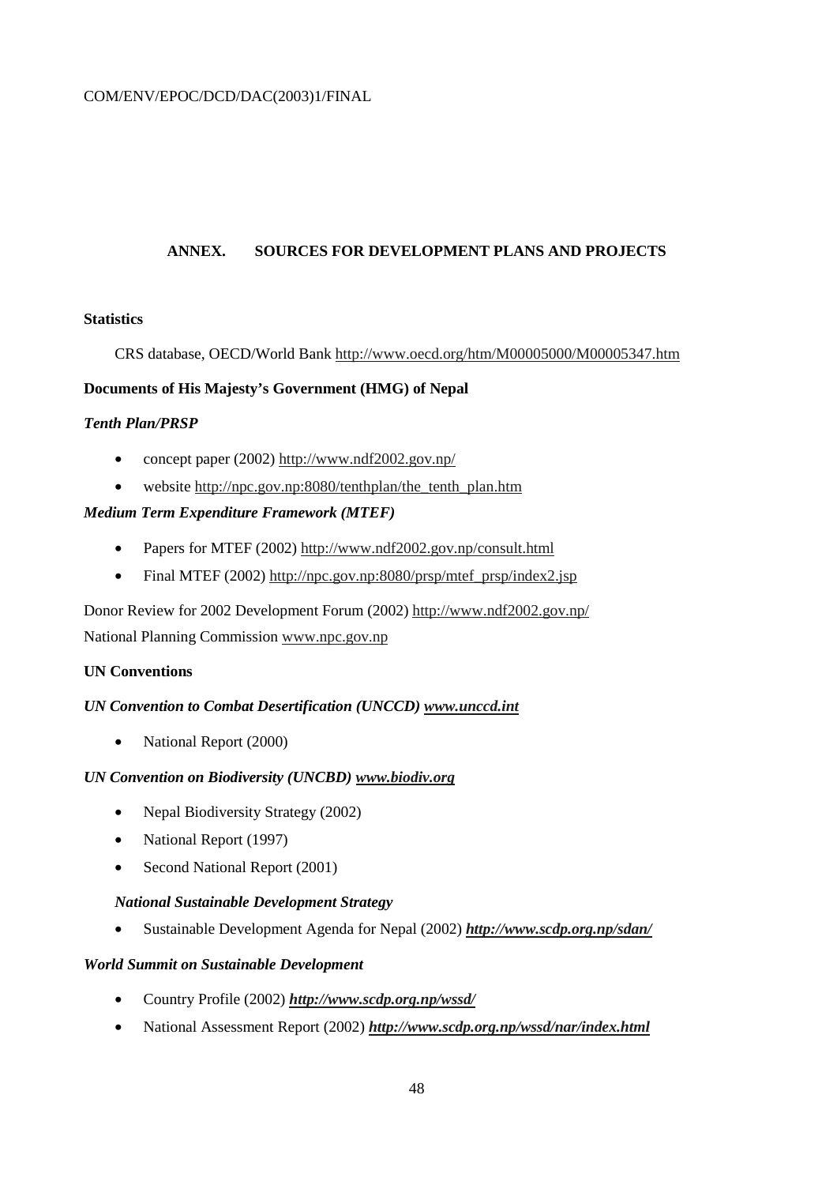## ANNEX. SOURCES FOR DEVELOPMENT PLANS AND PROJECTS

**Statistics**

CRS database, OECD/World Bank http://www.oecd.org/htm/M00005000/M00005347.htm

**Documents of His Majesty's Government (HMG) of Nepal**

***Tenth Plan/PRSP***

- concept paper (2002) http://www.ndf2002.gov.np/
- website http://npc.gov.np:8080/tenthplan/the_tenth_plan.htm

***Medium Term Expenditure Framework (MTEF)***

- Papers for MTEF (2002) http://www.ndf2002.gov.np/consult.html
- Final MTEF (2002) http://npc.gov.np:8080/prsp/mtef_prsp/index2.jsp

Donor Review for 2002 Development Forum (2002) http://www.ndf2002.gov.np/

National Planning Commission www.npc.gov.np

**UN Conventions**

***UN Convention to Combat Desertification (UNCCD) www.unccd.int***

- National Report (2000)

***UN Convention on Biodiversity (UNCBD) www.biodiv.org***

- Nepal Biodiversity Strategy (2002)
- National Report (1997)
- Second National Report (2001)

***National Sustainable Development Strategy***

- Sustainable Development Agenda for Nepal (2002) ***http://www.scdp.org.np/sdan/***

***World Summit on Sustainable Development***

- Country Profile (2002) ***http://www.scdp.org.np/wssd/***
- National Assessment Report (2002) ***http://www.scdp.org.np/wssd/nar/index.html***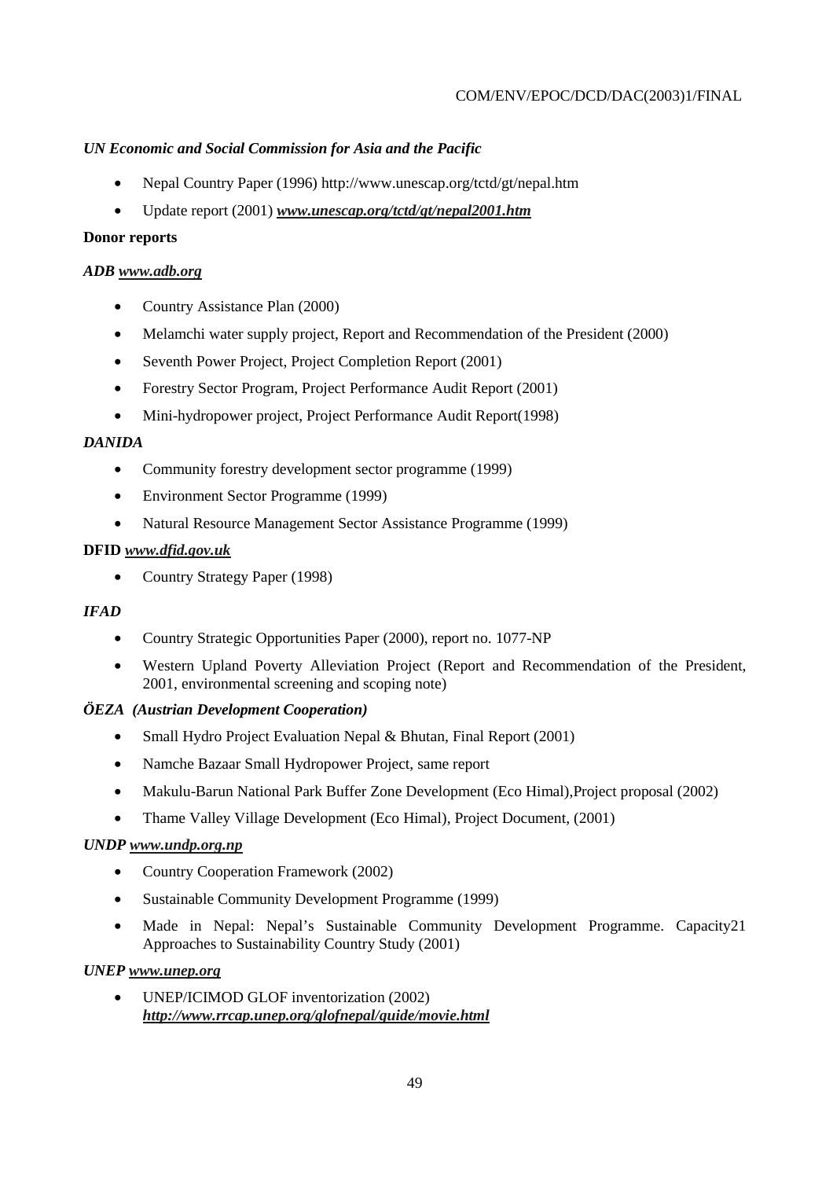*UN Economic and Social Commission for Asia and the Pacific*

- Nepal Country Paper (1996) http://www.unescap.org/tctd/gt/nepal.htm
- Update report (2001) ***www.unescap.org/tctd/gt/nepal2001.htm***

**Donor reports**

***ADB www.adb.org***

- Country Assistance Plan (2000)
- Melamchi water supply project, Report and Recommendation of the President (2000)
- Seventh Power Project, Project Completion Report (2001)
- Forestry Sector Program, Project Performance Audit Report (2001)
- Mini-hydropower project, Project Performance Audit Report(1998)

***DANIDA***

- Community forestry development sector programme (1999)
- Environment Sector Programme (1999)
- Natural Resource Management Sector Assistance Programme (1999)

**DFID *www.dfid.gov.uk***

- Country Strategy Paper (1998)

***IFAD***

- Country Strategic Opportunities Paper (2000), report no. 1077-NP
- Western Upland Poverty Alleviation Project (Report and Recommendation of the President, 2001, environmental screening and scoping note)

***ÖEZA (Austrian Development Cooperation)***

- Small Hydro Project Evaluation Nepal & Bhutan, Final Report (2001)
- Namche Bazaar Small Hydropower Project, same report
- Makulu-Barun National Park Buffer Zone Development (Eco Himal),Project proposal (2002)
- Thame Valley Village Development (Eco Himal), Project Document, (2001)

***UNDP www.undp.org.np***

- Country Cooperation Framework (2002)
- Sustainable Community Development Programme (1999)
- Made in Nepal: Nepal's Sustainable Community Development Programme. Capacity21 Approaches to Sustainability Country Study (2001)

***UNEP www.unep.org***

- UNEP/ICIMOD GLOF inventorization (2002) ***http://www.rrcap.unep.org/glofnepal/guide/movie.html***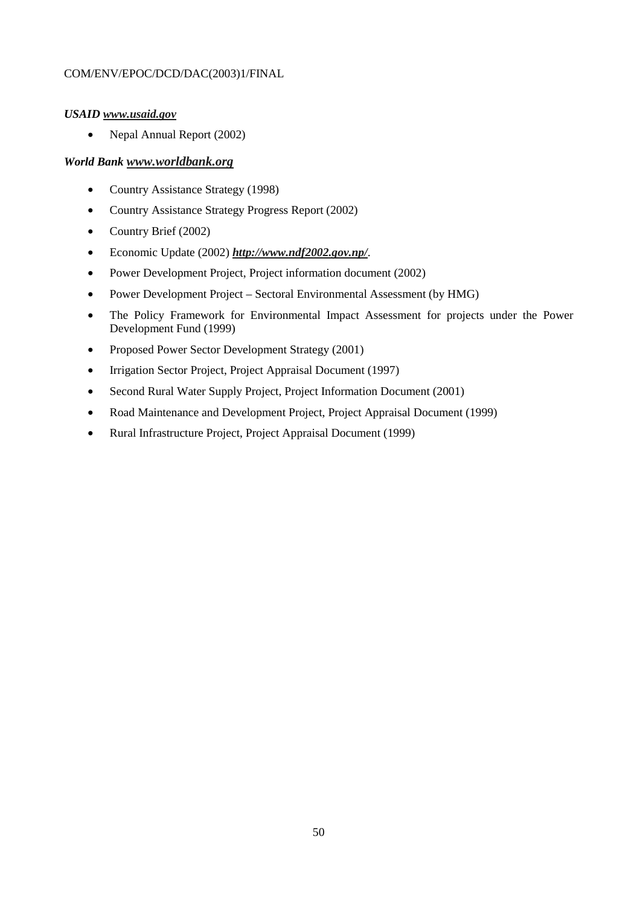***USAID*** ***www.usaid.gov***

- Nepal Annual Report (2002)

***World Bank*** ***www.worldbank.org***

- Country Assistance Strategy (1998)
- Country Assistance Strategy Progress Report (2002)
- Country Brief (2002)
- Economic Update (2002) ***http://www.ndf2002.gov.np/***.
- Power Development Project, Project information document (2002)
- Power Development Project – Sectoral Environmental Assessment (by HMG)
- The Policy Framework for Environmental Impact Assessment for projects under the Power Development Fund (1999)
- Proposed Power Sector Development Strategy (2001)
- Irrigation Sector Project, Project Appraisal Document (1997)
- Second Rural Water Supply Project, Project Information Document (2001)
- Road Maintenance and Development Project, Project Appraisal Document (1999)
- Rural Infrastructure Project, Project Appraisal Document (1999)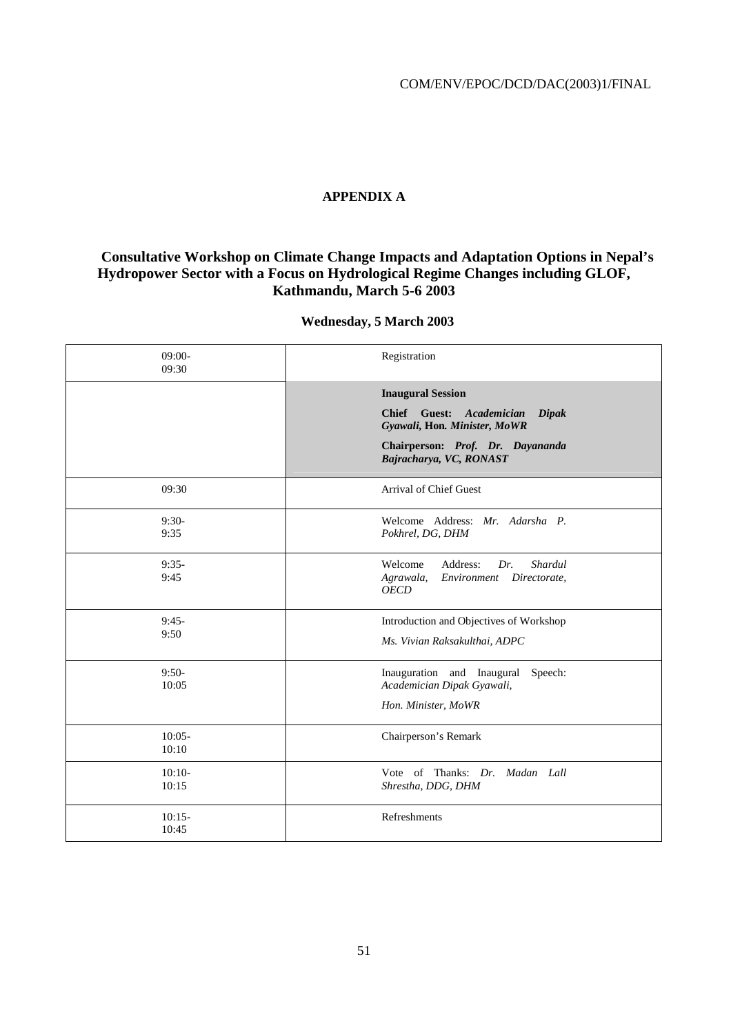## APPENDIX A

### Consultative Workshop on Climate Change Impacts and Adaptation Options in Nepal's Hydropower Sector with a Focus on Hydrological Regime Changes including GLOF, Kathmandu, March 5-6 2003

**Wednesday, 5 March 2003**

| | |
|---|---|
| 09:00-09:30 | Registration |
| | **Inaugural Session**<br>**Chief Guest:** ***Academician Dipak Gyawali*, Hon*. Minister, MoWR***<br>**Chairperson:** ***Prof. Dr. Dayananda Bajracharya, VC, RONAST*** |
| 09:30 | Arrival of Chief Guest |
| 9:30-9:35 | Welcome Address: *Mr. Adarsha P. Pokhrel, DG, DHM* |
| 9:35-9:45 | Welcome Address: *Dr. Shardul Agrawala, Environment Directorate, OECD* |
| 9:45-9:50 | Introduction and Objectives of Workshop<br>*Ms. Vivian Raksakulthai, ADPC* |
| 9:50-10:05 | Inauguration and Inaugural Speech: *Academician Dipak Gyawali,*<br>*Hon. Minister, MoWR* |
| 10:05-10:10 | Chairperson's Remark |
| 10:10-10:15 | Vote of Thanks: *Dr. Madan Lall Shrestha, DDG, DHM* |
| 10:15-10:45 | Refreshments |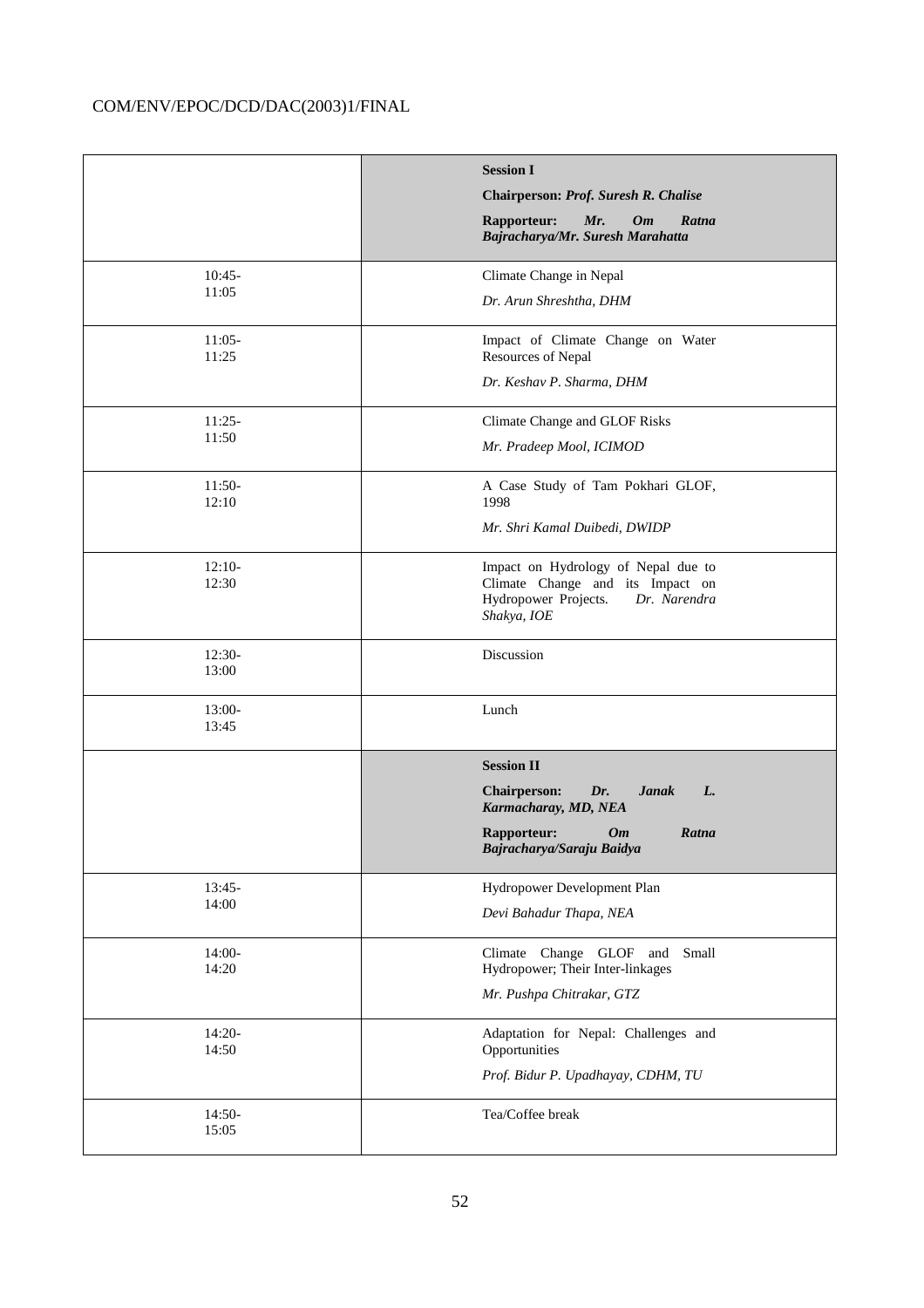| | |
|---|---|
| | **Session I**<br>**Chairperson: *Prof. Suresh R. Chalise***<br>**Rapporteur: *Mr. Om Ratna Bajracharya/Mr. Suresh Marahatta*** |
| 10:45-11:05 | Climate Change in Nepal<br>*Dr. Arun Shreshtha, DHM* |
| 11:05-11:25 | Impact of Climate Change on Water Resources of Nepal<br>*Dr. Keshav P. Sharma, DHM* |
| 11:25-11:50 | Climate Change and GLOF Risks<br>*Mr. Pradeep Mool, ICIMOD* |
| 11:50-12:10 | A Case Study of Tam Pokhari GLOF, 1998<br>*Mr. Shri Kamal Duibedi, DWIDP* |
| 12:10-12:30 | Impact on Hydrology of Nepal due to Climate Change and its Impact on Hydropower Projects. *Dr. Narendra Shakya, IOE* |
| 12:30-13:00 | Discussion |
| 13:00-13:45 | Lunch |
| | **Session II**<br>**Chairperson: *Dr. Janak L. Karmacharay, MD, NEA***<br>**Rapporteur: *Om Ratna Bajracharya/Saraju Baidya*** |
| 13:45-14:00 | Hydropower Development Plan<br>*Devi Bahadur Thapa, NEA* |
| 14:00-14:20 | Climate Change GLOF and Small Hydropower; Their Inter-linkages<br>*Mr. Pushpa Chitrakar, GTZ* |
| 14:20-14:50 | Adaptation for Nepal: Challenges and Opportunities<br>*Prof. Bidur P. Upadhayay, CDHM, TU* |
| 14:50-15:05 | Tea/Coffee break |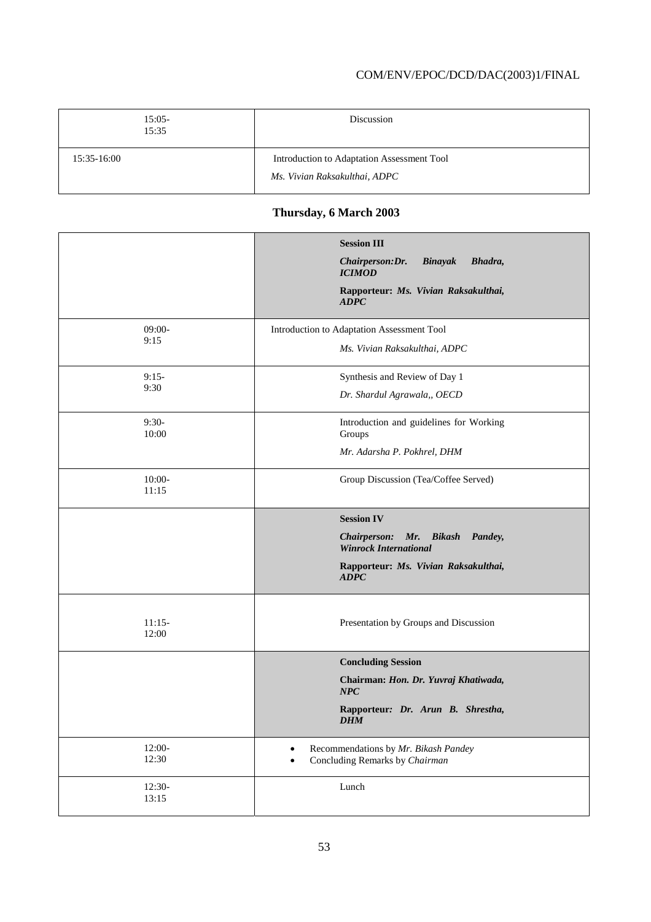| 15:05-15:35 | Discussion |
|---|---|
| 15:35-16:00 | Introduction to Adaptation Assessment Tool<br>*Ms. Vivian Raksakulthai, ADPC* |

## Thursday, 6 March 2003

| | |
|---|---|
| | **Session III**<br>***Chairperson:Dr. Binayak Bhadra, ICIMOD***<br>**Rapporteur: *Ms. Vivian Raksakulthai, ADPC*** |
| 09:00-9:15 | Introduction to Adaptation Assessment Tool<br>*Ms. Vivian Raksakulthai, ADPC* |
| 9:15-9:30 | Synthesis and Review of Day 1<br>*Dr. Shardul Agrawala,, OECD* |
| 9:30-10:00 | Introduction and guidelines for Working Groups<br>*Mr. Adarsha P. Pokhrel, DHM* |
| 10:00-11:15 | Group Discussion (Tea/Coffee Served) |
| | **Session IV**<br>***Chairperson: Mr. Bikash Pandey, Winrock International***<br>**Rapporteur: *Ms. Vivian Raksakulthai, ADPC*** |
| 11:15-12:00 | Presentation by Groups and Discussion |
| | **Concluding Session**<br>**Chairman: *Hon. Dr. Yuvraj Khatiwada, NPC***<br>**Rapporteur*: Dr. Arun B. Shrestha, DHM*** |
| 12:00-12:30 | • Recommendations by *Mr. Bikash Pandey*<br>• Concluding Remarks by *Chairman* |
| 12:30-13:15 | Lunch |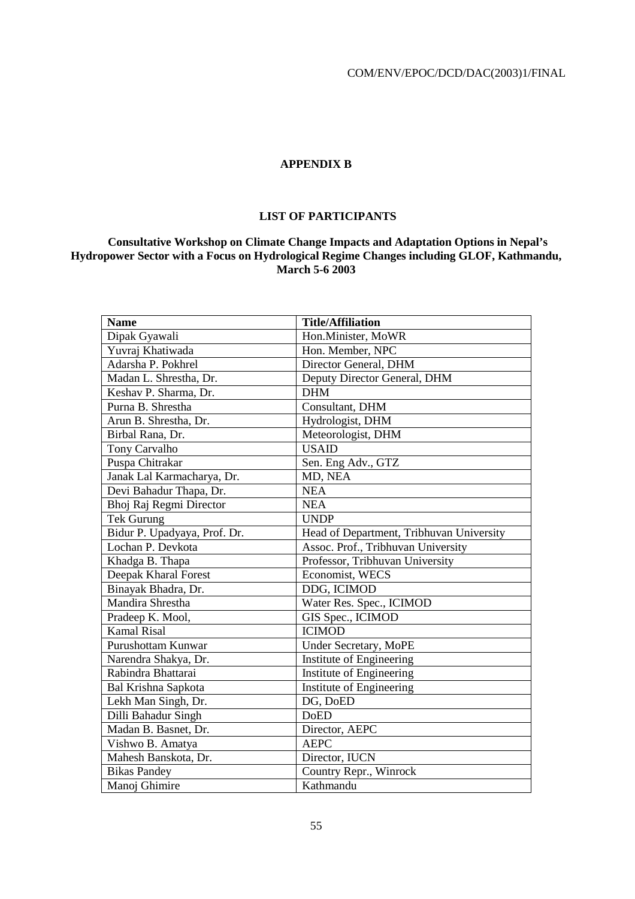## APPENDIX B

### LIST OF PARTICIPANTS

**Consultative Workshop on Climate Change Impacts and Adaptation Options in Nepal's Hydropower Sector with a Focus on Hydrological Regime Changes including GLOF, Kathmandu, March 5-6 2003**

| Name | Title/Affiliation |
|---|---|
| Dipak Gyawali | Hon.Minister, MoWR |
| Yuvraj Khatiwada | Hon. Member, NPC |
| Adarsha P. Pokhrel | Director General, DHM |
| Madan L. Shrestha, Dr. | Deputy Director General, DHM |
| Keshav P. Sharma, Dr. | DHM |
| Purna B. Shrestha | Consultant, DHM |
| Arun B. Shrestha, Dr. | Hydrologist, DHM |
| Birbal Rana, Dr. | Meteorologist, DHM |
| Tony Carvalho | USAID |
| Puspa Chitrakar | Sen. Eng Adv., GTZ |
| Janak Lal Karmacharya, Dr. | MD, NEA |
| Devi Bahadur Thapa, Dr. | NEA |
| Bhoj Raj Regmi Director | NEA |
| Tek Gurung | UNDP |
| Bidur P. Upadyaya, Prof. Dr. | Head of Department, Tribhuvan University |
| Lochan P. Devkota | Assoc. Prof., Tribhuvan University |
| Khadga B. Thapa | Professor, Tribhuvan University |
| Deepak Kharal Forest | Economist, WECS |
| Binayak Bhadra, Dr. | DDG, ICIMOD |
| Mandira Shrestha | Water Res. Spec., ICIMOD |
| Pradeep K. Mool, | GIS Spec., ICIMOD |
| Kamal Risal | ICIMOD |
| Purushottam Kunwar | Under Secretary, MoPE |
| Narendra Shakya, Dr. | Institute of Engineering |
| Rabindra Bhattarai | Institute of Engineering |
| Bal Krishna Sapkota | Institute of Engineering |
| Lekh Man Singh, Dr. | DG, DoED |
| Dilli Bahadur Singh | DoED |
| Madan B. Basnet, Dr. | Director, AEPC |
| Vishwo B. Amatya | AEPC |
| Mahesh Banskota, Dr. | Director, IUCN |
| Bikas Pandey | Country Repr., Winrock |
| Manoj Ghimire | Kathmandu |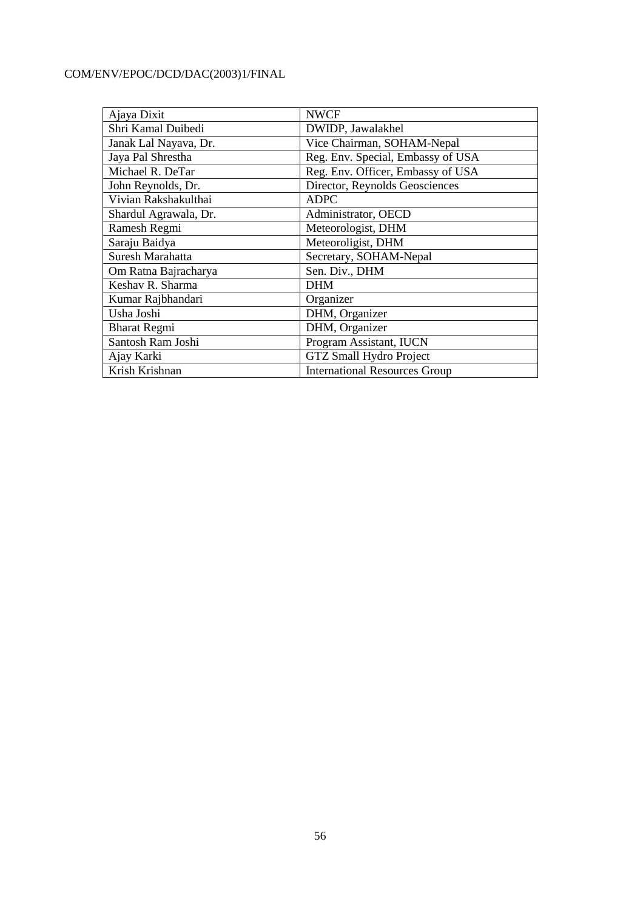| Ajaya Dixit | NWCF |
|---|---|
| Shri Kamal Duibedi | DWIDP, Jawalakhel |
| Janak Lal Nayava, Dr. | Vice Chairman, SOHAM-Nepal |
| Jaya Pal Shrestha | Reg. Env. Special, Embassy of USA |
| Michael R. DeTar | Reg. Env. Officer, Embassy of USA |
| John Reynolds, Dr. | Director, Reynolds Geosciences |
| Vivian Rakshakulthai | ADPC |
| Shardul Agrawala, Dr. | Administrator, OECD |
| Ramesh Regmi | Meteorologist, DHM |
| Saraju Baidya | Meteoroligist, DHM |
| Suresh Marahatta | Secretary, SOHAM-Nepal |
| Om Ratna Bajracharya | Sen. Div., DHM |
| Keshav R. Sharma | DHM |
| Kumar Rajbhandari | Organizer |
| Usha Joshi | DHM, Organizer |
| Bharat Regmi | DHM, Organizer |
| Santosh Ram Joshi | Program Assistant, IUCN |
| Ajay Karki | GTZ Small Hydro Project |
| Krish Krishnan | International Resources Group |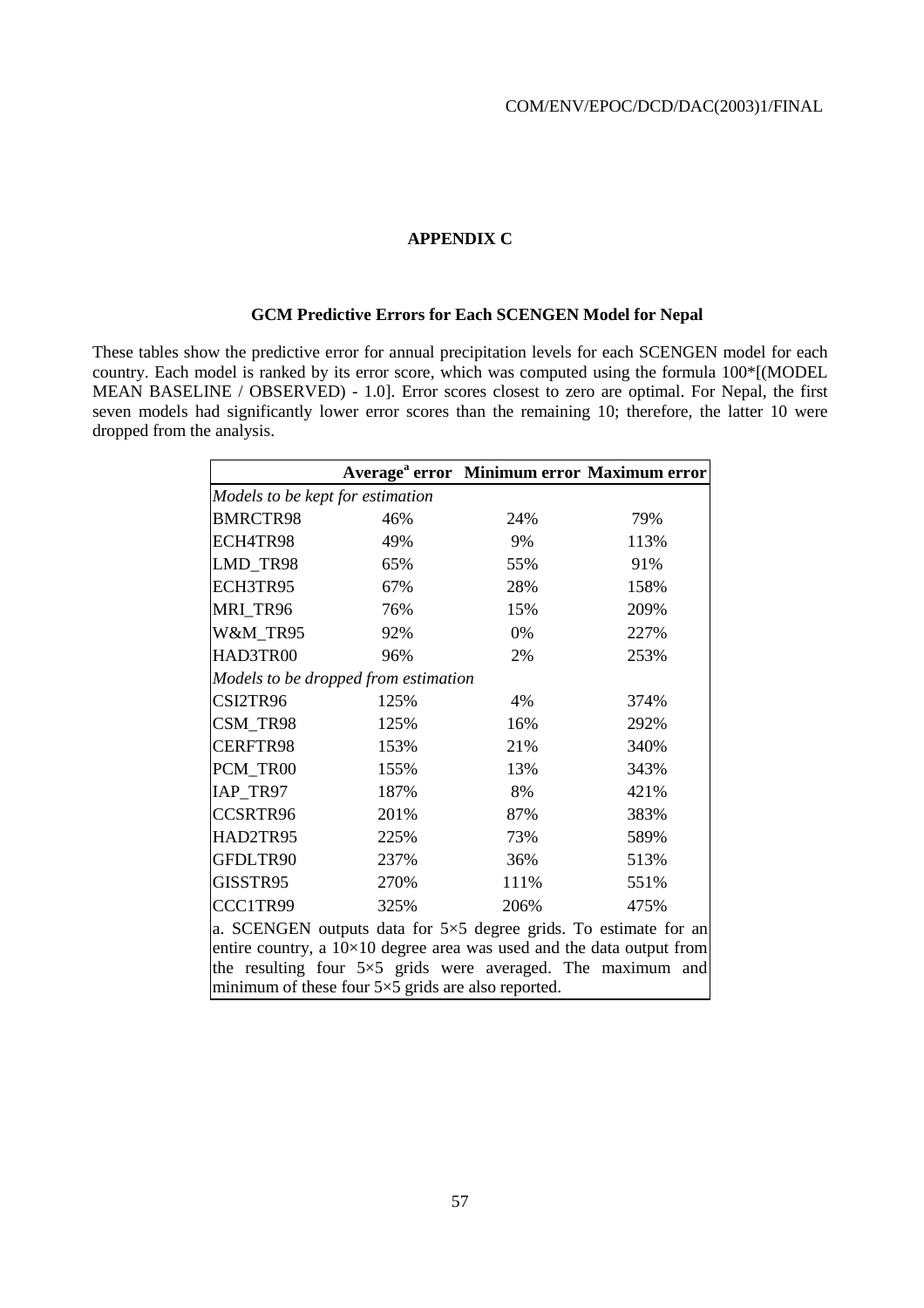## APPENDIX C

### GCM Predictive Errors for Each SCENGEN Model for Nepal

These tables show the predictive error for annual precipitation levels for each SCENGEN model for each country. Each model is ranked by its error score, which was computed using the formula 100*[(MODEL MEAN BASELINE / OBSERVED) - 1.0]. Error scores closest to zero are optimal. For Nepal, the first seven models had significantly lower error scores than the remaining 10; therefore, the latter 10 were dropped from the analysis.

| | Average[a] error | Minimum error | Maximum error |
|---|---|---|---|
| *Models to be kept for estimation* | | | |
| BMRCTR98 | 46% | 24% | 79% |
| ECH4TR98 | 49% | 9% | 113% |
| LMD_TR98 | 65% | 55% | 91% |
| ECH3TR95 | 67% | 28% | 158% |
| MRI_TR96 | 76% | 15% | 209% |
| W&M_TR95 | 92% | 0% | 227% |
| HAD3TR00 | 96% | 2% | 253% |
| *Models to be dropped from estimation* | | | |
| CSI2TR96 | 125% | 4% | 374% |
| CSM_TR98 | 125% | 16% | 292% |
| CERFTR98 | 153% | 21% | 340% |
| PCM_TR00 | 155% | 13% | 343% |
| IAP_TR97 | 187% | 8% | 421% |
| CCSRTR96 | 201% | 87% | 383% |
| HAD2TR95 | 225% | 73% | 589% |
| GFDLTR90 | 237% | 36% | 513% |
| GISSTR95 | 270% | 111% | 551% |
| CCC1TR99 | 325% | 206% | 475% |

a. SCENGEN outputs data for 5×5 degree grids. To estimate for an entire country, a 10×10 degree area was used and the data output from the resulting four 5×5 grids were averaged. The maximum and minimum of these four 5×5 grids are also reported.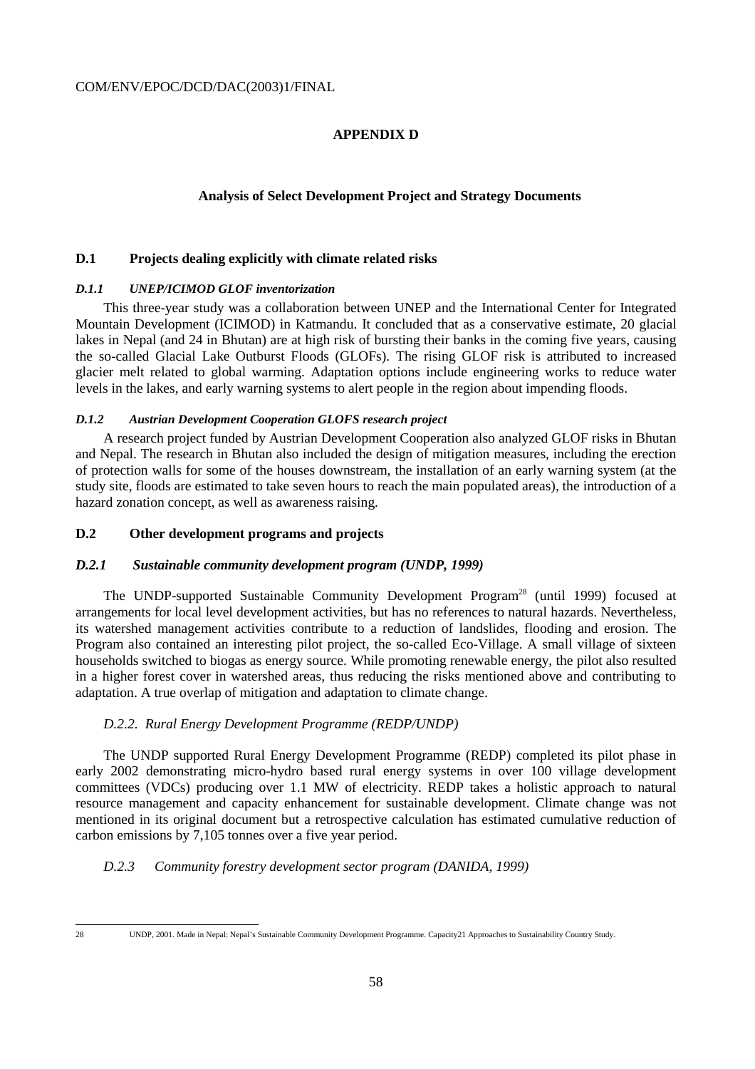## APPENDIX D

### Analysis of Select Development Project and Strategy Documents

### D.1 Projects dealing explicitly with climate related risks

#### *D.1.1 UNEP/ICIMOD GLOF inventorization*

This three-year study was a collaboration between UNEP and the International Center for Integrated Mountain Development (ICIMOD) in Katmandu. It concluded that as a conservative estimate, 20 glacial lakes in Nepal (and 24 in Bhutan) are at high risk of bursting their banks in the coming five years, causing the so-called Glacial Lake Outburst Floods (GLOFs). The rising GLOF risk is attributed to increased glacier melt related to global warming. Adaptation options include engineering works to reduce water levels in the lakes, and early warning systems to alert people in the region about impending floods.

#### *D.1.2 Austrian Development Cooperation GLOFS research project*

A research project funded by Austrian Development Cooperation also analyzed GLOF risks in Bhutan and Nepal. The research in Bhutan also included the design of mitigation measures, including the erection of protection walls for some of the houses downstream, the installation of an early warning system (at the study site, floods are estimated to take seven hours to reach the main populated areas), the introduction of a hazard zonation concept, as well as awareness raising.

### D.2 Other development programs and projects

#### *D.2.1 Sustainable community development program (UNDP, 1999)*

The UNDP-supported Sustainable Community Development Program[28] (until 1999) focused at arrangements for local level development activities, but has no references to natural hazards. Nevertheless, its watershed management activities contribute to a reduction of landslides, flooding and erosion. The Program also contained an interesting pilot project, the so-called Eco-Village. A small village of sixteen households switched to biogas as energy source. While promoting renewable energy, the pilot also resulted in a higher forest cover in watershed areas, thus reducing the risks mentioned above and contributing to adaptation. A true overlap of mitigation and adaptation to climate change.

#### *D.2.2. Rural Energy Development Programme (REDP/UNDP)*

The UNDP supported Rural Energy Development Programme (REDP) completed its pilot phase in early 2002 demonstrating micro-hydro based rural energy systems in over 100 village development committees (VDCs) producing over 1.1 MW of electricity. REDP takes a holistic approach to natural resource management and capacity enhancement for sustainable development. Climate change was not mentioned in its original document but a retrospective calculation has estimated cumulative reduction of carbon emissions by 7,105 tonnes over a five year period.

#### *D.2.3 Community forestry development sector program (DANIDA, 1999)*

---

[28] UNDP, 2001. Made in Nepal: Nepal's Sustainable Community Development Programme. Capacity21 Approaches to Sustainability Country Study.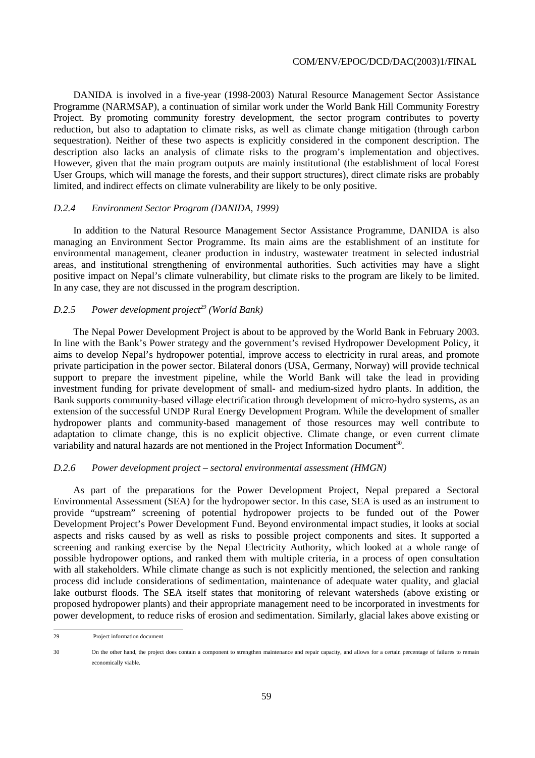DANIDA is involved in a five-year (1998-2003) Natural Resource Management Sector Assistance Programme (NARMSAP), a continuation of similar work under the World Bank Hill Community Forestry Project. By promoting community forestry development, the sector program contributes to poverty reduction, but also to adaptation to climate risks, as well as climate change mitigation (through carbon sequestration). Neither of these two aspects is explicitly considered in the component description. The description also lacks an analysis of climate risks to the program's implementation and objectives. However, given that the main program outputs are mainly institutional (the establishment of local Forest User Groups, which will manage the forests, and their support structures), direct climate risks are probably limited, and indirect effects on climate vulnerability are likely to be only positive.

### *D.2.4 Environment Sector Program (DANIDA, 1999)*

In addition to the Natural Resource Management Sector Assistance Programme, DANIDA is also managing an Environment Sector Programme. Its main aims are the establishment of an institute for environmental management, cleaner production in industry, wastewater treatment in selected industrial areas, and institutional strengthening of environmental authorities. Such activities may have a slight positive impact on Nepal's climate vulnerability, but climate risks to the program are likely to be limited. In any case, they are not discussed in the program description.

### *D.2.5 Power development project[29] (World Bank)*

The Nepal Power Development Project is about to be approved by the World Bank in February 2003. In line with the Bank's Power strategy and the government's revised Hydropower Development Policy, it aims to develop Nepal's hydropower potential, improve access to electricity in rural areas, and promote private participation in the power sector. Bilateral donors (USA, Germany, Norway) will provide technical support to prepare the investment pipeline, while the World Bank will take the lead in providing investment funding for private development of small- and medium-sized hydro plants. In addition, the Bank supports community-based village electrification through development of micro-hydro systems, as an extension of the successful UNDP Rural Energy Development Program. While the development of smaller hydropower plants and community-based management of those resources may well contribute to adaptation to climate change, this is no explicit objective. Climate change, or even current climate variability and natural hazards are not mentioned in the Project Information Document[30].

### *D.2.6 Power development project – sectoral environmental assessment (HMGN)*

As part of the preparations for the Power Development Project, Nepal prepared a Sectoral Environmental Assessment (SEA) for the hydropower sector. In this case, SEA is used as an instrument to provide "upstream" screening of potential hydropower projects to be funded out of the Power Development Project's Power Development Fund. Beyond environmental impact studies, it looks at social aspects and risks caused by as well as risks to possible project components and sites. It supported a screening and ranking exercise by the Nepal Electricity Authority, which looked at a whole range of possible hydropower options, and ranked them with multiple criteria, in a process of open consultation with all stakeholders. While climate change as such is not explicitly mentioned, the selection and ranking process did include considerations of sedimentation, maintenance of adequate water quality, and glacial lake outburst floods. The SEA itself states that monitoring of relevant watersheds (above existing or proposed hydropower plants) and their appropriate management need to be incorporated in investments for power development, to reduce risks of erosion and sedimentation. Similarly, glacial lakes above existing or

---

29 Project information document

30 On the other hand, the project does contain a component to strengthen maintenance and repair capacity, and allows for a certain percentage of failures to remain economically viable.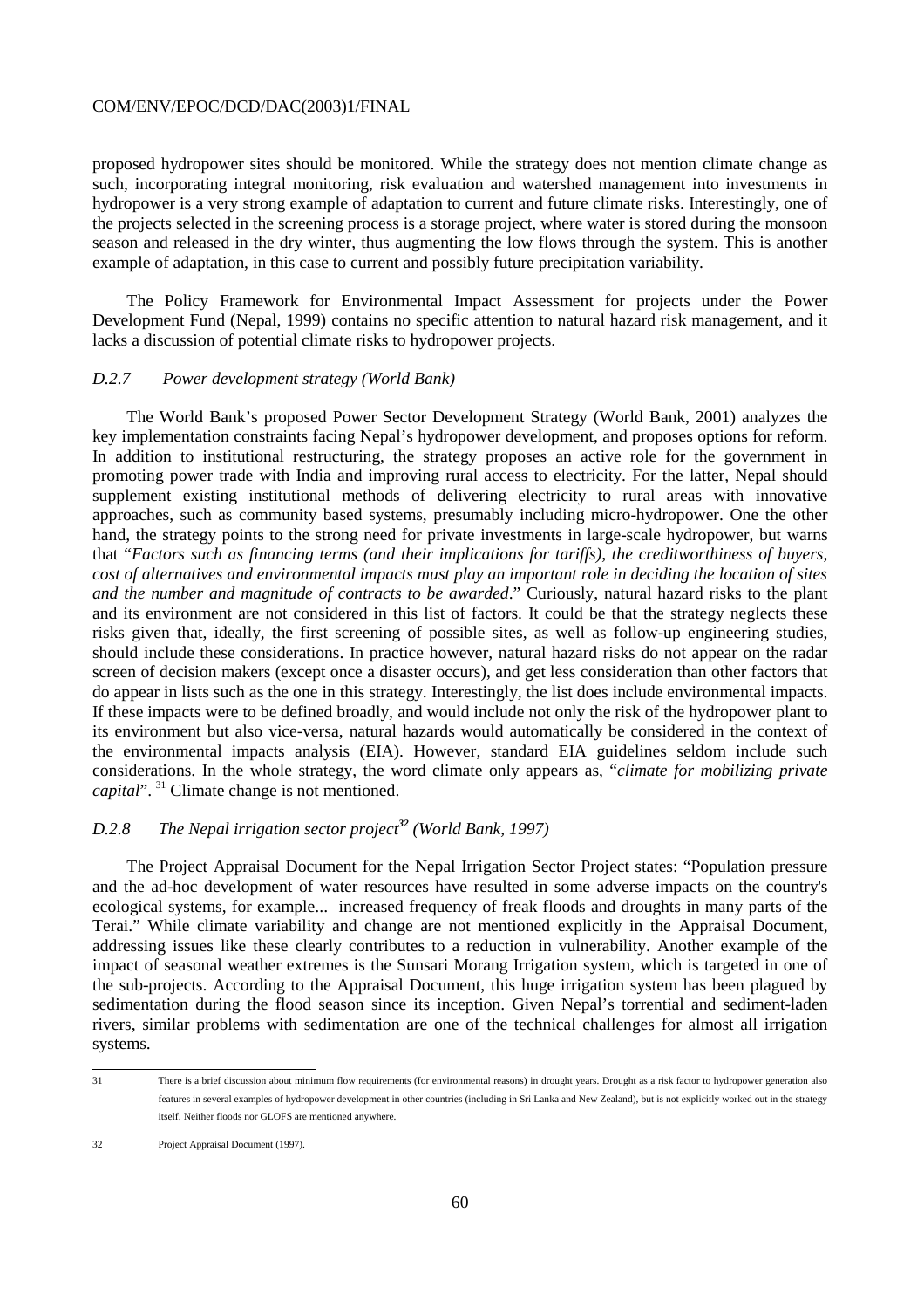proposed hydropower sites should be monitored. While the strategy does not mention climate change as such, incorporating integral monitoring, risk evaluation and watershed management into investments in hydropower is a very strong example of adaptation to current and future climate risks. Interestingly, one of the projects selected in the screening process is a storage project, where water is stored during the monsoon season and released in the dry winter, thus augmenting the low flows through the system. This is another example of adaptation, in this case to current and possibly future precipitation variability.

The Policy Framework for Environmental Impact Assessment for projects under the Power Development Fund (Nepal, 1999) contains no specific attention to natural hazard risk management, and it lacks a discussion of potential climate risks to hydropower projects.

### *D.2.7 Power development strategy (World Bank)*

The World Bank's proposed Power Sector Development Strategy (World Bank, 2001) analyzes the key implementation constraints facing Nepal's hydropower development, and proposes options for reform. In addition to institutional restructuring, the strategy proposes an active role for the government in promoting power trade with India and improving rural access to electricity. For the latter, Nepal should supplement existing institutional methods of delivering electricity to rural areas with innovative approaches, such as community based systems, presumably including micro-hydropower. One the other hand, the strategy points to the strong need for private investments in large-scale hydropower, but warns that "*Factors such as financing terms (and their implications for tariffs), the creditworthiness of buyers, cost of alternatives and environmental impacts must play an important role in deciding the location of sites and the number and magnitude of contracts to be awarded*." Curiously, natural hazard risks to the plant and its environment are not considered in this list of factors. It could be that the strategy neglects these risks given that, ideally, the first screening of possible sites, as well as follow-up engineering studies, should include these considerations. In practice however, natural hazard risks do not appear on the radar screen of decision makers (except once a disaster occurs), and get less consideration than other factors that do appear in lists such as the one in this strategy. Interestingly, the list does include environmental impacts. If these impacts were to be defined broadly, and would include not only the risk of the hydropower plant to its environment but also vice-versa, natural hazards would automatically be considered in the context of the environmental impacts analysis (EIA). However, standard EIA guidelines seldom include such considerations. In the whole strategy, the word climate only appears as, "*climate for mobilizing private capital*". [31] Climate change is not mentioned.

### *D.2.8 The Nepal irrigation sector project[32] (World Bank, 1997)*

The Project Appraisal Document for the Nepal Irrigation Sector Project states: "Population pressure and the ad-hoc development of water resources have resulted in some adverse impacts on the country's ecological systems, for example... increased frequency of freak floods and droughts in many parts of the Terai." While climate variability and change are not mentioned explicitly in the Appraisal Document, addressing issues like these clearly contributes to a reduction in vulnerability. Another example of the impact of seasonal weather extremes is the Sunsari Morang Irrigation system, which is targeted in one of the sub-projects. According to the Appraisal Document, this huge irrigation system has been plagued by sedimentation during the flood season since its inception. Given Nepal's torrential and sediment-laden rivers, similar problems with sedimentation are one of the technical challenges for almost all irrigation systems.

---

31 There is a brief discussion about minimum flow requirements (for environmental reasons) in drought years. Drought as a risk factor to hydropower generation also features in several examples of hydropower development in other countries (including in Sri Lanka and New Zealand), but is not explicitly worked out in the strategy itself. Neither floods nor GLOFS are mentioned anywhere.

32 Project Appraisal Document (1997).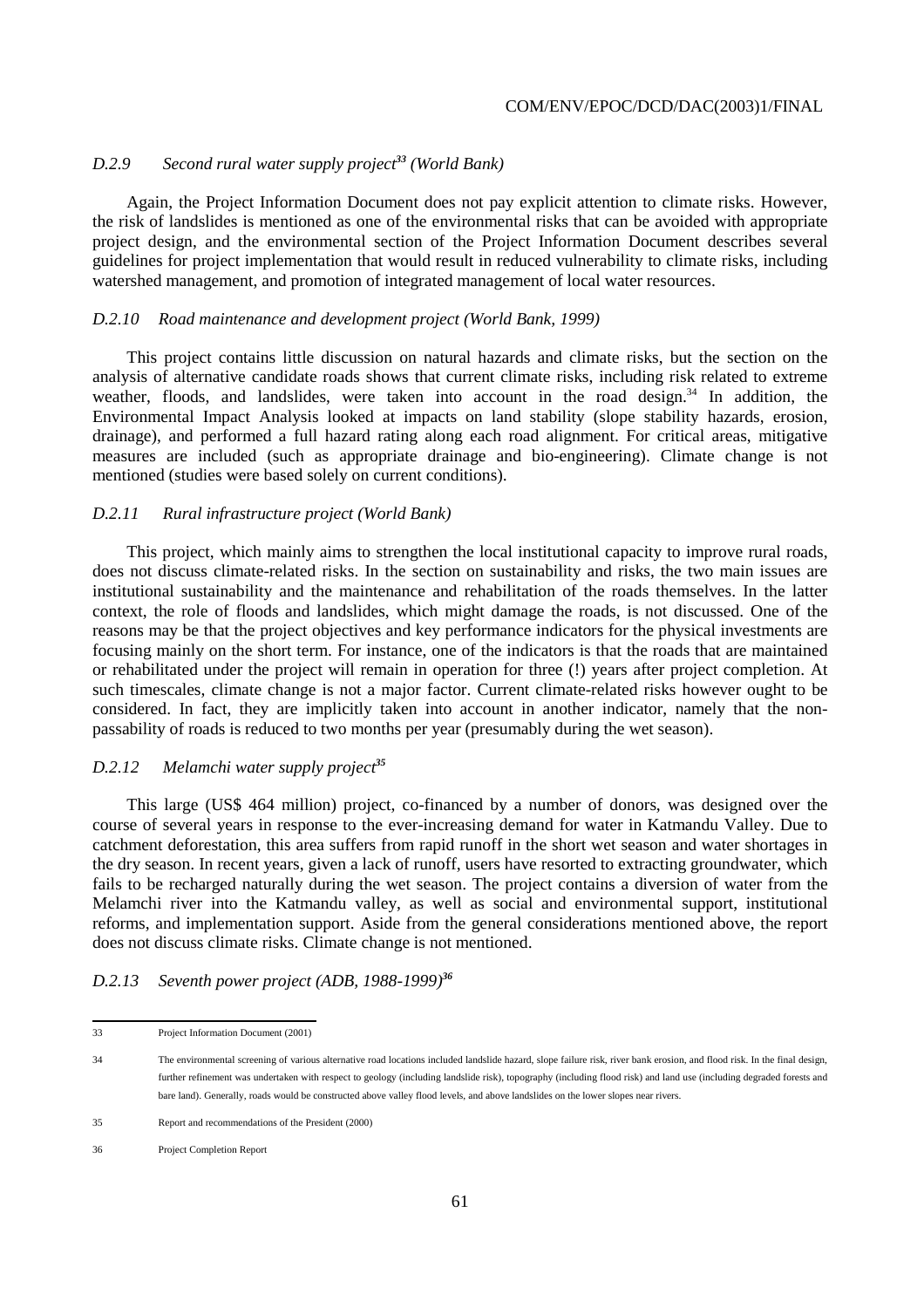### *D.2.9 Second rural water supply project[33] (World Bank)*

Again, the Project Information Document does not pay explicit attention to climate risks. However, the risk of landslides is mentioned as one of the environmental risks that can be avoided with appropriate project design, and the environmental section of the Project Information Document describes several guidelines for project implementation that would result in reduced vulnerability to climate risks, including watershed management, and promotion of integrated management of local water resources.

### *D.2.10 Road maintenance and development project (World Bank, 1999)*

This project contains little discussion on natural hazards and climate risks, but the section on the analysis of alternative candidate roads shows that current climate risks, including risk related to extreme weather, floods, and landslides, were taken into account in the road design.[34] In addition, the Environmental Impact Analysis looked at impacts on land stability (slope stability hazards, erosion, drainage), and performed a full hazard rating along each road alignment. For critical areas, mitigative measures are included (such as appropriate drainage and bio-engineering). Climate change is not mentioned (studies were based solely on current conditions).

### *D.2.11 Rural infrastructure project (World Bank)*

This project, which mainly aims to strengthen the local institutional capacity to improve rural roads, does not discuss climate-related risks. In the section on sustainability and risks, the two main issues are institutional sustainability and the maintenance and rehabilitation of the roads themselves. In the latter context, the role of floods and landslides, which might damage the roads, is not discussed. One of the reasons may be that the project objectives and key performance indicators for the physical investments are focusing mainly on the short term. For instance, one of the indicators is that the roads that are maintained or rehabilitated under the project will remain in operation for three (!) years after project completion. At such timescales, climate change is not a major factor. Current climate-related risks however ought to be considered. In fact, they are implicitly taken into account in another indicator, namely that the non-passability of roads is reduced to two months per year (presumably during the wet season).

### *D.2.12 Melamchi water supply project[35]*

This large (US$ 464 million) project, co-financed by a number of donors, was designed over the course of several years in response to the ever-increasing demand for water in Katmandu Valley. Due to catchment deforestation, this area suffers from rapid runoff in the short wet season and water shortages in the dry season. In recent years, given a lack of runoff, users have resorted to extracting groundwater, which fails to be recharged naturally during the wet season. The project contains a diversion of water from the Melamchi river into the Katmandu valley, as well as social and environmental support, institutional reforms, and implementation support. Aside from the general considerations mentioned above, the report does not discuss climate risks. Climate change is not mentioned.

### *D.2.13 Seventh power project (ADB, 1988-1999)[36]*

---

33 Project Information Document (2001)

34 The environmental screening of various alternative road locations included landslide hazard, slope failure risk, river bank erosion, and flood risk. In the final design, further refinement was undertaken with respect to geology (including landslide risk), topography (including flood risk) and land use (including degraded forests and bare land). Generally, roads would be constructed above valley flood levels, and above landslides on the lower slopes near rivers.

35 Report and recommendations of the President (2000)

36 Project Completion Report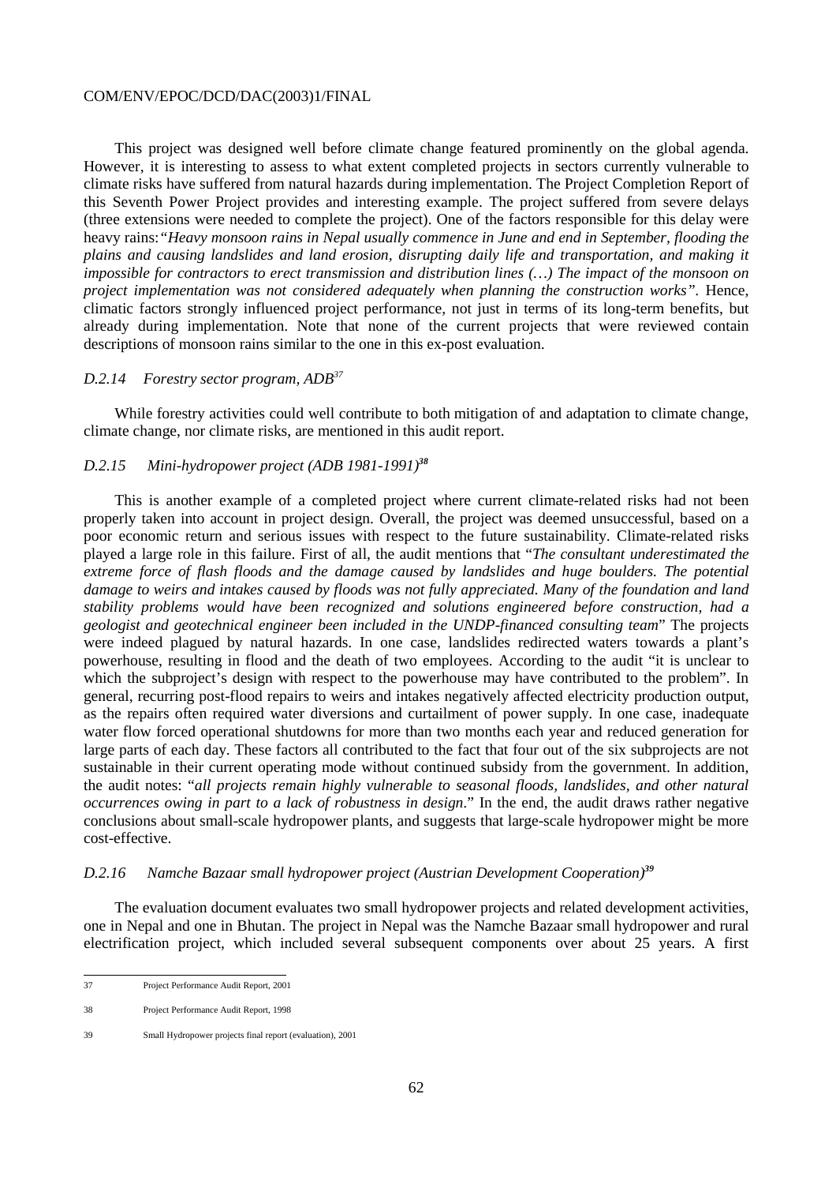This project was designed well before climate change featured prominently on the global agenda. However, it is interesting to assess to what extent completed projects in sectors currently vulnerable to climate risks have suffered from natural hazards during implementation. The Project Completion Report of this Seventh Power Project provides and interesting example. The project suffered from severe delays (three extensions were needed to complete the project). One of the factors responsible for this delay were heavy rains:*"Heavy monsoon rains in Nepal usually commence in June and end in September, flooding the plains and causing landslides and land erosion, disrupting daily life and transportation, and making it impossible for contractors to erect transmission and distribution lines (…) The impact of the monsoon on project implementation was not considered adequately when planning the construction works"*. Hence, climatic factors strongly influenced project performance, not just in terms of its long-term benefits, but already during implementation. Note that none of the current projects that were reviewed contain descriptions of monsoon rains similar to the one in this ex-post evaluation.

### *D.2.14 Forestry sector program, ADB*[37]

While forestry activities could well contribute to both mitigation of and adaptation to climate change, climate change, nor climate risks, are mentioned in this audit report.

### *D.2.15 Mini-hydropower project (ADB 1981-1991)*[38]

This is another example of a completed project where current climate-related risks had not been properly taken into account in project design. Overall, the project was deemed unsuccessful, based on a poor economic return and serious issues with respect to the future sustainability. Climate-related risks played a large role in this failure. First of all, the audit mentions that "*The consultant underestimated the extreme force of flash floods and the damage caused by landslides and huge boulders. The potential damage to weirs and intakes caused by floods was not fully appreciated. Many of the foundation and land stability problems would have been recognized and solutions engineered before construction, had a geologist and geotechnical engineer been included in the UNDP-financed consulting team*" The projects were indeed plagued by natural hazards. In one case, landslides redirected waters towards a plant's powerhouse, resulting in flood and the death of two employees. According to the audit "it is unclear to which the subproject's design with respect to the powerhouse may have contributed to the problem". In general, recurring post-flood repairs to weirs and intakes negatively affected electricity production output, as the repairs often required water diversions and curtailment of power supply. In one case, inadequate water flow forced operational shutdowns for more than two months each year and reduced generation for large parts of each day. These factors all contributed to the fact that four out of the six subprojects are not sustainable in their current operating mode without continued subsidy from the government. In addition, the audit notes: "*all projects remain highly vulnerable to seasonal floods, landslides, and other natural occurrences owing in part to a lack of robustness in design*." In the end, the audit draws rather negative conclusions about small-scale hydropower plants, and suggests that large-scale hydropower might be more cost-effective.

### *D.2.16 Namche Bazaar small hydropower project (Austrian Development Cooperation)*[39]

The evaluation document evaluates two small hydropower projects and related development activities, one in Nepal and one in Bhutan. The project in Nepal was the Namche Bazaar small hydropower and rural electrification project, which included several subsequent components over about 25 years. A first

---

[37] Project Performance Audit Report, 2001

[38] Project Performance Audit Report, 1998

[39] Small Hydropower projects final report (evaluation), 2001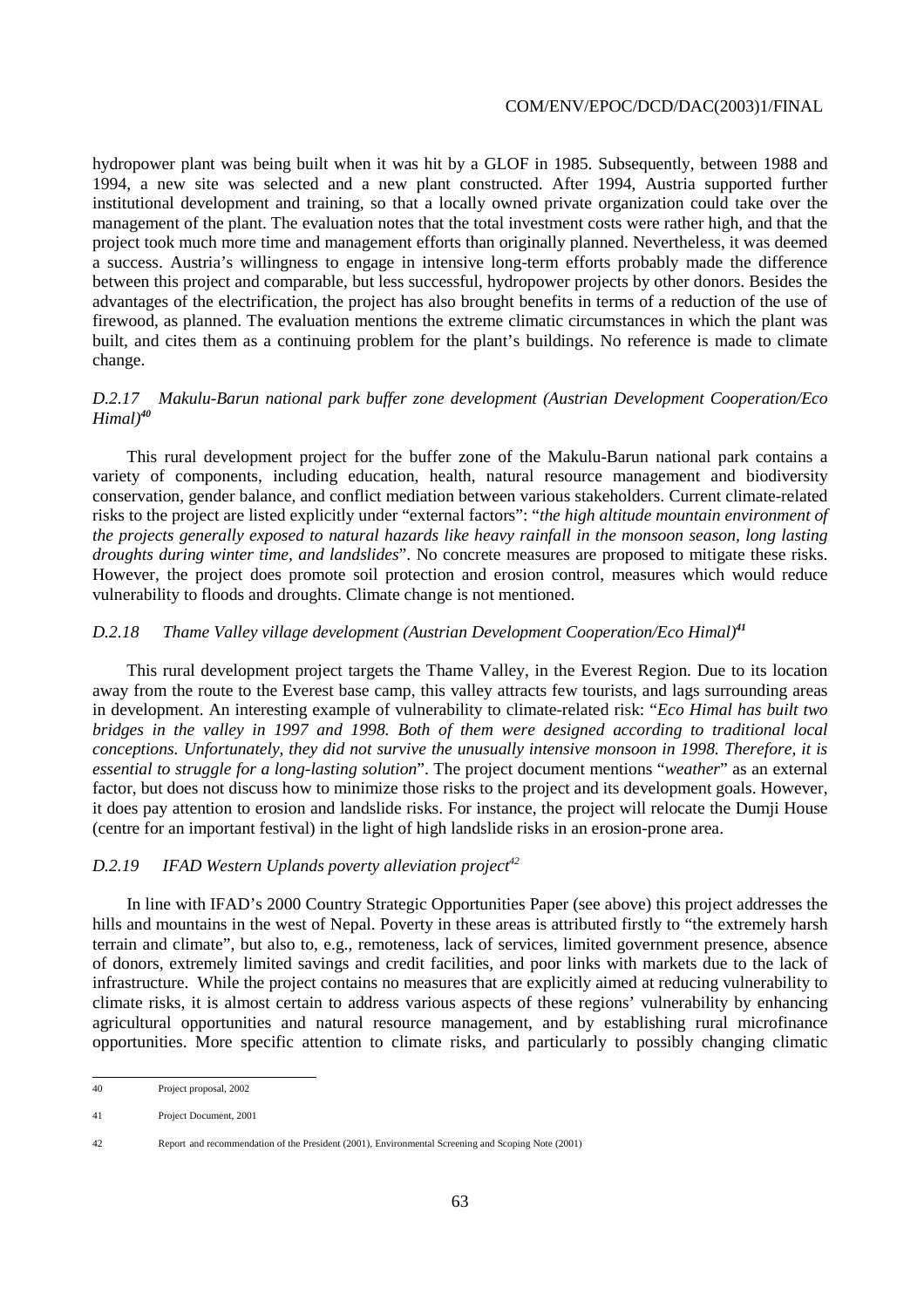hydropower plant was being built when it was hit by a GLOF in 1985. Subsequently, between 1988 and 1994, a new site was selected and a new plant constructed. After 1994, Austria supported further institutional development and training, so that a locally owned private organization could take over the management of the plant. The evaluation notes that the total investment costs were rather high, and that the project took much more time and management efforts than originally planned. Nevertheless, it was deemed a success. Austria's willingness to engage in intensive long-term efforts probably made the difference between this project and comparable, but less successful, hydropower projects by other donors. Besides the advantages of the electrification, the project has also brought benefits in terms of a reduction of the use of firewood, as planned. The evaluation mentions the extreme climatic circumstances in which the plant was built, and cites them as a continuing problem for the plant's buildings. No reference is made to climate change.

### *D.2.17 Makulu-Barun national park buffer zone development (Austrian Development Cooperation/Eco Himal)*[40]

This rural development project for the buffer zone of the Makulu-Barun national park contains a variety of components, including education, health, natural resource management and biodiversity conservation, gender balance, and conflict mediation between various stakeholders. Current climate-related risks to the project are listed explicitly under "external factors": "*the high altitude mountain environment of the projects generally exposed to natural hazards like heavy rainfall in the monsoon season, long lasting droughts during winter time, and landslides*". No concrete measures are proposed to mitigate these risks. However, the project does promote soil protection and erosion control, measures which would reduce vulnerability to floods and droughts. Climate change is not mentioned.

### *D.2.18 Thame Valley village development (Austrian Development Cooperation/Eco Himal)*[41]

This rural development project targets the Thame Valley, in the Everest Region. Due to its location away from the route to the Everest base camp, this valley attracts few tourists, and lags surrounding areas in development. An interesting example of vulnerability to climate-related risk: "*Eco Himal has built two bridges in the valley in 1997 and 1998. Both of them were designed according to traditional local conceptions. Unfortunately, they did not survive the unusually intensive monsoon in 1998. Therefore, it is essential to struggle for a long-lasting solution*". The project document mentions "*weather*" as an external factor, but does not discuss how to minimize those risks to the project and its development goals. However, it does pay attention to erosion and landslide risks. For instance, the project will relocate the Dumji House (centre for an important festival) in the light of high landslide risks in an erosion-prone area.

### *D.2.19 IFAD Western Uplands poverty alleviation project*[42]

In line with IFAD's 2000 Country Strategic Opportunities Paper (see above) this project addresses the hills and mountains in the west of Nepal. Poverty in these areas is attributed firstly to "the extremely harsh terrain and climate", but also to, e.g., remoteness, lack of services, limited government presence, absence of donors, extremely limited savings and credit facilities, and poor links with markets due to the lack of infrastructure. While the project contains no measures that are explicitly aimed at reducing vulnerability to climate risks, it is almost certain to address various aspects of these regions' vulnerability by enhancing agricultural opportunities and natural resource management, and by establishing rural microfinance opportunities. More specific attention to climate risks, and particularly to possibly changing climatic

---

40 Project proposal, 2002

41 Project Document, 2001

42 Report and recommendation of the President (2001), Environmental Screening and Scoping Note (2001)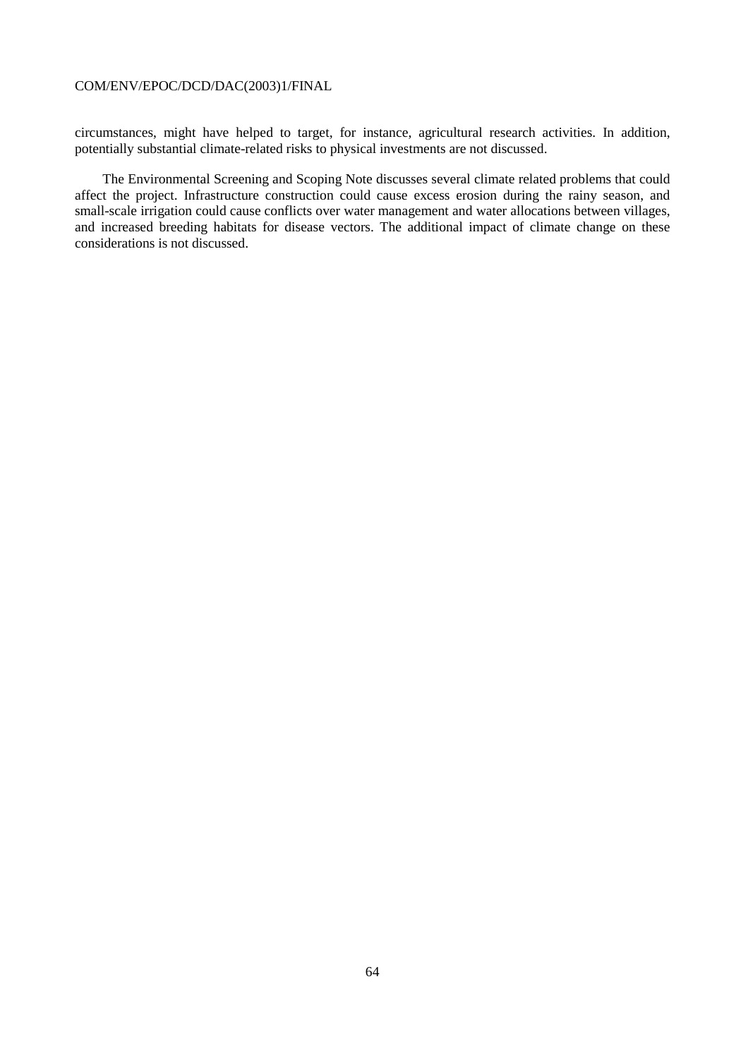circumstances, might have helped to target, for instance, agricultural research activities. In addition, potentially substantial climate-related risks to physical investments are not discussed.

The Environmental Screening and Scoping Note discusses several climate related problems that could affect the project. Infrastructure construction could cause excess erosion during the rainy season, and small-scale irrigation could cause conflicts over water management and water allocations between villages, and increased breeding habitats for disease vectors. The additional impact of climate change on these considerations is not discussed.